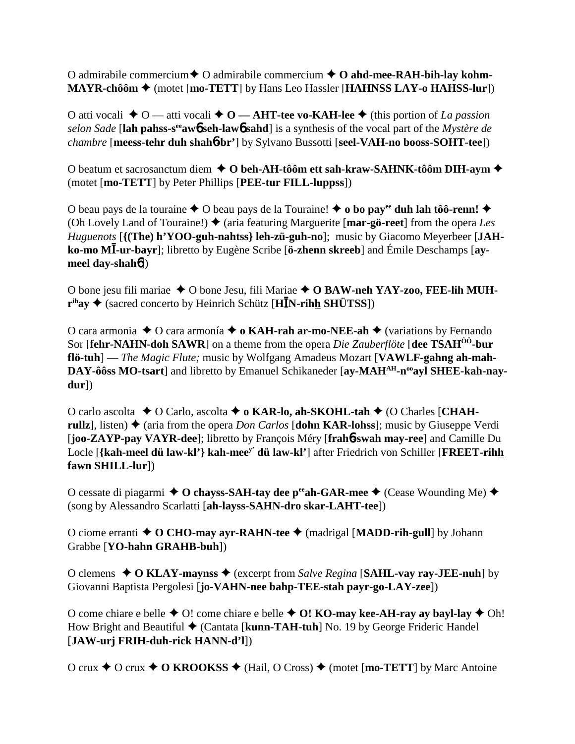O admirabile commercium✦ O admirabile commercium ✦ **O ahd-mee-RAH-bih-lay kohm-MAYR-chôôm** ✦ (motet [**mo-TETT**] by Hans Leo Hassler [**HAHNSS LAY-o HAHSS-lur**])

O atti vocali ✦ O — atti vocali ✦ **O — AHT-tee vo-KAH-lee** ✦ (this portion of *La passion selon Sade* [**lah pahss-s**ee**awɓ seh-lawɓ sahd**] is a synthesis of the vocal part of the *Mystère de chambre* [**meess-tehr duh shahɓbr'**] by Sylvano Bussotti [**seel-VAH-no booss-SOHT-tee**])

O beatum et sacrosanctum diem ✦ **O beh-AH-tôôm ett sah-kraw-SAHNK-tôôm DIH-aym** ✦ (motet [**mo-TETT**] by Peter Phillips [**PEE-tur FILL-luppss**])

O beau pays de la touraine ✦ O beau pays de la Touraine! ✦ **o bo pay**ee **duh lah tôô-renn!** ✦ (Oh Lovely Land of Touraine!) ✦ (aria featuring Marguerite [**mar-gö-reet**] from the opera *Les Huguenots* [**{(The) h'YOO-guh-nahtss} leh-zü-guh-no**]; music by Giacomo Meyerbeer [**JAH-ko-mo MĪ-ur-bayr**]; libretto by Eugène Scribe [**ö-zhenn skreeb**] and Émile Deschamps [**ay-meel day-shahɓ**])

O bone jesu fili mariae ✦ O bone Jesu, fili Mariae ✦ **O BAW-neh YAY-zoo, FEE-lih MUH-r**ih**ay** ✦ (sacred concerto by Heinrich Schütz [**HĪN-rihh SHÜTSS**])

O cara armonia ✦ O cara armonía ✦ **o KAH-rah ar-mo-NEE-ah** ✦ (variations by Fernando Sor [**fehr-NAHN-doh SAWR**] on a theme from the opera *Die Zauberflöte* [**dee TSAH**ÔÔ**-bur flö-tuh**] — *The Magic Flute;* music by Wolfgang Amadeus Mozart [**VAWLF-gahng ah-mah-DAY-ôôss MO-tsart**] and libretto by Emanuel Schikaneder [**ay-MAH**AH**-n**oo**ayl SHEE-kah-nay-dur**])

O carlo ascolta ✦ O Carlo, ascolta ✦ **o KAR-lo, ah-SKOHL-tah** ✦ (O Charles [**CHAH-rullz**], listen) ✦ (aria from the opera *Don Carlos* [**dohn KAR-lohss**]; music by Giuseppe Verdi [**joo-ZAYP-pay VAYR-dee**]; libretto by François Méry [**frahɓ-swah may-ree**] and Camille Du Locle [**{kah-meel dü law-kl'} kah-mee**y' **dü law-kl'**] after Friedrich von Schiller [**FREET-rihh fawn SHILL-lur**])

O cessate di piagarmi ✦ **O chayss-SAH-tay dee p**ee**ah-GAR-mee** ✦ (Cease Wounding Me) ✦ (song by Alessandro Scarlatti [**ah-layss-SAHN-dro skar-LAHT-tee**])

O ciome erranti ✦ **O CHO-may ayr-RAHN-tee** ✦ (madrigal [**MADD-rih-gull**] by Johann Grabbe [**YO-hahn GRAHB-buh**])

O clemens ✦ **O KLAY-maynss** ✦ (excerpt from *Salve Regina* [**SAHL-vay ray-JEE-nuh**] by Giovanni Baptista Pergolesi [**jo-VAHN-nee bahp-TEE-stah payr-go-LAY-zee**])

O come chiare e belle ✦ O! come chiare e belle ✦ **O! KO-may kee-AH-ray ay bayl-lay** ✦ Oh! How Bright and Beautiful ✦ (Cantata [**kunn-TAH-tuh**] No. 19 by George Frideric Handel [**JAW-urj FRIH-duh-rick HANN-d'l**])

O crux ✦ O crux ✦ **O KROOKSS** ✦ (Hail, O Cross) ✦ (motet [**mo-TETT**] by Marc Antoine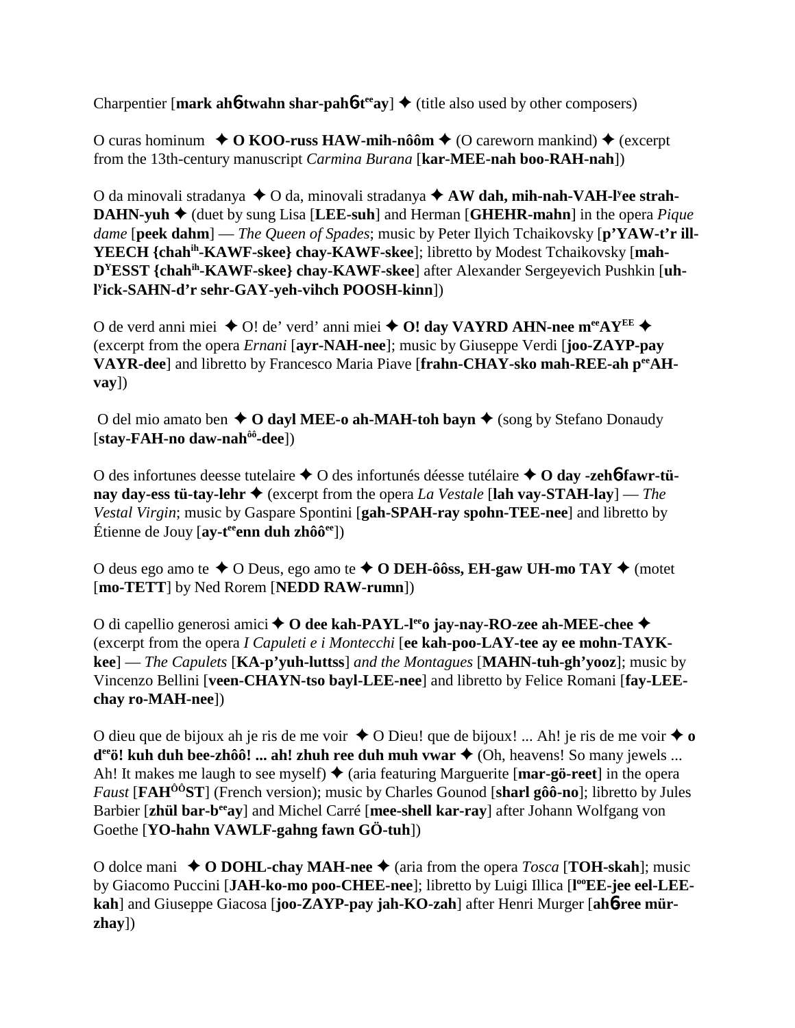Charpentier [**mark ahб-twahn shar-pahб-t**ee**ay**] ✦ (title also used by other composers)

O curas hominum ✦ **O KOO-russ HAW-mih-nôôm** ✦ (O careworn mankind) ✦ (excerpt from the 13th-century manuscript *Carmina Burana* [**kar-MEE-nah boo-RAH-nah**])

O da minovali stradanya ✦ O da, minovali stradanya ✦ **AW dah, mih-nah-VAH-l**y**ee strah-DAHN-yuh** ✦ (duet by sung Lisa [**LEE-suh**] and Herman [**GHEHR-mahn**] in the opera *Pique dame* [**peek dahm**] — *The Queen of Spades*; music by Peter Ilyich Tchaikovsky [**p'YAW-t'r ill-YEECH {chah**ih**-KAWF-skee} chay-KAWF-skee**]; libretto by Modest Tchaikovsky [**mah-D**Y**ESST {chah**ih**-KAWF-skee} chay-KAWF-skee**] after Alexander Sergeyevich Pushkin [**uh-l**y**ick-SAHN-d'r sehr-GAY-yeh-vihch POOSH-kinn**])

O de verd anni miei ✦ O! de' verd' anni miei ✦ **O! day VAYRD AHN-nee m**ee**AY**EE ✦ (excerpt from the opera *Ernani* [**ayr-NAH-nee**]; music by Giuseppe Verdi [**joo-ZAYP-pay VAYR-dee**] and libretto by Francesco Maria Piave [**frahn-CHAY-sko mah-REE-ah p**ee**AH-vay**])

O del mio amato ben ✦ **O dayl MEE-o ah-MAH-toh bayn** ✦ (song by Stefano Donaudy [**stay-FAH-no daw-nah**ôô**-dee**])

O des infortunes deesse tutelaire ✦ O des infortunés déesse tutélaire ✦ **O day -zehб-fawr-tü-nay day-ess tü-tay-lehr** ✦ (excerpt from the opera *La Vestale* [**lah vay-STAH-lay**] — *The Vestal Virgin*; music by Gaspare Spontini [**gah-SPAH-ray spohn-TEE-nee**] and libretto by Étienne de Jouy [**ay-t**ee**enn duh zhôô**ee])

O deus ego amo te ✦ O Deus, ego amo te ✦ **O DEH-ôôss, EH-gaw UH-mo TAY** ✦ (motet [**mo-TETT**] by Ned Rorem [**NEDD RAW-rumn**])

O di capellio generosi amici ✦ **O dee kah-PAYL-l**ee**o jay-nay-RO-zee ah-MEE-chee** ✦ (excerpt from the opera *I Capuleti e i Montecchi* [**ee kah-poo-LAY-tee ay ee mohn-TAYK-kee**] — *The Capulets* [**KA-p'yuh-luttss**] *and the Montagues* [**MAHN-tuh-gh'yooz**]; music by Vincenzo Bellini [**veen-CHAYN-tso bayl-LEE-nee**] and libretto by Felice Romani [**fay-LEE-chay ro-MAH-nee**])

O dieu que de bijoux ah je ris de me voir ✦ O Dieu! que de bijoux! ... Ah! je ris de me voir ✦ **o d**ee**ö! kuh duh bee-zhôô! ... ah! zhuh ree duh muh vwar** ✦ (Oh, heavens! So many jewels ... Ah! It makes me laugh to see myself) ✦ (aria featuring Marguerite [**mar-gö-reet**] in the opera *Faust* [**FAH**ÔÔ**ST**] (French version); music by Charles Gounod [**sharl gôô-no**]; libretto by Jules Barbier [**zhül bar-b**ee**ay**] and Michel Carré [**mee-shell kar-ray**] after Johann Wolfgang von Goethe [**YO-hahn VAWLF-gahng fawn GÖ-tuh**])

O dolce mani ✦ **O DOHL-chay MAH-nee** ✦ (aria from the opera *Tosca* [**TOH-skah**]; music by Giacomo Puccini [**JAH-ko-mo poo-CHEE-nee**]; libretto by Luigi Illica [**l**oo**EE-jee eel-LEE-kah**] and Giuseppe Giacosa [**joo-ZAYP-pay jah-KO-zah**] after Henri Murger [**ahб-ree mür-zhay**])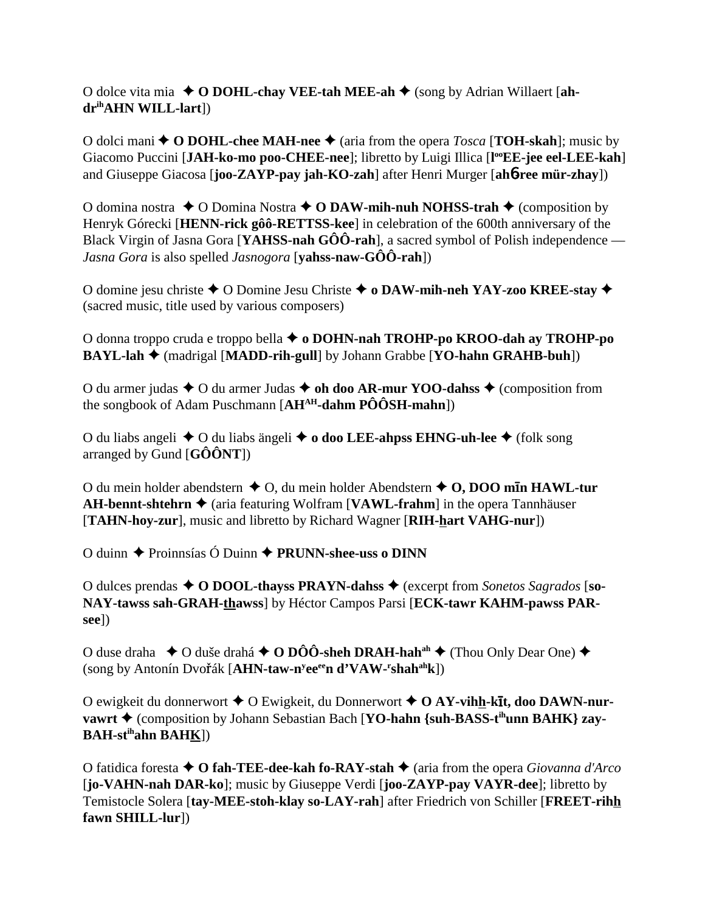O dolce vita mia ✦ **O DOHL-chay VEE-tah MEE-ah** ✦ (song by Adrian Willaert [**ah-dr$^{ih}$AHN WILL-lart**])

O dolci mani ✦ **O DOHL-chee MAH-nee** ✦ (aria from the opera *Tosca* [**TOH-skah**]; music by Giacomo Puccini [**JAH-ko-mo poo-CHEE-nee**]; libretto by Luigi Illica [**l$^{oo}$EE-jee eel-LEE-kah**] and Giuseppe Giacosa [**joo-ZAYP-pay jah-KO-zah**] after Henri Murger [**ah6-ree mür-zhay**])

O domina nostra ✦ O Domina Nostra ✦ **O DAW-mih-nuh NOHSS-trah** ✦ (composition by Henryk Górecki [**HENN-rick gôô-RETTSS-kee**] in celebration of the 600th anniversary of the Black Virgin of Jasna Gora [**YAHSS-nah GÔÔ-rah**], a sacred symbol of Polish independence — *Jasna Gora* is also spelled *Jasnogora* [**yahss-naw-GÔÔ-rah**])

O domine jesu christe ✦ O Domine Jesu Christe ✦ **o DAW-mih-neh YAY-zoo KREE-stay** ✦ (sacred music, title used by various composers)

O donna troppo cruda e troppo bella ✦ **o DOHN-nah TROHP-po KROO-dah ay TROHP-po BAYL-lah** ✦ (madrigal [**MADD-rih-gull**] by Johann Grabbe [**YO-hahn GRAHB-buh**])

O du armer judas ✦ O du armer Judas ✦ **oh doo AR-mur YOO-dahss** ✦ (composition from the songbook of Adam Puschmann [**AH$^{AH}$-dahm PÔÔSH-mahn**])

O du liabs angeli ✦ O du liabs ängeli ✦ **o doo LEE-ahpss EHNG-uh-lee** ✦ (folk song arranged by Gund [**GÔÔNT**])

O du mein holder abendstern ✦ O, du mein holder Abendstern ✦ **O, DOO mīn HAWL-tur AH-bennt-shtehrn** ✦ (aria featuring Wolfram [**VAWL-frahm**] in the opera Tannhäuser [**TAHN-hoy-zur**], music and libretto by Richard Wagner [**RIH-hart VAHG-nur**])

O duinn ✦ Proinnsías Ó Duinn ✦ **PRUNN-shee-uss o DINN**

O dulces prendas ✦ **O DOOL-thayss PRAYN-dahss** ✦ (excerpt from *Sonetos Sagrados* [**so-NAY-tawss sah-GRAH-thawss**] by Héctor Campos Parsi [**ECK-tawr KAHM-pawss PAR-see**])

O duse draha ✦ O duše drahá ✦ **O DÔÔ-sheh DRAH-hah$^{ah}$** ✦ (Thou Only Dear One) ✦ (song by Antonín Dvořák [**AHN-taw-n$^{y}$ee$^{ee}$n d'VAW-$^{r}$shah$^{ah}$k**])

O ewigkeit du donnerwort ✦ O Ewigkeit, du Donnerwort ✦ **O AY-vihh-kīt, doo DAWN-nur-vawrt** ✦ (composition by Johann Sebastian Bach [**YO-hahn {suh-BASS-t$^{ih}$unn BAHK} zay-BAH-st$^{ih}$ahn BAHK**])

O fatidica foresta ✦ **O fah-TEE-dee-kah fo-RAY-stah** ✦ (aria from the opera *Giovanna d'Arco* [**jo-VAHN-nah DAR-ko**]; music by Giuseppe Verdi [**joo-ZAYP-pay VAYR-dee**]; libretto by Temistocle Solera [**tay-MEE-stoh-klay so-LAY-rah**] after Friedrich von Schiller [**FREET-rihh fawn SHILL-lur**])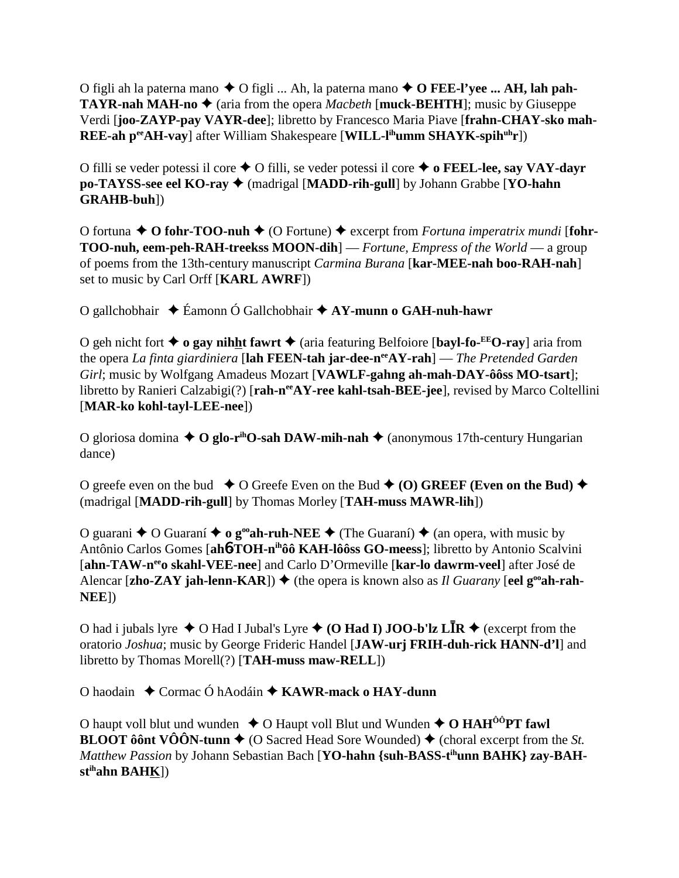O figli ah la paterna mano ✦ O figli ... Ah, la paterna mano ✦ **O FEE-l'yee ... AH, lah pah-TAYR-nah MAH-no** ✦ (aria from the opera *Macbeth* [**muck-BEHTH**]; music by Giuseppe Verdi [**joo-ZAYP-pay VAYR-dee**]; libretto by Francesco Maria Piave [**frahn-CHAY-sko mah-REE-ah p**[ee]**AH-vay**] after William Shakespeare [**WILL-l**[ih]**umm SHAYK-spih**[uh]**r**])

O filli se veder potessi il core ✦ O filli, se veder potessi il core ✦ **o FEEL-lee, say VAY-dayr po-TAYSS-see eel KO-ray** ✦ (madrigal [**MADD-rih-gull**] by Johann Grabbe [**YO-hahn GRAHB-buh**])

O fortuna ✦ **O fohr-TOO-nuh** ✦ (O Fortune) ✦ excerpt from *Fortuna imperatrix mundi* [**fohr-TOO-nuh, eem-peh-RAH-treekss MOON-dih**] — *Fortune, Empress of the World* — a group of poems from the 13th-century manuscript *Carmina Burana* [**kar-MEE-nah boo-RAH-nah**] set to music by Carl Orff [**KARL AWRF**])

O gallchobhair ✦ Éamonn Ó Gallchobhair ✦ **AY-munn o GAH-nuh-hawr**

O geh nicht fort ✦ **o gay nihht fawrt** ✦ (aria featuring Belfoiore [**bayl-fo-**[EE]**O-ray**] aria from the opera *La finta giardiniera* [**lah FEEN-tah jar-dee-n**[ee]**AY-rah**] — *The Pretended Garden Girl*; music by Wolfgang Amadeus Mozart [**VAWLF-gahng ah-mah-DAY-ôôss MO-tsart**]; libretto by Ranieri Calzabigi(?) [**rah-n**[ee]**AY-ree kahl-tsah-BEE-jee**], revised by Marco Coltellini [**MAR-ko kohl-tayl-LEE-nee**])

O gloriosa domina ✦ **O glo-r**[ih]**O-sah DAW-mih-nah** ✦ (anonymous 17th-century Hungarian dance)

O greefe even on the bud ✦ O Greefe Even on the Bud ✦ **(O) GREEF (Even on the Bud)** ✦ (madrigal [**MADD-rih-gull**] by Thomas Morley [**TAH-muss MAWR-lih**])

O guarani ✦ O Guaraní ✦ **o g**[oo]**ah-ruh-NEE** ✦ (The Guaraní) ✦ (an opera, with music by Antônio Carlos Gomes [**ah6TOH-n**[ih]**ôô KAH-lôôss GO-meess**]; libretto by Antonio Scalvini [**ahn-TAW-n**[ee]**o skahl-VEE-nee**] and Carlo D'Ormeville [**kar-lo dawrm-veel**] after José de Alencar [**zho-ZAY jah-lenn-KAR**]) ✦ (the opera is known also as *Il Guarany* [**eel g**[oo]**ah-rah-NEE**])

O had i jubals lyre ✦ O Had I Jubal's Lyre ✦ **(O Had I) JOO-b'lz LĪR** ✦ (excerpt from the oratorio *Joshua*; music by George Frideric Handel [**JAW-urj FRIH-duh-rick HANN-d'l**] and libretto by Thomas Morell(?) [**TAH-muss maw-RELL**])

O haodain ✦ Cormac Ó hAodáin ✦ **KAWR-mack o HAY-dunn**

O haupt voll blut und wunden ✦ O Haupt voll Blut und Wunden ✦ **O HAH**[ÔÔ]**PT fawl BLOOT ôônt VÔÔN-tunn** ✦ (O Sacred Head Sore Wounded) ✦ (choral excerpt from the *St. Matthew Passion* by Johann Sebastian Bach [**YO-hahn {suh-BASS-t**[ih]**unn BAHK} zay-BAH-st**[ih]**ahn BAHK**])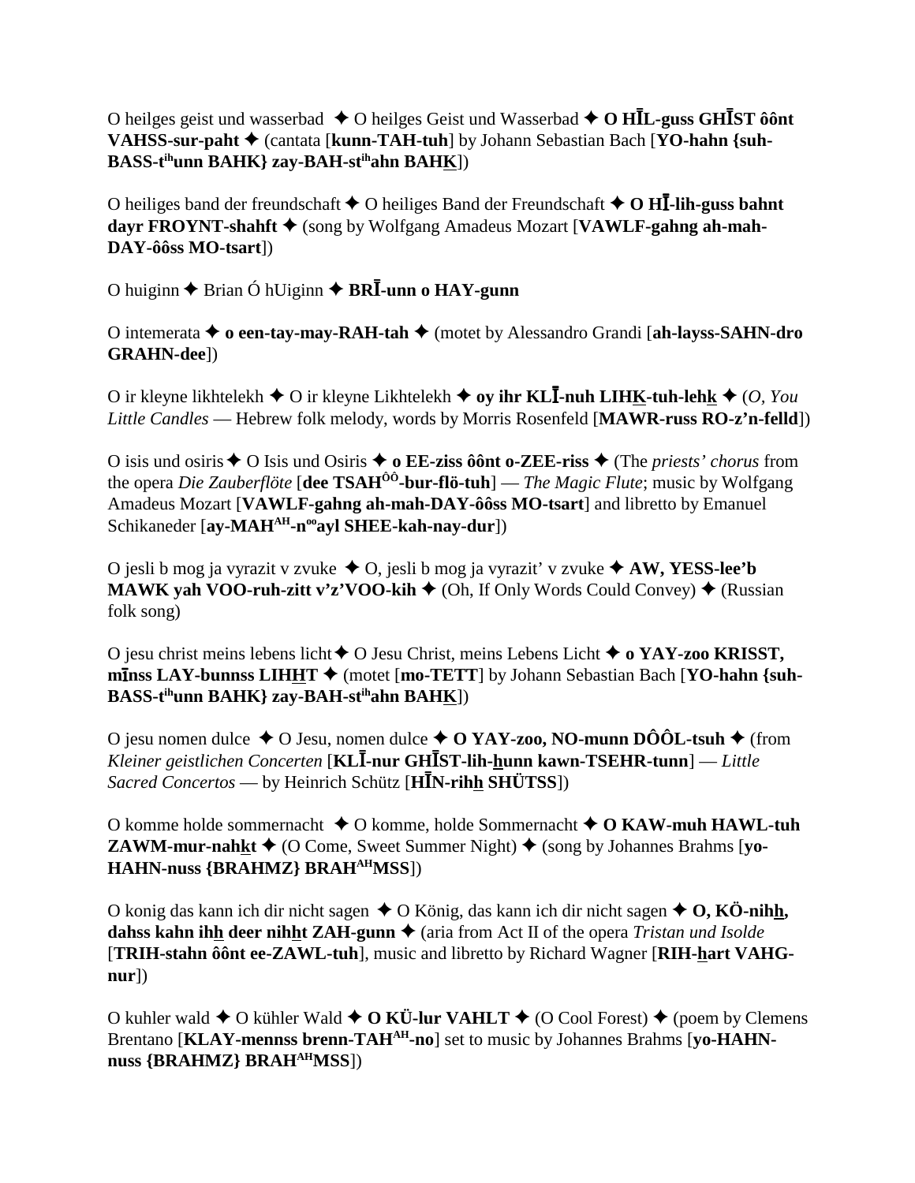O heilges geist und wasserbad ✦ O heilges Geist und Wasserbad ✦ **O HĪL-guss GHĪST ôônt VAHSS-sur-paht** ✦ (cantata [**kunn-TAH-tuh**] by Johann Sebastian Bach [**YO-hahn {suh-BASS-t**ih**unn BAHK} zay-BAH-st**ih**ahn BAHK̲**])

O heiliges band der freundschaft ✦ O heiliges Band der Freundschaft ✦ **O HĪ-lih-guss bahnt dayr FROYNT-shahft** ✦ (song by Wolfgang Amadeus Mozart [**VAWLF-gahng ah-mah-DAY-ôôss MO-tsart**])

O huiginn ✦ Brian Ó hUiginn ✦ **BRĪ-unn o HAY-gunn**

O intemerata ✦ **o een-tay-may-RAH-tah** ✦ (motet by Alessandro Grandi [**ah-layss-SAHN-dro GRAHN-dee**])

O ir kleyne likhtelekh ✦ O ir kleyne Likhtelekh ✦ **oy ihr KLĪ-nuh LIHK̲-tuh-lehk̲** ✦ (*O, You Little Candles* — Hebrew folk melody, words by Morris Rosenfeld [**MAWR-russ RO-z'n-felld**])

O isis und osiris ✦ O Isis und Osiris ✦ **o EE-ziss ôônt o-ZEE-riss** ✦ (The *priests' chorus* from the opera *Die Zauberflöte* [**dee TSAH**ôô**-bur-flö-tuh**] — *The Magic Flute*; music by Wolfgang Amadeus Mozart [**VAWLF-gahng ah-mah-DAY-ôôss MO-tsart**] and libretto by Emanuel Schikaneder [**ay-MAH**AH**-n**oo**ayl SHEE-kah-nay-dur**])

O jesli b mog ja vyrazit v zvuke ✦ O, jesli b mog ja vyrazit' v zvuke ✦ **AW, YESS-lee'b MAWK yah VOO-ruh-zitt v'z'VOO-kih** ✦ (Oh, If Only Words Could Convey) ✦ (Russian folk song)

O jesu christ meins lebens licht ✦ O Jesu Christ, meins Lebens Licht ✦ **o YAY-zoo KRISST, mīnss LAY-bunnss LIHH̲T** ✦ (motet [**mo-TETT**] by Johann Sebastian Bach [**YO-hahn {suh-BASS-t**ih**unn BAHK} zay-BAH-st**ih**ahn BAHK̲**])

O jesu nomen dulce ✦ O Jesu, nomen dulce ✦ **O YAY-zoo, NO-munn DÔÔL-tsuh** ✦ (from *Kleiner geistlichen Concerten* [**KLĪ-nur GHĪST-lih-h̲unn kawn-TSEHR-tunn**] — *Little Sacred Concertos* — by Heinrich Schütz [**HĪN-rihh̲ SHÜTSS**])

O komme holde sommernacht ✦ O komme, holde Sommernacht ✦ **O KAW-muh HAWL-tuh ZAWM-mur-nahk̲t** ✦ (O Come, Sweet Summer Night) ✦ (song by Johannes Brahms [**yo-HAHN-nuss {BRAHMZ} BRAH**AH**MSS**])

O konig das kann ich dir nicht sagen ✦ O König, das kann ich dir nicht sagen ✦ **O, KÖ-nihh̲, dahss kahn ihh̲ deer nihh̲t ZAH-gunn** ✦ (aria from Act II of the opera *Tristan und Isolde* [**TRIH-stahn ôônt ee-ZAWL-tuh**], music and libretto by Richard Wagner [**RIH-h̲art VAHG-nur**])

O kuhler wald ✦ O kühler Wald ✦ **O KÜ-lur VAHLT** ✦ (O Cool Forest) ✦ (poem by Clemens Brentano [**KLAY-mennss brenn-TAH**AH**-no**] set to music by Johannes Brahms [**yo-HAHN-nuss {BRAHMZ} BRAH**AH**MSS**])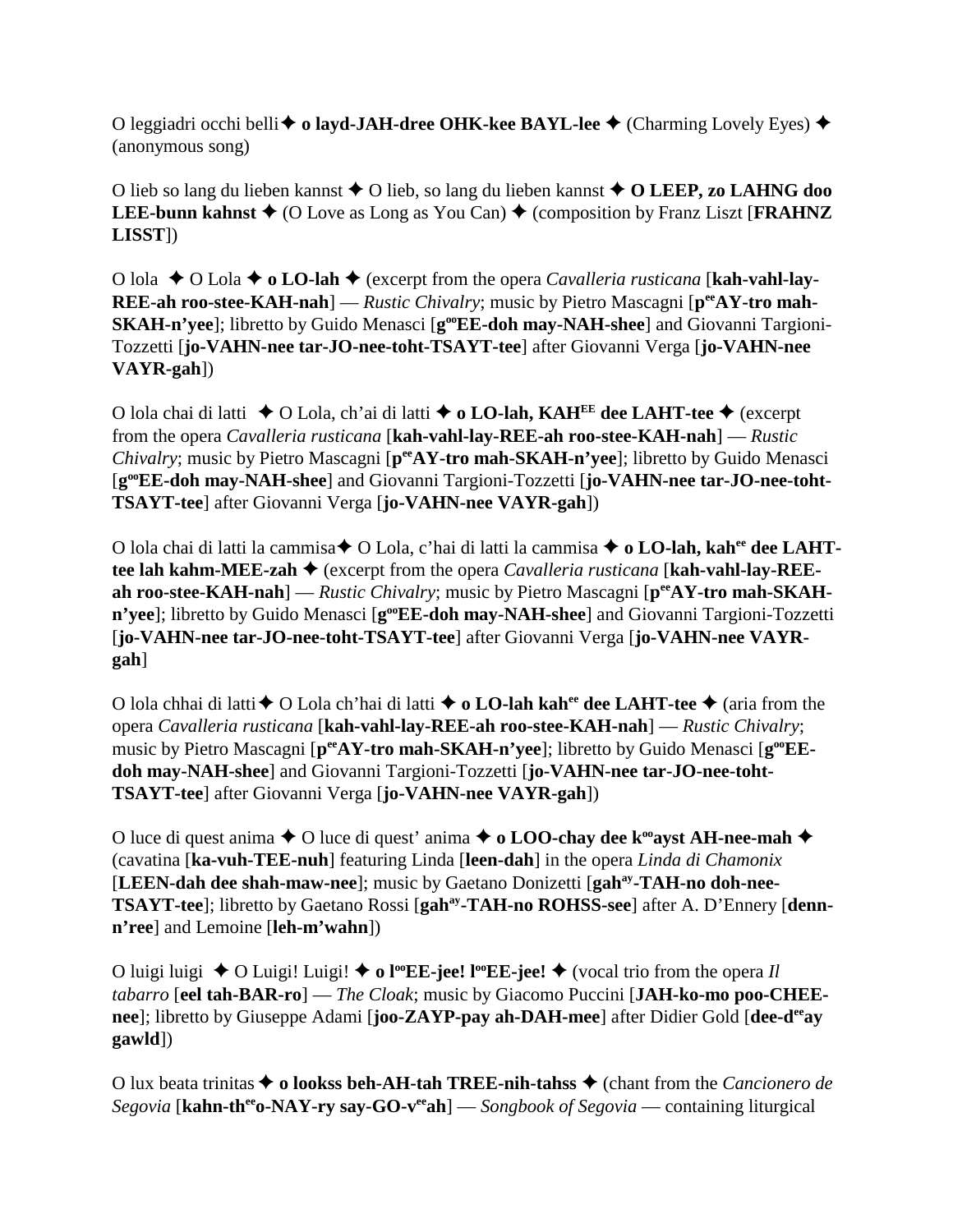O leggiadri occhi belli ✦ **o layd-JAH-dree OHK-kee BAYL-lee** ✦ (Charming Lovely Eyes) ✦ (anonymous song)

O lieb so lang du lieben kannst ✦ O lieb, so lang du lieben kannst ✦ **O LEEP, zo LAHNG doo LEE-bunn kahnst** ✦ (O Love as Long as You Can) ✦ (composition by Franz Liszt [**FRAHNZ LISST**])

O lola ✦ O Lola ✦ **o LO-lah** ✦ (excerpt from the opera *Cavalleria rusticana* [**kah-vahl-lay-REE-ah roo-stee-KAH-nah**] — *Rustic Chivalry*; music by Pietro Mascagni [**p**[ee]**AY-tro mah-SKAH-n'yee**]; libretto by Guido Menasci [**g**[oo]**EE-doh may-NAH-shee**] and Giovanni Targioni-Tozzetti [**jo-VAHN-nee tar-JO-nee-toht-TSAYT-tee**] after Giovanni Verga [**jo-VAHN-nee VAYR-gah**])

O lola chai di latti ✦ O Lola, ch'ai di latti ✦ **o LO-lah, KAH**[EE] **dee LAHT-tee** ✦ (excerpt from the opera *Cavalleria rusticana* [**kah-vahl-lay-REE-ah roo-stee-KAH-nah**] — *Rustic Chivalry*; music by Pietro Mascagni [**p**[ee]**AY-tro mah-SKAH-n'yee**]; libretto by Guido Menasci [**g**[oo]**EE-doh may-NAH-shee**] and Giovanni Targioni-Tozzetti [**jo-VAHN-nee tar-JO-nee-toht-TSAYT-tee**] after Giovanni Verga [**jo-VAHN-nee VAYR-gah**])

O lola chai di latti la cammisa ✦ O Lola, c'hai di latti la cammisa ✦ **o LO-lah, kah**[ee] **dee LAHT-tee lah kahm-MEE-zah** ✦ (excerpt from the opera *Cavalleria rusticana* [**kah-vahl-lay-REE-ah roo-stee-KAH-nah**] — *Rustic Chivalry*; music by Pietro Mascagni [**p**[ee]**AY-tro mah-SKAH-n'yee**]; libretto by Guido Menasci [**g**[oo]**EE-doh may-NAH-shee**] and Giovanni Targioni-Tozzetti [**jo-VAHN-nee tar-JO-nee-toht-TSAYT-tee**] after Giovanni Verga [**jo-VAHN-nee VAYR-gah**]

O lola chhai di latti ✦ O Lola ch'hai di latti ✦ **o LO-lah kah**[ee] **dee LAHT-tee** ✦ (aria from the opera *Cavalleria rusticana* [**kah-vahl-lay-REE-ah roo-stee-KAH-nah**] — *Rustic Chivalry*; music by Pietro Mascagni [**p**[ee]**AY-tro mah-SKAH-n'yee**]; libretto by Guido Menasci [**g**[oo]**EE-doh may-NAH-shee**] and Giovanni Targioni-Tozzetti [**jo-VAHN-nee tar-JO-nee-toht-TSAYT-tee**] after Giovanni Verga [**jo-VAHN-nee VAYR-gah**])

O luce di quest anima ✦ O luce di quest' anima ✦ **o LOO-chay dee k**[oo]**ayst AH-nee-mah** ✦ (cavatina [**ka-vuh-TEE-nuh**] featuring Linda [**leen-dah**] in the opera *Linda di Chamonix* [**LEEN-dah dee shah-maw-nee**]; music by Gaetano Donizetti [**gah**[ay]**-TAH-no doh-nee-TSAYT-tee**]; libretto by Gaetano Rossi [**gah**[ay]**-TAH-no ROHSS-see**] after A. D'Ennery [**denn-n'ree**] and Lemoine [**leh-m'wahn**])

O luigi luigi ✦ O Luigi! Luigi! ✦ **o l**[oo]**EE-jee! l**[oo]**EE-jee!** ✦ (vocal trio from the opera *Il tabarro* [**eel tah-BAR-ro**] — *The Cloak*; music by Giacomo Puccini [**JAH-ko-mo poo-CHEE-nee**]; libretto by Giuseppe Adami [**joo-ZAYP-pay ah-DAH-mee**] after Didier Gold [**dee-d**[ee]**ay gawld**])

O lux beata trinitas ✦ **o lookss beh-AH-tah TREE-nih-tahss** ✦ (chant from the *Cancionero de Segovia* [**kahn-th**[ee]**o-NAY-ry say-GO-v**[ee]**ah**] — *Songbook of Segovia* — containing liturgical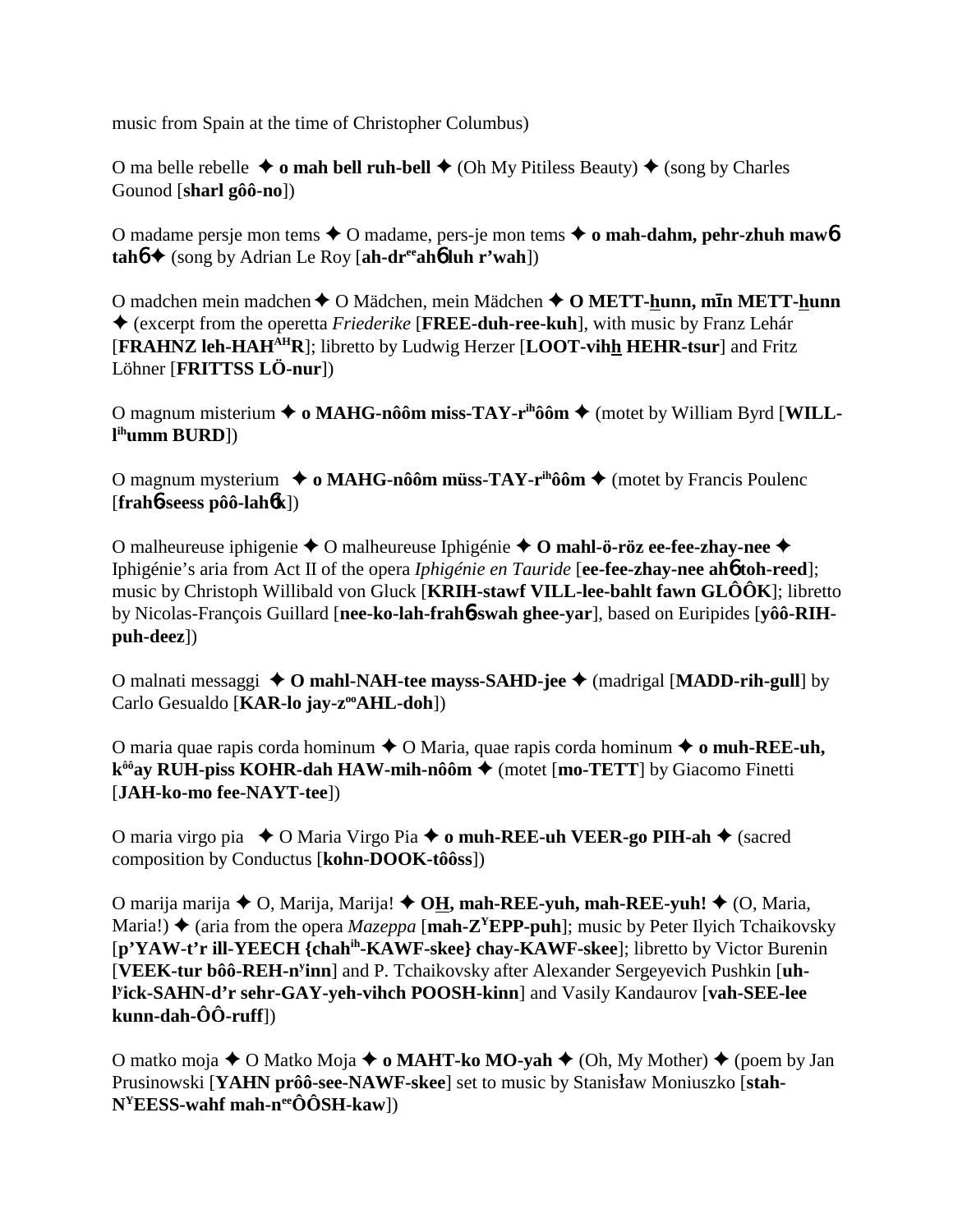music from Spain at the time of Christopher Columbus)

O ma belle rebelle ✦ **o mah bell ruh-bell** ✦ (Oh My Pitiless Beauty) ✦ (song by Charles Gounod [**sharl gôô-no**])

O madame persje mon tems ✦ O madame, pers-je mon tems ✦ **o mah-dahm, pehr-zhuh maw6 tah6** ✦ (song by Adrian Le Roy [**ah-dr$^{ee}$ah6 luh r'wah**])

O madchen mein madchen ✦ O Mädchen, mein Mädchen ✦ **O METT-hunn, mīn METT-hunn** ✦ (excerpt from the operetta *Friederike* [**FREE-duh-ree-kuh**], with music by Franz Lehár [**FRAHNZ leh-HAH$^{AH}$R**]; libretto by Ludwig Herzer [**LOOT-vihh HEHR-tsur**] and Fritz Löhner [**FRITTSS LÖ-nur**])

O magnum misterium ✦ **o MAHG-nôôm miss-TAY-r$^{ih}$ôôm** ✦ (motet by William Byrd [**WILL-l$^{ih}$umm BURD**])

O magnum mysterium ✦ **o MAHG-nôôm müss-TAY-r$^{ih}$ôôm** ✦ (motet by Francis Poulenc [**frah6-seess pôô-lah6k**])

O malheureuse iphigenie ✦ O malheureuse Iphigénie ✦ **O mahl-ö-röz ee-fee-zhay-nee** ✦ Iphigénie's aria from Act II of the opera *Iphigénie en Tauride* [**ee-fee-zhay-nee ah6 toh-reed**]; music by Christoph Willibald von Gluck [**KRIH-stawf VILL-lee-bahlt fawn GLÔÔK**]; libretto by Nicolas-François Guillard [**nee-ko-lah-frah6-swah ghee-yar**], based on Euripides [**yôô-RIH-puh-deez**])

O malnati messaggi ✦ **O mahl-NAH-tee mayss-SAHD-jee** ✦ (madrigal [**MADD-rih-gull**] by Carlo Gesualdo [**KAR-lo jay-z$^{oo}$AHL-doh**])

O maria quae rapis corda hominum ✦ O Maria, quae rapis corda hominum ✦ **o muh-REE-uh, k$^{ôô}$ay RUH-piss KOHR-dah HAW-mih-nôôm** ✦ (motet [**mo-TETT**] by Giacomo Finetti [**JAH-ko-mo fee-NAYT-tee**])

O maria virgo pia ✦ O Maria Virgo Pia ✦ **o muh-REE-uh VEER-go PIH-ah** ✦ (sacred composition by Conductus [**kohn-DOOK-tôôss**])

O marija marija ✦ O, Marija, Marija! ✦ **OH, mah-REE-yuh, mah-REE-yuh!** ✦ (O, Maria, Maria!) ✦ (aria from the opera *Mazeppa* [**mah-Z$^{Y}$EPP-puh**]; music by Peter Ilyich Tchaikovsky [**p'YAW-t'r ill-YEECH {chah$^{ih}$-KAWF-skee} chay-KAWF-skee**]; libretto by Victor Burenin [**VEEK-tur bôô-REH-n$^{y}$inn**] and P. Tchaikovsky after Alexander Sergeyevich Pushkin [**uh-l$^{y}$ick-SAHN-d'r sehr-GAY-yeh-vihch POOSH-kinn**] and Vasily Kandaurov [**vah-SEE-lee kunn-dah-ÔÔ-ruff**])

O matko moja ✦ O Matko Moja ✦ **o MAHT-ko MO-yah** ✦ (Oh, My Mother) ✦ (poem by Jan Prusinowski [**YAHN prôô-see-NAWF-skee**] set to music by Stanisław Moniuszko [**stah-N$^{Y}$EESS-wahf mah-n$^{ee}$ÔÔSH-kaw**])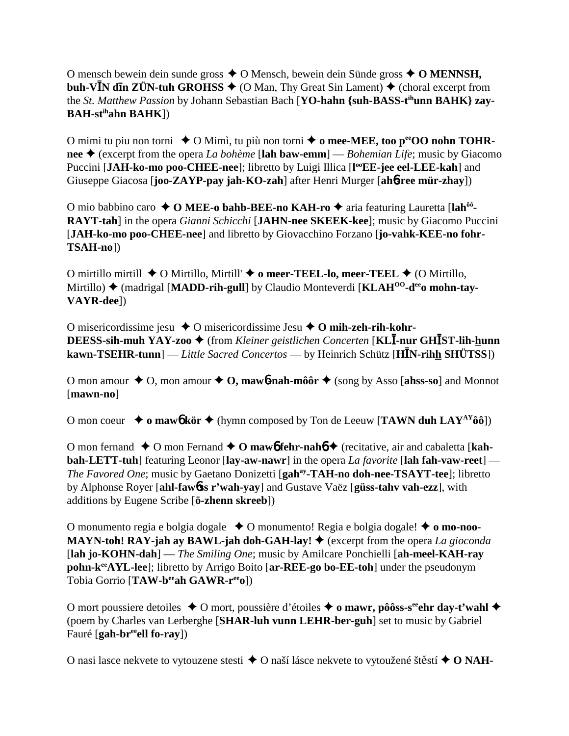O mensch bewein dein sunde gross ✦ O Mensch, bewein dein Sünde gross ✦ **O MENNSH, buh-VĪN dīn ZÜN-tuh GROHSS** ✦ (O Man, Thy Great Sin Lament) ✦ (choral excerpt from the *St. Matthew Passion* by Johann Sebastian Bach [**YO-hahn {suh-BASS-t**ihunn **BAHK} zay-BAH-st**ihahn **BAHK**])

O mimi tu piu non torni ✦ O Mimì, tu più non torni ✦ **o mee-MEE, too p**ee**OO nohn TOHR-nee** ✦ (excerpt from the opera *La bohème* [**lah baw-emm**] — *Bohemian Life*; music by Giacomo Puccini [**JAH-ko-mo poo-CHEE-nee**]; libretto by Luigi Illica [**l**oo**EE-jee eel-LEE-kah**] and Giuseppe Giacosa [**joo-ZAYP-pay jah-KO-zah**] after Henri Murger [**ahɓ-ree mür-zhay**])

O mio babbino caro ✦ **O MEE-o bahb-BEE-no KAH-ro** ✦ aria featuring Lauretta [**lah**ôô**-RAYT-tah**] in the opera *Gianni Schicchi* [**JAHN-nee SKEEK-kee**]; music by Giacomo Puccini [**JAH-ko-mo poo-CHEE-nee**] and libretto by Giovacchino Forzano [**jo-vahk-KEE-no fohr-TSAH-no**])

O mirtillo mirtill ✦ O Mirtillo, Mirtill' ✦ **o meer-TEEL-lo, meer-TEEL** ✦ (O Mirtillo, Mirtillo) ✦ (madrigal [**MADD-rih-gull**] by Claudio Monteverdi [**KLAH**OO**-d**ee**o mohn-tay-VAYR-dee**])

O misericordissime jesu ✦ O misericordissime Jesu ✦ **O mih-zeh-rih-kohr-DEESS-sih-muh YAY-zoo** ✦ (from *Kleiner geistlichen Concerten* [**KLĪ-nur GHĪST-lih-hunn kawn-TSEHR-tunn**] — *Little Sacred Concertos* — by Heinrich Schütz [**HĪN-rihh SHÜTSS**])

O mon amour ✦ O, mon amour ✦ **O, mawɓ-nah-môôr** ✦ (song by Asso [**ahss-so**] and Monnot [**mawn-no**]

O mon coeur ✦ **o mawɓ kör** ✦ (hymn composed by Ton de Leeuw [**TAWN duh LAY**AY**ôô**])

O mon fernand ✦ O mon Fernand ✦ **O mawɓ fehr-nahɓ** ✦ (recitative, air and cabaletta [**kah-bah-LETT-tuh**] featuring Leonor [**lay-aw-nawr**] in the opera *La favorite* [**lah fah-vaw-reet**] — *The Favored One*; music by Gaetano Donizetti [**gah**ay**-TAH-no doh-nee-TSAYT-tee**]; libretto by Alphonse Royer [**ahl-fawɓss r'wah-yay**] and Gustave Vaëz [**güss-tahv vah-ezz**], with additions by Eugene Scribe [**ö-zhenn skreeb**])

O monumento regia e bolgia dogale ✦ O monumento! Regia e bolgia dogale! ✦ **o mo-noo-MAYN-toh! RAY-jah ay BAWL-jah doh-GAH-lay!** ✦ (excerpt from the opera *La gioconda* [**lah jo-KOHN-dah**] — *The Smiling One*; music by Amilcare Ponchielli [**ah-meel-KAH-ray pohn-k**ee**AYL-lee**]; libretto by Arrigo Boito [**ar-REE-go bo-EE-toh**] under the pseudonym Tobia Gorrio [**TAW-b**ee**ah GAWR-r**ee**o**])

O mort poussiere detoiles ✦ O mort, poussière d'étoiles ✦ **o mawr, pôôss-s**ee**ehr day-t'wahl** ✦ (poem by Charles van Lerberghe [**SHAR-luh vunn LEHR-ber-guh**] set to music by Gabriel Fauré [**gah-br**ee**ell fo-ray**])

O nasi lasce nekvete to vytouzene stesti ✦ O naší lásce nekvete to vytoužené štěstí ✦ **O NAH-**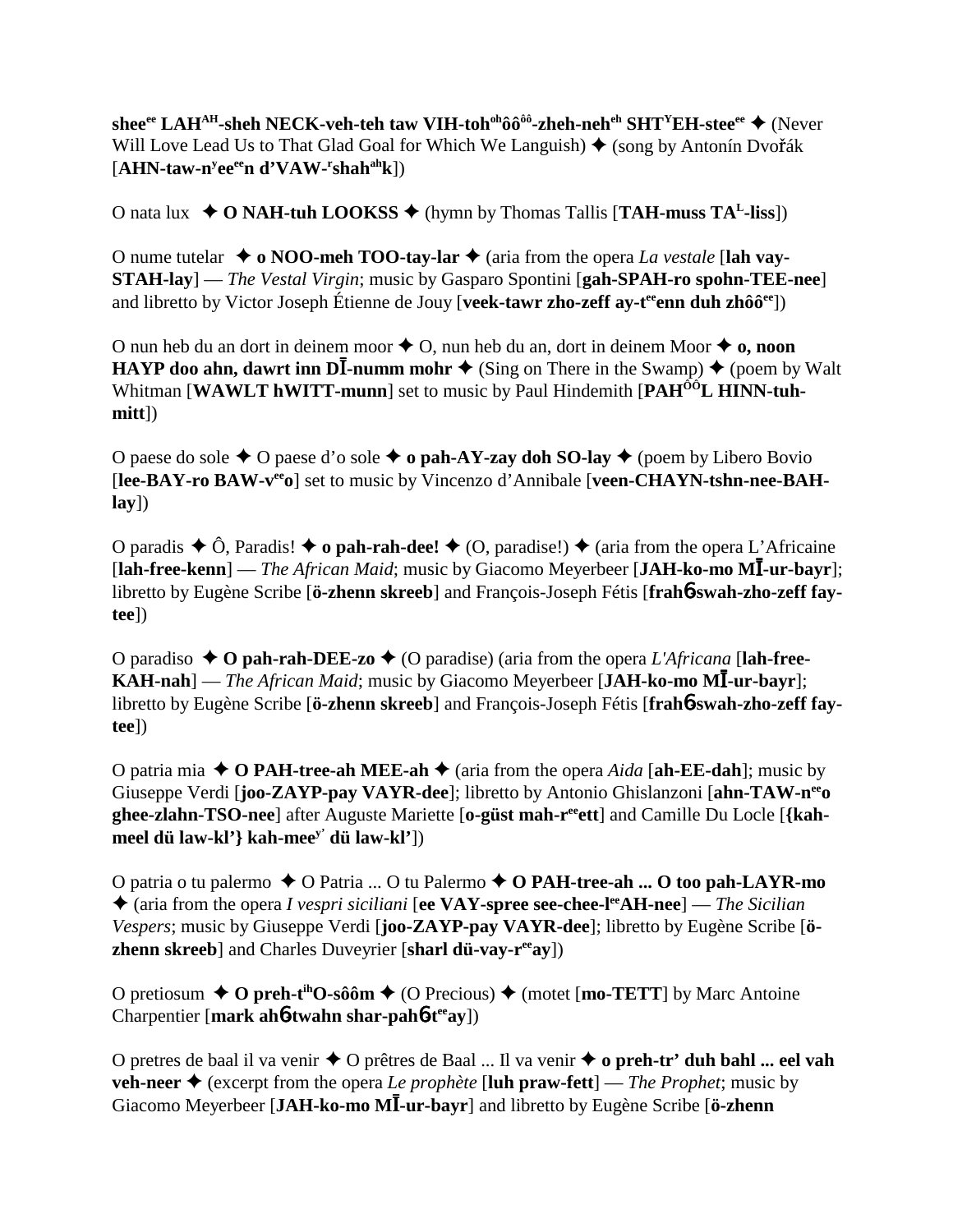**shee^ee^ LAH^AH^-sheh NECK-veh-teh taw VIH-toh^oh^ôô^ôô^-zheh-neh^eh^ SHT^Y^EH-stee^ee^** ✦ (Never Will Love Lead Us to That Glad Goal for Which We Languish) ✦ (song by Antonín Dvořák [**AHN-taw-n^y^ee^ee^n d'VAW-^r^shah^ah^k**])

O nata lux ✦ **O NAH-tuh LOOKSS** ✦ (hymn by Thomas Tallis [**TAH-muss TA^L^-liss**])

O nume tutelar ✦ **o NOO-meh TOO-tay-lar** ✦ (aria from the opera *La vestale* [**lah vay-STAH-lay**] — *The Vestal Virgin*; music by Gasparo Spontini [**gah-SPAH-ro spohn-TEE-nee**] and libretto by Victor Joseph Étienne de Jouy [**veek-tawr zho-zeff ay-t^ee^enn duh zhôô^ee^**])

O nun heb du an dort in deinem moor ✦ O, nun heb du an, dort in deinem Moor ✦ **o, noon HAYP doo ahn, dawrt inn DĪ-numm mohr** ✦ (Sing on There in the Swamp) ✦ (poem by Walt Whitman [**WAWLT hWITT-munn**] set to music by Paul Hindemith [**PAH^ÔÔ^L HINN-tuh-mitt**])

O paese do sole ✦ O paese d'o sole ✦ **o pah-AY-zay doh SO-lay** ✦ (poem by Libero Bovio [**lee-BAY-ro BAW-v^ee^o**] set to music by Vincenzo d'Annibale [**veen-CHAYN-tshn-nee-BAH-lay**])

O paradis ✦ Ô, Paradis! ✦ **o pah-rah-dee!** ✦ (O, paradise!) ✦ (aria from the opera L'Africaine [**lah-free-kenn**] — *The African Maid*; music by Giacomo Meyerbeer [**JAH-ko-mo MĪ-ur-bayr**]; libretto by Eugène Scribe [**ö-zhenn skreeb**] and François-Joseph Fétis [**frahɓ-swah-zho-zeff fay-tee**])

O paradiso ✦ **O pah-rah-DEE-zo** ✦ (O paradise) (aria from the opera *L'Africana* [**lah-free-KAH-nah**] — *The African Maid*; music by Giacomo Meyerbeer [**JAH-ko-mo MĪ-ur-bayr**]; libretto by Eugène Scribe [**ö-zhenn skreeb**] and François-Joseph Fétis [**frahɓ-swah-zho-zeff fay-tee**])

O patria mia ✦ **O PAH-tree-ah MEE-ah** ✦ (aria from the opera *Aida* [**ah-EE-dah**]; music by Giuseppe Verdi [**joo-ZAYP-pay VAYR-dee**]; libretto by Antonio Ghislanzoni [**ahn-TAW-n^ee^o ghee-zlahn-TSO-nee**] after Auguste Mariette [**o-güst mah-r^ee^ett**] and Camille Du Locle [**{kah-meel dü law-kl'} kah-mee^y'^ dü law-kl'**])

O patria o tu palermo ✦ O Patria ... O tu Palermo ✦ **O PAH-tree-ah ... O too pah-LAYR-mo** ✦ (aria from the opera *I vespri siciliani* [**ee VAY-spree see-chee-l^ee^AH-nee**] — *The Sicilian Vespers*; music by Giuseppe Verdi [**joo-ZAYP-pay VAYR-dee**]; libretto by Eugène Scribe [**ö-zhenn skreeb**] and Charles Duveyrier [**sharl dü-vay-r^ee^ay**])

O pretiosum ✦ **O preh-t^ih^O-sôôm** ✦ (O Precious) ✦ (motet [**mo-TETT**] by Marc Antoine Charpentier [**mark ahɓ-twahn shar-pahɓ-t^ee^ay**])

O pretres de baal il va venir ✦ O prêtres de Baal ... Il va venir ✦ **o preh-tr' duh bahl ... eel vah veh-neer** ✦ (excerpt from the opera *Le prophète* [**luh praw-fett**] — *The Prophet*; music by Giacomo Meyerbeer [**JAH-ko-mo MĪ-ur-bayr**] and libretto by Eugène Scribe [**ö-zhenn**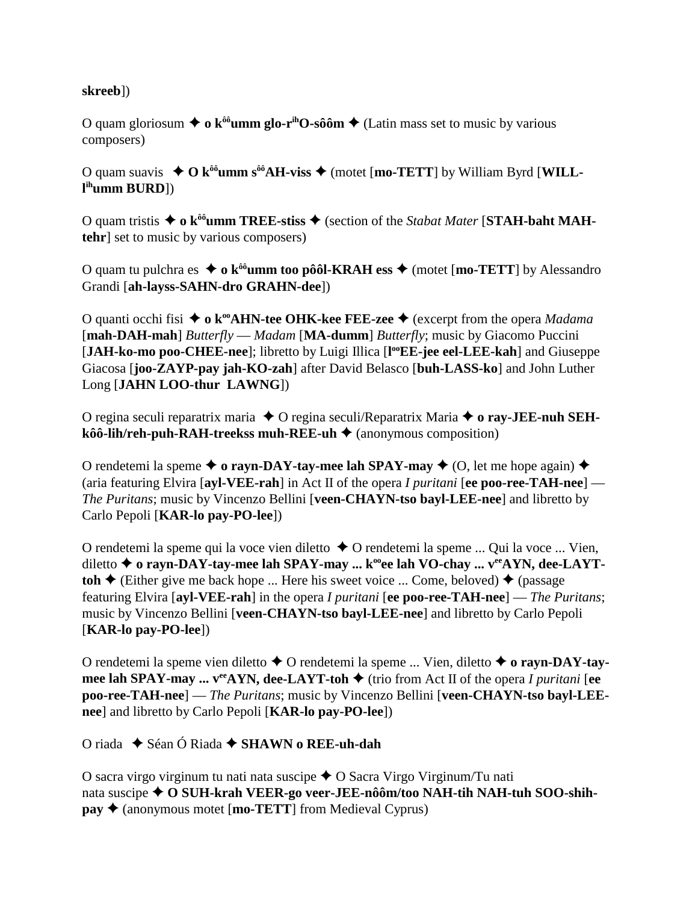**skreeb**])

O quam gloriosum ✦ **o kôôumm glo-rihO-sôôm** ✦ (Latin mass set to music by various composers)

O quam suavis ✦ **O kôôumm sôôAH-viss** ✦ (motet [**mo-TETT**] by William Byrd [**WILL-lihumm BURD**])

O quam tristis ✦ **o kôôumm TREE-stiss** ✦ (section of the *Stabat Mater* [**STAH-baht MAH-tehr**] set to music by various composers)

O quam tu pulchra es ✦ **o kôôumm too pôôl-KRAH ess** ✦ (motet [**mo-TETT**] by Alessandro Grandi [**ah-layss-SAHN-dro GRAHN-dee**])

O quanti occhi fisi ✦ **o kooAHN-tee OHK-kee FEE-zee** ✦ (excerpt from the opera *Madama* [**mah-DAH-mah**] *Butterfly* — *Madam* [**MA-dumm**] *Butterfly*; music by Giacomo Puccini [**JAH-ko-mo poo-CHEE-nee**]; libretto by Luigi Illica [**looEE-jee eel-LEE-kah**] and Giuseppe Giacosa [**joo-ZAYP-pay jah-KO-zah**] after David Belasco [**buh-LASS-ko**] and John Luther Long [**JAHN LOO-thur LAWNG**])

O regina seculi reparatrix maria ✦ O regina seculi/Reparatrix Maria ✦ **o ray-JEE-nuh SEH-kôô-lih/reh-puh-RAH-treekss muh-REE-uh** ✦ (anonymous composition)

O rendetemi la speme ✦ **o rayn-DAY-tay-mee lah SPAY-may** ✦ (O, let me hope again) ✦ (aria featuring Elvira [**ayl-VEE-rah**] in Act II of the opera *I puritani* [**ee poo-ree-TAH-nee**] — *The Puritans*; music by Vincenzo Bellini [**veen-CHAYN-tso bayl-LEE-nee**] and libretto by Carlo Pepoli [**KAR-lo pay-PO-lee**])

O rendetemi la speme qui la voce vien diletto ✦ O rendetemi la speme ... Qui la voce ... Vien, diletto ✦ **o rayn-DAY-tay-mee lah SPAY-may ... kooee lah VO-chay ... veeAYN, dee-LAYT-toh** ✦ (Either give me back hope ... Here his sweet voice ... Come, beloved) ✦ (passage featuring Elvira [**ayl-VEE-rah**] in the opera *I puritani* [**ee poo-ree-TAH-nee**] — *The Puritans*; music by Vincenzo Bellini [**veen-CHAYN-tso bayl-LEE-nee**] and libretto by Carlo Pepoli [**KAR-lo pay-PO-lee**])

O rendetemi la speme vien diletto ✦ O rendetemi la speme ... Vien, diletto ✦ **o rayn-DAY-tay-mee lah SPAY-may ... veeAYN, dee-LAYT-toh** ✦ (trio from Act II of the opera *I puritani* [**ee poo-ree-TAH-nee**] — *The Puritans*; music by Vincenzo Bellini [**veen-CHAYN-tso bayl-LEE-nee**] and libretto by Carlo Pepoli [**KAR-lo pay-PO-lee**])

O riada ✦ Séan Ó Riada ✦ **SHAWN o REE-uh-dah**

O sacra virgo virginum tu nati nata suscipe ✦ O Sacra Virgo Virginum/Tu nati nata suscipe ✦ **O SUH-krah VEER-go veer-JEE-nôôm/too NAH-tih NAH-tuh SOO-shih-pay** ✦ (anonymous motet [**mo-TETT**] from Medieval Cyprus)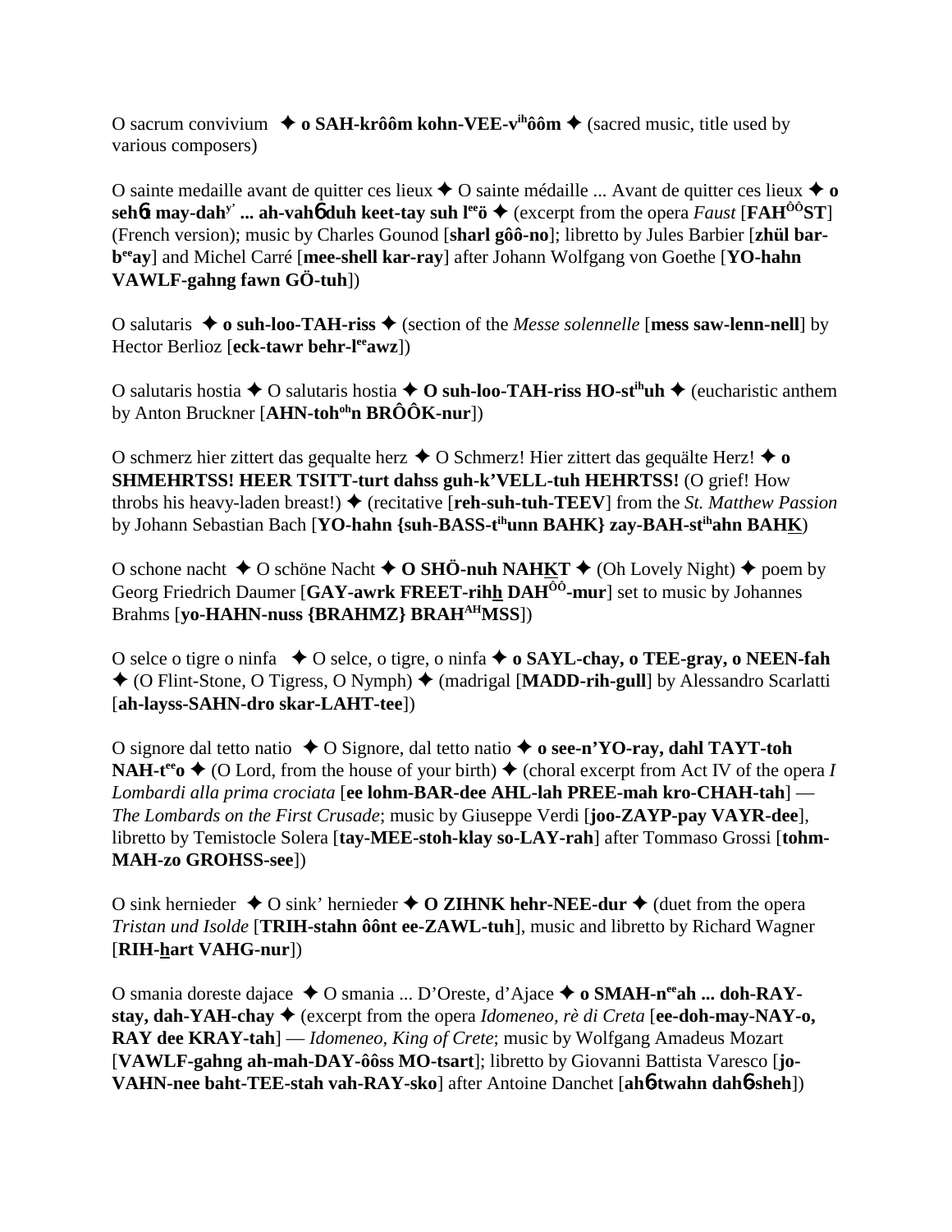O sacrum convivium ✦ **o SAH-krôôm kohn-VEE-v^ih^ôôm** ✦ (sacred music, title used by various composers)

O sainte medaille avant de quitter ces lieux ✦ O sainte médaille ... Avant de quitter ces lieux ✦ **o sehɓ may-dah^y' ... ah-vahɓ duh keet-tay suh l^ee^ö** ✦ (excerpt from the opera *Faust* [**FAH^ÔÔ^ST**] (French version); music by Charles Gounod [**sharl gôô-no**]; libretto by Jules Barbier [**zhül bar-b^ee^ay**] and Michel Carré [**mee-shell kar-ray**] after Johann Wolfgang von Goethe [**YO-hahn VAWLF-gahng fawn GÖ-tuh**])

O salutaris ✦ **o suh-loo-TAH-riss** ✦ (section of the *Messe solennelle* [**mess saw-lenn-nell**] by Hector Berlioz [**eck-tawr behr-l^ee^awz**])

O salutaris hostia ✦ O salutaris hostia ✦ **O suh-loo-TAH-riss HO-st^ih^uh** ✦ (eucharistic anthem by Anton Bruckner [**AHN-toh^oh^n BRÔÔK-nur**])

O schmerz hier zittert das gequalte herz ✦ O Schmerz! Hier zittert das gequälte Herz! ✦ **o SHMEHRTSS! HEER TSITT-turt dahss guh-k'VELL-tuh HEHRTSS!** (O grief! How throbs his heavy-laden breast!) ✦ (recitative [**reh-suh-tuh-TEEV**] from the *St. Matthew Passion* by Johann Sebastian Bach [**YO-hahn {suh-BASS-t^ih^unn BAHK} zay-BAH-st^ih^ahn BAHK**])

O schone nacht ✦ O schöne Nacht ✦ **O SHÖ-nuh NAHKT** ✦ (Oh Lovely Night) ✦ poem by Georg Friedrich Daumer [**GAY-awrk FREET-rihh DAH^ÔÔ^-mur**] set to music by Johannes Brahms [**yo-HAHN-nuss {BRAHMZ} BRAH^AH^MSS**])

O selce o tigre o ninfa ✦ O selce, o tigre, o ninfa ✦ **o SAYL-chay, o TEE-gray, o NEEN-fah** ✦ (O Flint-Stone, O Tigress, O Nymph) ✦ (madrigal [**MADD-rih-gull**] by Alessandro Scarlatti [**ah-layss-SAHN-dro skar-LAHT-tee**])

O signore dal tetto natio ✦ O Signore, dal tetto natio ✦ **o see-n'YO-ray, dahl TAYT-toh NAH-t^ee^o** ✦ (O Lord, from the house of your birth) ✦ (choral excerpt from Act IV of the opera *I Lombardi alla prima crociata* [**ee lohm-BAR-dee AHL-lah PREE-mah kro-CHAH-tah**] — *The Lombards on the First Crusade*; music by Giuseppe Verdi [**joo-ZAYP-pay VAYR-dee**], libretto by Temistocle Solera [**tay-MEE-stoh-klay so-LAY-rah**] after Tommaso Grossi [**tohm-MAH-zo GROHSS-see**])

O sink hernieder ✦ O sink' hernieder ✦ **O ZIHNK hehr-NEE-dur** ✦ (duet from the opera *Tristan und Isolde* [**TRIH-stahn ôônt ee-ZAWL-tuh**], music and libretto by Richard Wagner [**RIH-hart VAHG-nur**])

O smania doreste dajace ✦ O smania ... D'Oreste, d'Ajace ✦ **o SMAH-n^ee^ah ... doh-RAY-stay, dah-YAH-chay** ✦ (excerpt from the opera *Idomeneo, rè di Creta* [**ee-doh-may-NAY-o, RAY dee KRAY-tah**] — *Idomeneo, King of Crete*; music by Wolfgang Amadeus Mozart [**VAWLF-gahng ah-mah-DAY-ôôss MO-tsart**]; libretto by Giovanni Battista Varesco [**jo-VAHN-nee baht-TEE-stah vah-RAY-sko**] after Antoine Danchet [**ahɓ-twahn dahɓ-sheh**])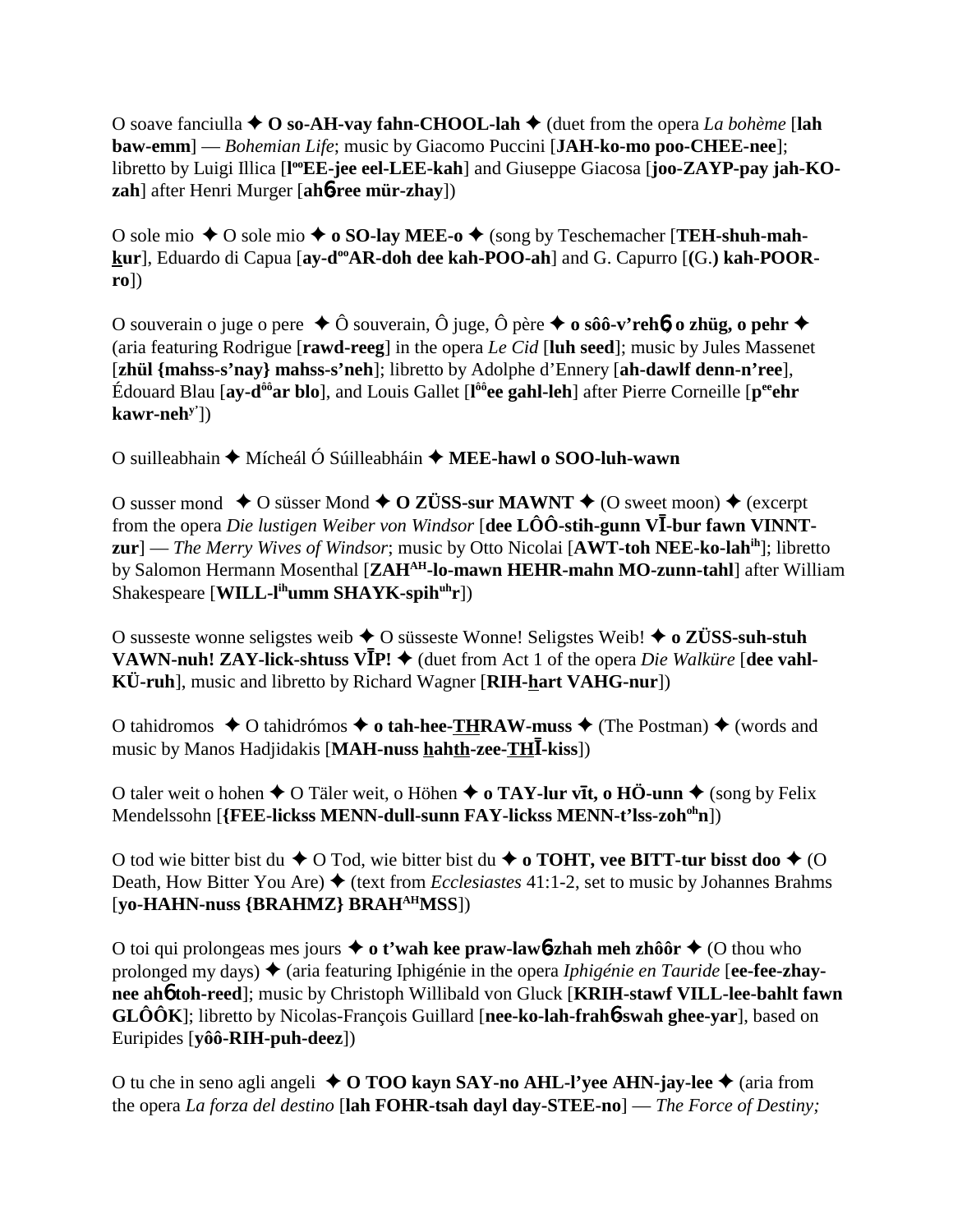O soave fanciulla ✦ **O so-AH-vay fahn-CHOOL-lah** ✦ (duet from the opera *La bohème* [**lah baw-emm**] — *Bohemian Life*; music by Giacomo Puccini [**JAH-ko-mo poo-CHEE-nee**]; libretto by Luigi Illica [**l$^{oo}$EE-jee eel-LEE-kah**] and Giuseppe Giacosa [**joo-ZAYP-pay jah-KO-zah**] after Henri Murger [**ahɓ-ree mür-zhay**])

O sole mio ✦ O sole mio ✦ **o SO-lay MEE-o** ✦ (song by Teschemacher [**TEH-shuh-mah-kur**], Eduardo di Capua [**ay-d$^{oo}$AR-doh dee kah-POO-ah**] and G. Capurro [**(G.) kah-POOR-ro**])

O souverain o juge o pere ✦ Ô souverain, Ô juge, Ô père ✦ **o sôô-v'rehɓ, o zhüg, o pehr** ✦ (aria featuring Rodrigue [**rawd-reeg**] in the opera *Le Cid* [**luh seed**]; music by Jules Massenet [**zhül {mahss-s'nay} mahss-s'neh**]; libretto by Adolphe d'Ennery [**ah-dawlf denn-n'ree**], Édouard Blau [**ay-d$^{ôô}$ar blo**], and Louis Gallet [**l$^{ôô}$ee gahl-leh**] after Pierre Corneille [**p$^{ee}$ehr kawr-neh$^{y'}$**])

O suilleabhain ✦ Mícheál Ó Súilleabháin ✦ **MEE-hawl o SOO-luh-wawn**

O susser mond ✦ O süsser Mond ✦ **O ZÜSS-sur MAWNT** ✦ (O sweet moon) ✦ (excerpt from the opera *Die lustigen Weiber von Windsor* [**dee LÔÔ-stih-gunn VĪ-bur fawn VINNT-zur**] — *The Merry Wives of Windsor*; music by Otto Nicolai [**AWT-toh NEE-ko-lah$^{ih}$**]; libretto by Salomon Hermann Mosenthal [**ZAH$^{AH}$-lo-mawn HEHR-mahn MO-zunn-tahl**] after William Shakespeare [**WILL-l$^{ih}$umm SHAYK-spih$^{uh}$r**])

O susseste wonne seligstes weib ✦ O süsseste Wonne! Seligstes Weib! ✦ **o ZÜSS-suh-stuh VAWN-nuh! ZAY-lick-shtuss VĪP!** ✦ (duet from Act 1 of the opera *Die Walküre* [**dee vahl-KÜ-ruh**], music and libretto by Richard Wagner [**RIH-hart VAHG-nur**])

O tahidromos ✦ O tahidrómos ✦ **o tah-hee-THRAW-muss** ✦ (The Postman) ✦ (words and music by Manos Hadjidakis [**MAH-nuss hahth-zee-THĪ-kiss**])

O taler weit o hohen ✦ O Täler weit, o Höhen ✦ **o TAY-lur vīt, o HÖ-unn** ✦ (song by Felix Mendelssohn [**{FEE-lickss MENN-dull-sunn FAY-lickss MENN-t'lss-zoh$^{oh}$n**])

O tod wie bitter bist du ✦ O Tod, wie bitter bist du ✦ **o TOHT, vee BITT-tur bisst doo** ✦ (O Death, How Bitter You Are) ✦ (text from *Ecclesiastes* 41:1-2, set to music by Johannes Brahms [**yo-HAHN-nuss {BRAHMZ} BRAH$^{AH}$MSS**])

O toi qui prolongeas mes jours ✦ **o t'wah kee praw-lawɓ-zhah meh zhôôr** ✦ (O thou who prolonged my days) ✦ (aria featuring Iphigénie in the opera *Iphigénie en Tauride* [**ee-fee-zhay-nee ahɓ toh-reed**]; music by Christoph Willibald von Gluck [**KRIH-stawf VILL-lee-bahlt fawn GLÔÔK**]; libretto by Nicolas-François Guillard [**nee-ko-lah-frahɓ-swah ghee-yar**], based on Euripides [**yôô-RIH-puh-deez**])

O tu che in seno agli angeli ✦ **O TOO kayn SAY-no AHL-l'yee AHN-jay-lee** ✦ (aria from the opera *La forza del destino* [**lah FOHR-tsah dayl day-STEE-no**] — *The Force of Destiny;*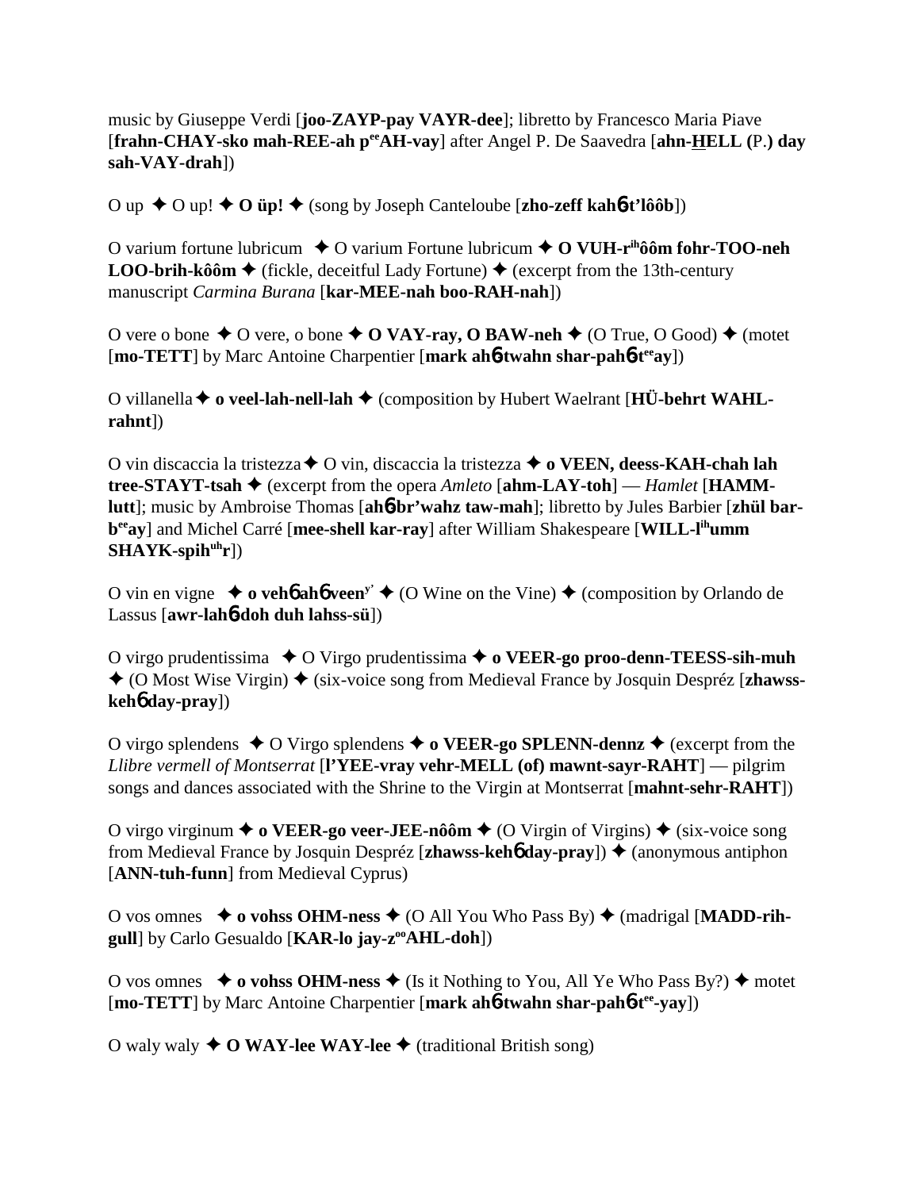music by Giuseppe Verdi [**joo-ZAYP-pay VAYR-dee**]; libretto by Francesco Maria Piave [**frahn-CHAY-sko mah-REE-ah p<sup>ee</sup>AH-vay**] after Angel P. De Saavedra [**ahn-HELL (P.) day sah-VAY-drah**])

O up ✦ O up! ✦ **O üp!** ✦ (song by Joseph Canteloube [**zho-zeff kah6-t'lôôb**])

O varium fortune lubricum ✦ O varium Fortune lubricum ✦ **O VUH-r<sup>ih</sup>ôôm fohr-TOO-neh LOO-brih-kôôm** ✦ (fickle, deceitful Lady Fortune) ✦ (excerpt from the 13th-century manuscript *Carmina Burana* [**kar-MEE-nah boo-RAH-nah**])

O vere o bone ✦ O vere, o bone ✦ **O VAY-ray, O BAW-neh** ✦ (O True, O Good) ✦ (motet [**mo-TETT**] by Marc Antoine Charpentier [**mark ah6-twahn shar-pah6-t<sup>ee</sup>ay**])

O villanella ✦ **o veel-lah-nell-lah** ✦ (composition by Hubert Waelrant [**HÜ-behrt WAHL-rahnt**])

O vin discaccia la tristezza ✦ O vin, discaccia la tristezza ✦ **o VEEN, deess-KAH-chah lah tree-STAYT-tsah** ✦ (excerpt from the opera *Amleto* [**ahm-LAY-toh**] — *Hamlet* [**HAMM-lutt**]; music by Ambroise Thomas [**ah6-br'wahz taw-mah**]; libretto by Jules Barbier [**zhül bar-b<sup>ee</sup>ay**] and Michel Carré [**mee-shell kar-ray**] after William Shakespeare [**WILL-l<sup>ih</sup>umm SHAYK-spih<sup>uh</sup>r**])

O vin en vigne ✦ **o veh6 ah6 veen<sup>y'</sup>** ✦ (O Wine on the Vine) ✦ (composition by Orlando de Lassus [**awr-lah6-doh duh lahss-sü**])

O virgo prudentissima ✦ O Virgo prudentissima ✦ **o VEER-go proo-denn-TEESS-sih-muh** ✦ (O Most Wise Virgin) ✦ (six-voice song from Medieval France by Josquin Despréz [**zhawss-keh6 day-pray**])

O virgo splendens ✦ O Virgo splendens ✦ **o VEER-go SPLENN-dennz** ✦ (excerpt from the *Llibre vermell of Montserrat* [**l'YEE-vray vehr-MELL (of) mawnt-sayr-RAHT**] — pilgrim songs and dances associated with the Shrine to the Virgin at Montserrat [**mahnt-sehr-RAHT**])

O virgo virginum ✦ **o VEER-go veer-JEE-nôôm** ✦ (O Virgin of Virgins) ✦ (six-voice song from Medieval France by Josquin Despréz [**zhawss-keh6 day-pray**]) ✦ (anonymous antiphon [**ANN-tuh-funn**] from Medieval Cyprus)

O vos omnes ✦ **o vohss OHM-ness** ✦ (O All You Who Pass By) ✦ (madrigal [**MADD-rih-gull**] by Carlo Gesualdo [**KAR-lo jay-z<sup>oo</sup>AHL-doh**])

O vos omnes ✦ **o vohss OHM-ness** ✦ (Is it Nothing to You, All Ye Who Pass By?) ✦ motet [**mo-TETT**] by Marc Antoine Charpentier [**mark ah6-twahn shar-pah6-t<sup>ee</sup>-yay**])

O waly waly ✦ **O WAY-lee WAY-lee** ✦ (traditional British song)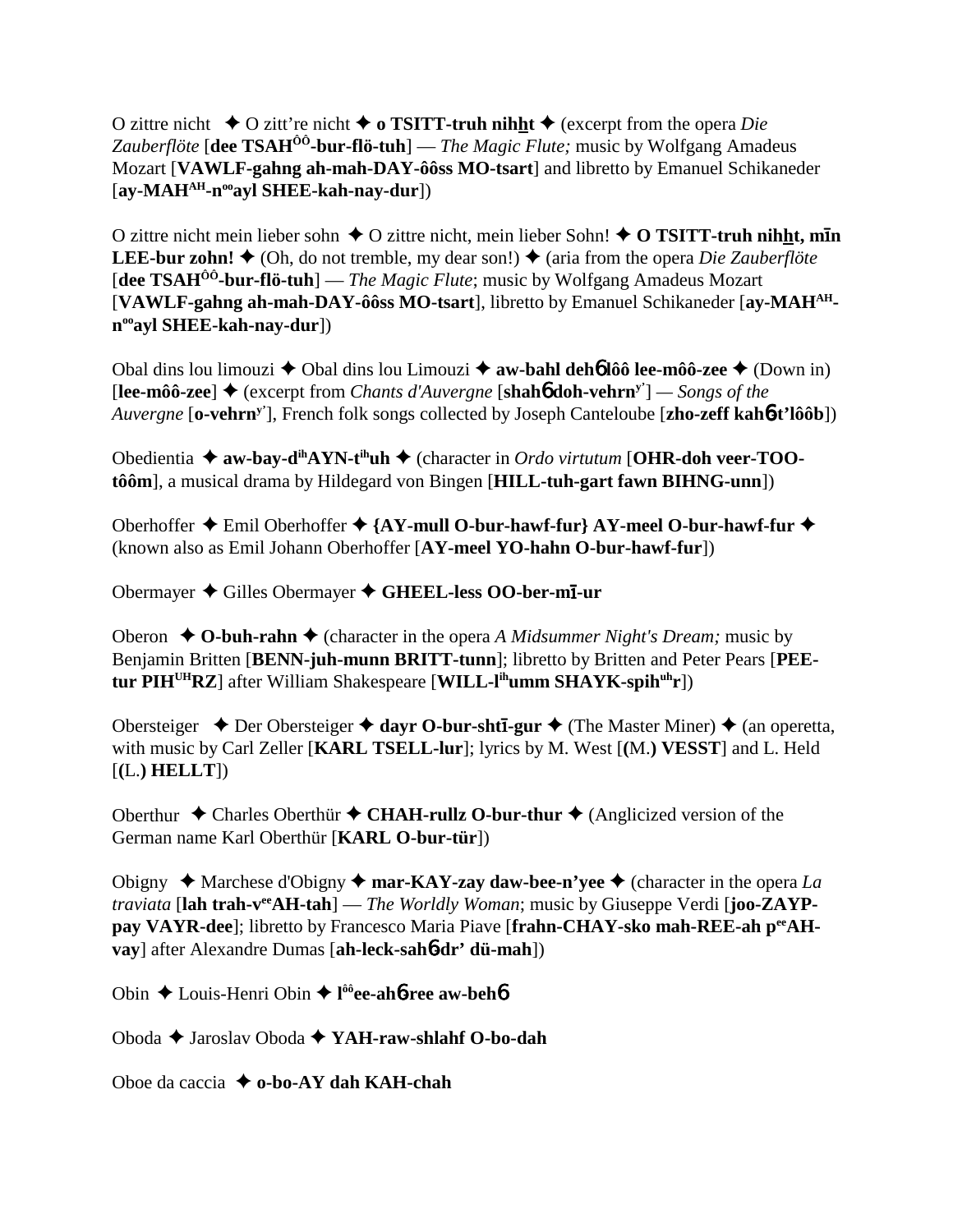O zittre nicht ✦ O zitt're nicht ✦ **o TSITT-truh nihht** ✦ (excerpt from the opera *Die Zauberflöte* [**dee TSAH$^{ÔÔ}$-bur-flö-tuh**] — *The Magic Flute;* music by Wolfgang Amadeus Mozart [**VAWLF-gahng ah-mah-DAY-ôôss MO-tsart**] and libretto by Emanuel Schikaneder [**ay-MAH$^{AH}$-n$^{oo}$ayl SHEE-kah-nay-dur**])

O zittre nicht mein lieber sohn ✦ O zittre nicht, mein lieber Sohn! ✦ **O TSITT-truh nihht, mīn LEE-bur zohn!** ✦ (Oh, do not tremble, my dear son!) ✦ (aria from the opera *Die Zauberflöte* [**dee TSAH$^{ÔÔ}$-bur-flö-tuh**] — *The Magic Flute*; music by Wolfgang Amadeus Mozart [**VAWLF-gahng ah-mah-DAY-ôôss MO-tsart**], libretto by Emanuel Schikaneder [**ay-MAH$^{AH}$-n$^{oo}$ayl SHEE-kah-nay-dur**])

Obal dins lou limouzi ✦ Obal dins lou Limouzi ✦ **aw-bahl dehɓ lôô lee-môô-zee** ✦ (Down in) [**lee-môô-zee**] ✦ (excerpt from *Chants d'Auvergne* [**shahɓ doh-vehrn$^{y'}$**] — *Songs of the Auvergne* [**o-vehrn$^{y'}$**], French folk songs collected by Joseph Canteloube [**zho-zeff kahɓ-t'lôôb**])

Obedientia ✦ **aw-bay-d$^{ih}$AYN-t$^{ih}$uh** ✦ (character in *Ordo virtutum* [**OHR-doh veer-TOO-tôôm**], a musical drama by Hildegard von Bingen [**HILL-tuh-gart fawn BIHNG-unn**])

Oberhoffer ✦ Emil Oberhoffer ✦ **{AY-mull O-bur-hawf-fur} AY-meel O-bur-hawf-fur** ✦ (known also as Emil Johann Oberhoffer [**AY-meel YO-hahn O-bur-hawf-fur**])

Obermayer ✦ Gilles Obermayer ✦ **GHEEL-less OO-ber-mī-ur**

Oberon ✦ **O-buh-rahn** ✦ (character in the opera *A Midsummer Night's Dream;* music by Benjamin Britten [**BENN-juh-munn BRITT-tunn**]; libretto by Britten and Peter Pears [**PEE-tur PIH$^{UH}$RZ**] after William Shakespeare [**WILL-l$^{ih}$umm SHAYK-spih$^{uh}$r**])

Obersteiger ✦ Der Obersteiger ✦ **dayr O-bur-shtī-gur** ✦ (The Master Miner) ✦ (an operetta, with music by Carl Zeller [**KARL TSELL-lur**]; lyrics by M. West [**(M.) VESST**] and L. Held [**(L.) HELLT**])

Oberthur ✦ Charles Oberthür ✦ **CHAH-rullz O-bur-thur** ✦ (Anglicized version of the German name Karl Oberthür [**KARL O-bur-tür**])

Obigny ✦ Marchese d'Obigny ✦ **mar-KAY-zay daw-bee-n'yee** ✦ (character in the opera *La traviata* [**lah trah-v$^{ee}$AH-tah**] — *The Worldly Woman*; music by Giuseppe Verdi [**joo-ZAYP-pay VAYR-dee**]; libretto by Francesco Maria Piave [**frahn-CHAY-sko mah-REE-ah p$^{ee}$AH-vay**] after Alexandre Dumas [**ah-leck-sahɓ-dr' dü-mah**])

Obin ✦ Louis-Henri Obin ✦ **l$^{ôô}$ee-ahɓ-ree aw-behɓ**

Oboda ✦ Jaroslav Oboda ✦ **YAH-raw-shlahf O-bo-dah**

Oboe da caccia ✦ **o-bo-AY dah KAH-chah**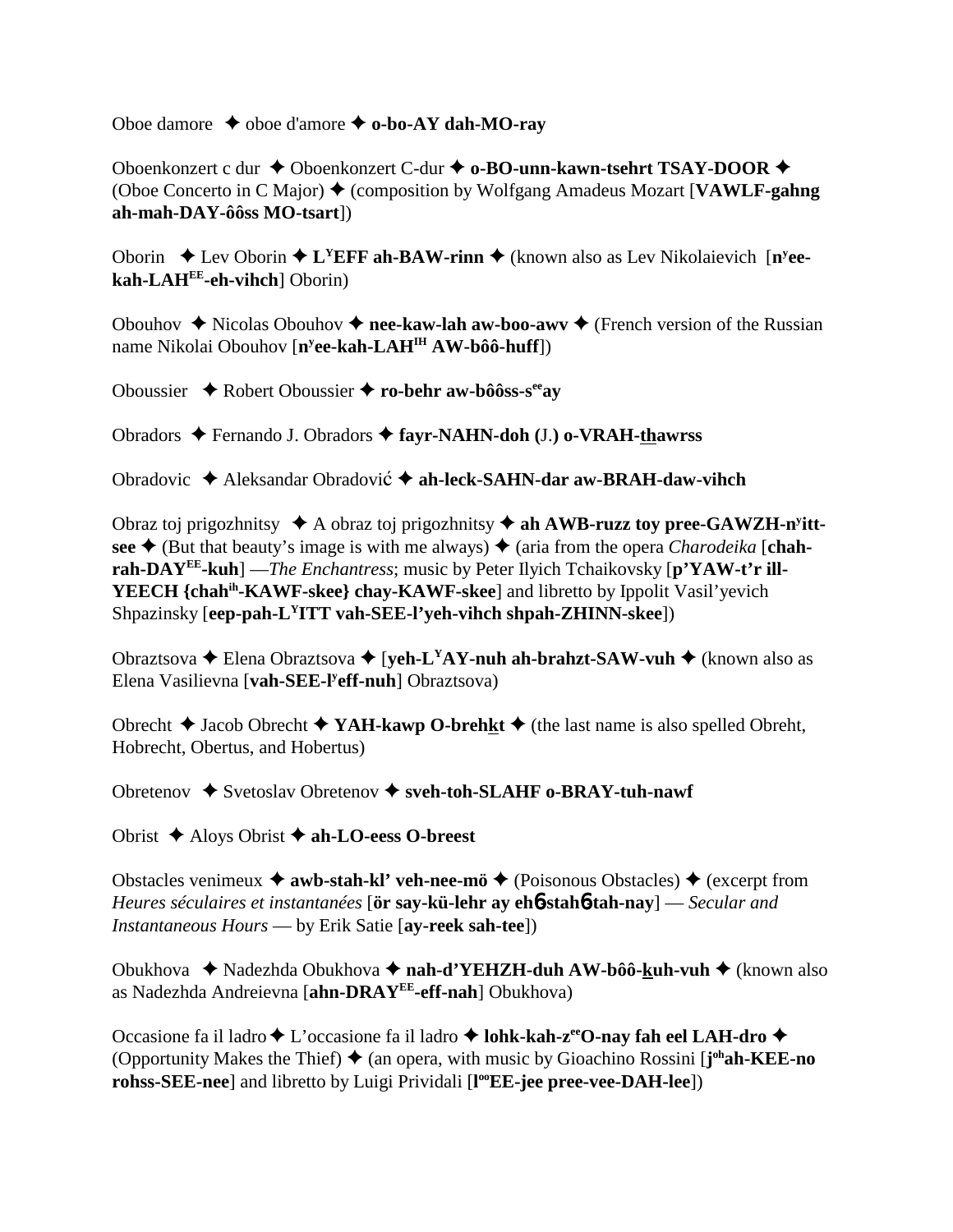Oboe damore ✦ oboe d'amore ✦ **o-bo-AY dah-MO-ray**

Oboenkonzert c dur ✦ Oboenkonzert C-dur ✦ **o-BO-unn-kawn-tsehrt TSAY-DOOR** ✦ (Oboe Concerto in C Major) ✦ (composition by Wolfgang Amadeus Mozart [**VAWLF-gahng ah-mah-DAY-ôôss MO-tsart**])

Oborin ✦ Lev Oborin ✦ **L$^{Y}$EFF ah-BAW-rinn** ✦ (known also as Lev Nikolaievich [**n$^{y}$ee-kah-LAH$^{EE}$-eh-vihch**] Oborin)

Obouhov ✦ Nicolas Obouhov ✦ **nee-kaw-lah aw-boo-awv** ✦ (French version of the Russian name Nikolai Obouhov [**n$^{y}$ee-kah-LAH$^{IH}$ AW-bôô-huff**])

Oboussier ✦ Robert Oboussier ✦ **ro-behr aw-bôôss-s$^{ee}$ay**

Obradors ✦ Fernando J. Obradors ✦ **fayr-NAHN-doh (**J.**) o-VRAH-thawrss**

Obradovic ✦ Aleksandar Obradović ✦ **ah-leck-SAHN-dar aw-BRAH-daw-vihch**

Obraz toj prigozhnitsy ✦ A obraz toj prigozhnitsy ✦ **ah AWB-ruzz toy pree-GAWZH-n$^{y}$itt-see** ✦ (But that beauty's image is with me always) ✦ (aria from the opera *Charodeika* [**chah-rah-DAY$^{EE}$-kuh**] —*The Enchantress*; music by Peter Ilyich Tchaikovsky [**p'YAW-t'r ill-YEECH {chah$^{ih}$-KAWF-skee} chay-KAWF-skee**] and libretto by Ippolit Vasil'yevich Shpazinsky [**eep-pah-L$^{Y}$ITT vah-SEE-l'yeh-vihch shpah-ZHINN-skee**])

Obraztsova ✦ Elena Obraztsova ✦ [**yeh-L$^{Y}$AY-nuh ah-brahzt-SAW-vuh** ✦ (known also as Elena Vasilievna [**vah-SEE-l$^{y}$eff-nuh**] Obraztsova)

Obrecht ✦ Jacob Obrecht ✦ **YAH-kawp O-brehkt** ✦ (the last name is also spelled Obreht, Hobrecht, Obertus, and Hobertus)

Obretenov ✦ Svetoslav Obretenov ✦ **sveh-toh-SLAHF o-BRAY-tuh-nawf**

Obrist ✦ Aloys Obrist ✦ **ah-LO-eess O-breest**

Obstacles venimeux ✦ **awb-stah-kl' veh-nee-mö** ✦ (Poisonous Obstacles) ✦ (excerpt from *Heures séculaires et instantanées* [**ör say-kü-lehr ay eh6stah6tah-nay**] — *Secular and Instantaneous Hours* — by Erik Satie [**ay-reek sah-tee**])

Obukhova ✦ Nadezhda Obukhova ✦ **nah-d'YEHZH-duh AW-bôô-kuh-vuh** ✦ (known also as Nadezhda Andreievna [**ahn-DRAY$^{EE}$-eff-nah**] Obukhova)

Occasione fa il ladro ✦ L'occasione fa il ladro ✦ **lohk-kah-z$^{ee}$O-nay fah eel LAH-dro** ✦ (Opportunity Makes the Thief) ✦ (an opera, with music by Gioachino Rossini [**j$^{oh}$ah-KEE-no rohss-SEE-nee**] and libretto by Luigi Prividali [**l$^{oo}$EE-jee pree-vee-DAH-lee**])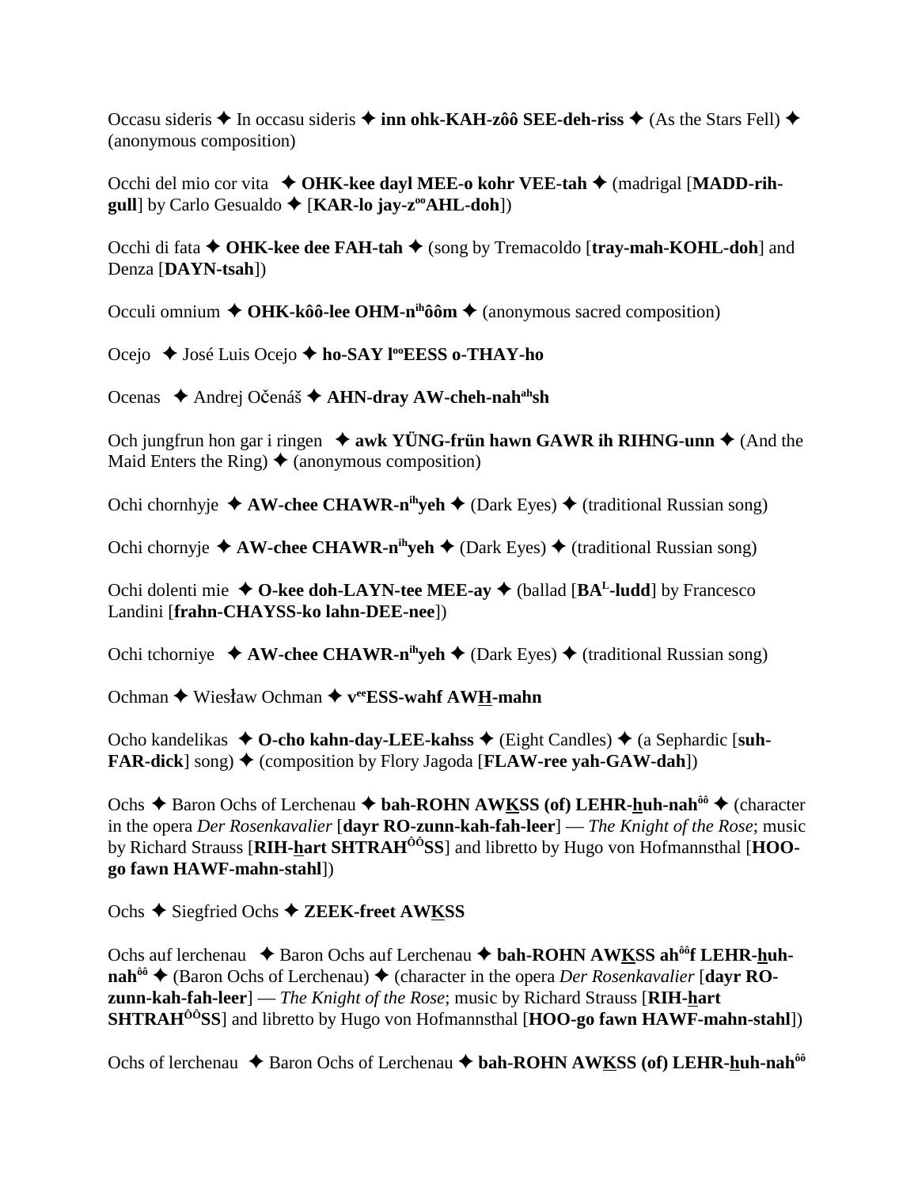Occasu sideris ✦ In occasu sideris ✦ **inn ohk-KAH-zôô SEE-deh-riss** ✦ (As the Stars Fell) ✦ (anonymous composition)

Occhi del mio cor vita ✦ **OHK-kee dayl MEE-o kohr VEE-tah** ✦ (madrigal [**MADD-rih-gull**] by Carlo Gesualdo ✦ [**KAR-lo jay-z**[oo]**AHL-doh**])

Occhi di fata ✦ **OHK-kee dee FAH-tah** ✦ (song by Tremacoldo [**tray-mah-KOHL-doh**] and Denza [**DAYN-tsah**])

Occuli omnium ✦ **OHK-kôô-lee OHM-n**[ih]**ôôm** ✦ (anonymous sacred composition)

Ocejo ✦ José Luis Ocejo ✦ **ho-SAY l**[oo]**EESS o-THAY-ho**

Ocenas ✦ Andrej Očenáš ✦ **AHN-dray AW-cheh-nah**[ah]**sh**

Och jungfrun hon gar i ringen ✦ **awk YÜNG-frün hawn GAWR ih RIHNG-unn** ✦ (And the Maid Enters the Ring) ✦ (anonymous composition)

Ochi chornhyje ✦ **AW-chee CHAWR-n**[ih]**yeh** ✦ (Dark Eyes) ✦ (traditional Russian song)

Ochi chornyje ✦ **AW-chee CHAWR-n**[ih]**yeh** ✦ (Dark Eyes) ✦ (traditional Russian song)

Ochi dolenti mie ✦ **O-kee doh-LAYN-tee MEE-ay** ✦ (ballad [**BA**[L]**-ludd**] by Francesco Landini [**frahn-CHAYSS-ko lahn-DEE-nee**])

Ochi tchorniye ✦ **AW-chee CHAWR-n**[ih]**yeh** ✦ (Dark Eyes) ✦ (traditional Russian song)

Ochman ✦ Wiesław Ochman ✦ **v**[ee]**ESS-wahf AWH-mahn**

Ocho kandelikas ✦ **O-cho kahn-day-LEE-kahss** ✦ (Eight Candles) ✦ (a Sephardic [**suh-FAR-dick**] song) ✦ (composition by Flory Jagoda [**FLAW-ree yah-GAW-dah**])

Ochs ✦ Baron Ochs of Lerchenau ✦ **bah-ROHN AWKSS (of) LEHR-huh-nah**[ôô] ✦ (character in the opera *Der Rosenkavalier* [**dayr RO-zunn-kah-fah-leer**] — *The Knight of the Rose*; music by Richard Strauss [**RIH-hart SHTRAH**[ÔÔ]**SS**] and libretto by Hugo von Hofmannsthal [**HOO-go fawn HAWF-mahn-stahl**])

Ochs ✦ Siegfried Ochs ✦ **ZEEK-freet AWKSS**

Ochs auf lerchenau ✦ Baron Ochs auf Lerchenau ✦ **bah-ROHN AWKSS ah**[ôô]**f LEHR-huh-nah**[ôô] ✦ (Baron Ochs of Lerchenau) ✦ (character in the opera *Der Rosenkavalier* [**dayr RO-zunn-kah-fah-leer**] — *The Knight of the Rose*; music by Richard Strauss [**RIH-hart SHTRAH**[ÔÔ]**SS**] and libretto by Hugo von Hofmannsthal [**HOO-go fawn HAWF-mahn-stahl**])

Ochs of lerchenau ✦ Baron Ochs of Lerchenau ✦ **bah-ROHN AWKSS (of) LEHR-huh-nah**[ôô]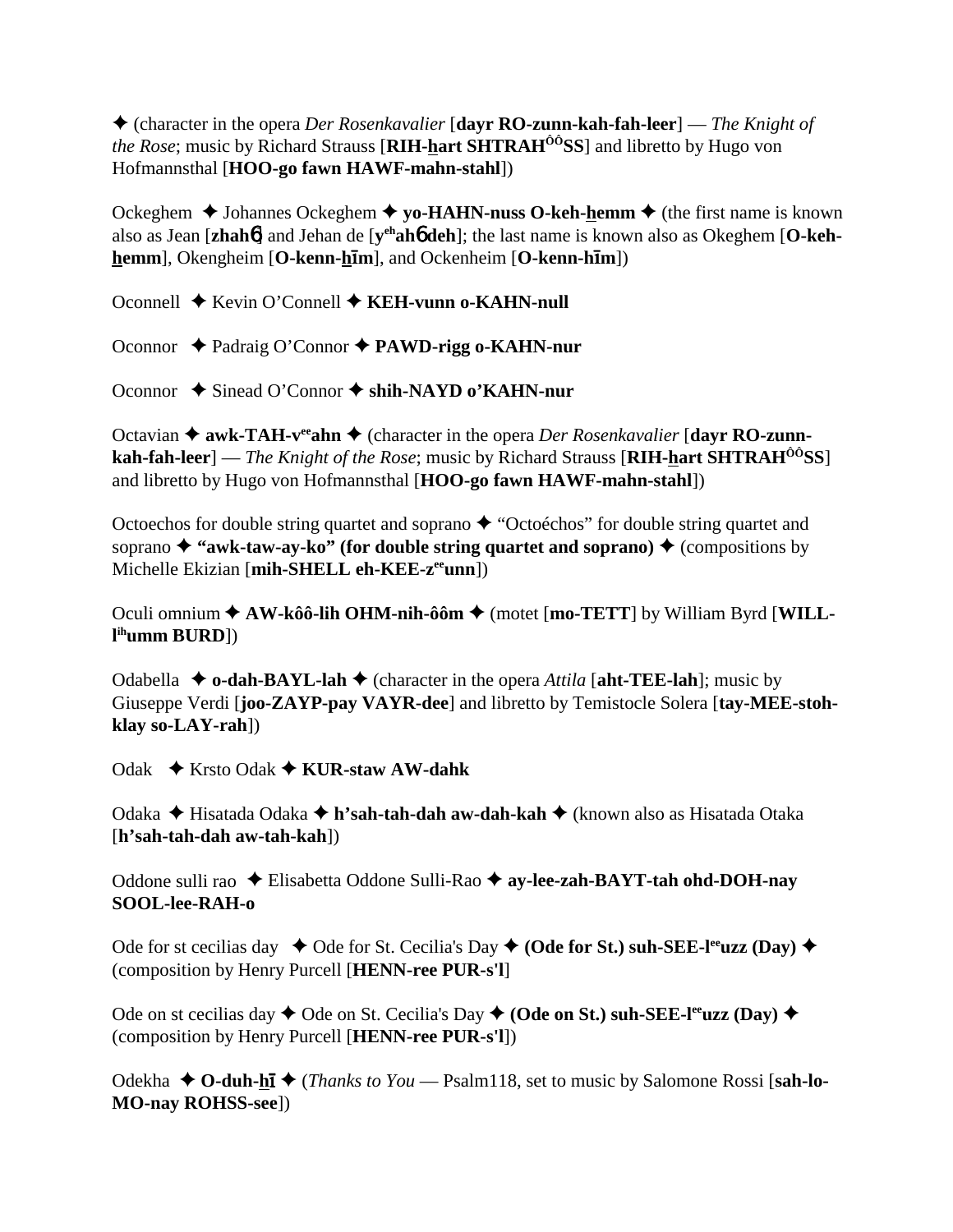✦ (character in the opera *Der Rosenkavalier* [**dayr RO-zunn-kah-fah-leer**] — *The Knight of the Rose*; music by Richard Strauss [**RIH-hart SHTRAH$^{ôô}$SS**] and libretto by Hugo von Hofmannsthal [**HOO-go fawn HAWF-mahn-stahl**])

Ockeghem ✦ Johannes Ockeghem ✦ **yo-HAHN-nuss O-keh-hemm** ✦ (the first name is known also as Jean [**zhahɲ**] and Jehan de [**y$^{eh}$ahɲ deh**]; the last name is known also as Okeghem [**O-keh-hemm**], Okengheim [**O-kenn-hīm**], and Ockenheim [**O-kenn-hīm**])

Oconnell ✦ Kevin O'Connell ✦ **KEH-vunn o-KAHN-null**

Oconnor ✦ Padraig O'Connor ✦ **PAWD-rigg o-KAHN-nur**

Oconnor ✦ Sinead O'Connor ✦ **shih-NAYD o'KAHN-nur**

Octavian ✦ **awk-TAH-v$^{ee}$ahn** ✦ (character in the opera *Der Rosenkavalier* [**dayr RO-zunn-kah-fah-leer**] — *The Knight of the Rose*; music by Richard Strauss [**RIH-hart SHTRAH$^{ôô}$SS**] and libretto by Hugo von Hofmannsthal [**HOO-go fawn HAWF-mahn-stahl**])

Octoechos for double string quartet and soprano ✦ "Octoéchos" for double string quartet and soprano ✦ **"awk-taw-ay-ko" (for double string quartet and soprano)** ✦ (compositions by Michelle Ekizian [**mih-SHELL eh-KEE-z$^{ee}$unn**])

Oculi omnium ✦ **AW-kôô-lih OHM-nih-ôôm** ✦ (motet [**mo-TETT**] by William Byrd [**WILL-l$^{ih}$umm BURD**])

Odabella ✦ **o-dah-BAYL-lah** ✦ (character in the opera *Attila* [**aht-TEE-lah**]; music by Giuseppe Verdi [**joo-ZAYP-pay VAYR-dee**] and libretto by Temistocle Solera [**tay-MEE-stoh-klay so-LAY-rah**])

Odak ✦ Krsto Odak ✦ **KUR-staw AW-dahk**

Odaka ✦ Hisatada Odaka ✦ **h'sah-tah-dah aw-dah-kah** ✦ (known also as Hisatada Otaka [**h'sah-tah-dah aw-tah-kah**])

Oddone sulli rao ✦ Elisabetta Oddone Sulli-Rao ✦ **ay-lee-zah-BAYT-tah ohd-DOH-nay SOOL-lee-RAH-o**

Ode for st cecilias day ✦ Ode for St. Cecilia's Day ✦ **(Ode for St.) suh-SEE-l$^{ee}$uzz (Day)** ✦ (composition by Henry Purcell [**HENN-ree PUR-s'l**]

Ode on st cecilias day ✦ Ode on St. Cecilia's Day ✦ **(Ode on St.) suh-SEE-l$^{ee}$uzz (Day)** ✦ (composition by Henry Purcell [**HENN-ree PUR-s'l**])

Odekha ✦ **O-duh-hī** ✦ (*Thanks to You* — Psalm118, set to music by Salomone Rossi [**sah-lo-MO-nay ROHSS-see**])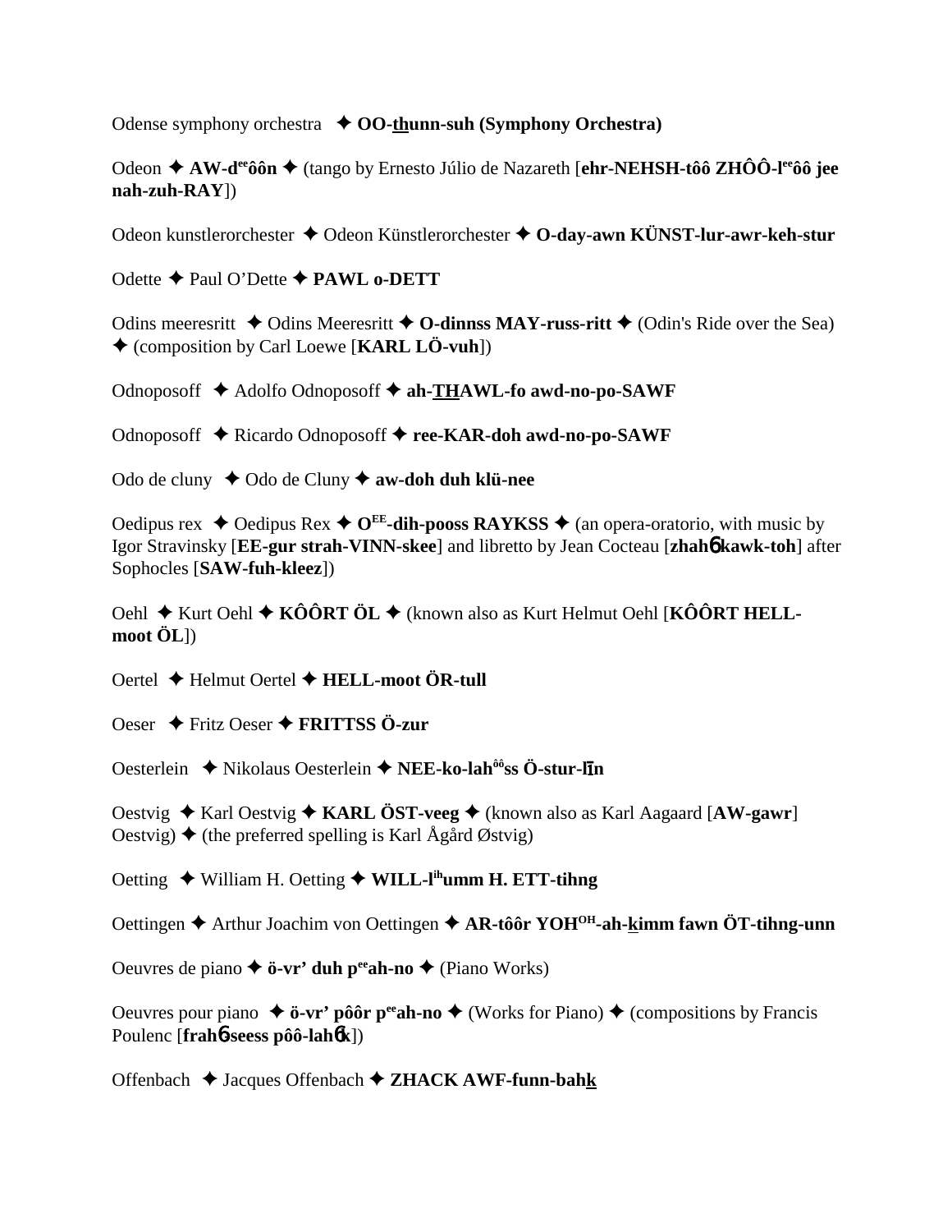Odense symphony orchestra ✦ **OO-thunn-suh (Symphony Orchestra)**

Odeon ✦ **AW-d$^{ee}$ôôn** ✦ (tango by Ernesto Júlio de Nazareth [**ehr-NEHSH-tôô ZHÔÔ-l$^{ee}$ôô jee nah-zuh-RAY**])

Odeon kunstlerorchester ✦ Odeon Künstlerorchester ✦ **O-day-awn KÜNST-lur-awr-keh-stur**

Odette ✦ Paul O'Dette ✦ **PAWL o-DETT**

Odins meeresritt ✦ Odins Meeresritt ✦ **O-dinnss MAY-russ-ritt** ✦ (Odin's Ride over the Sea) ✦ (composition by Carl Loewe [**KARL LÖ-vuh**])

Odnoposoff ✦ Adolfo Odnoposoff ✦ **ah-THAWL-fo awd-no-po-SAWF**

Odnoposoff ✦ Ricardo Odnoposoff ✦ **ree-KAR-doh awd-no-po-SAWF**

Odo de cluny ✦ Odo de Cluny ✦ **aw-doh duh klü-nee**

Oedipus rex ✦ Oedipus Rex ✦ **O$^{EE}$-dih-pooss RAYKSS** ✦ (an opera-oratorio, with music by Igor Stravinsky [**EE-gur strah-VINN-skee**] and libretto by Jean Cocteau [**zhahɓ kawk-toh**] after Sophocles [**SAW-fuh-kleez**])

Oehl ✦ Kurt Oehl ✦ **KÔÔRT ÖL** ✦ (known also as Kurt Helmut Oehl [**KÔÔRT HELL-moot ÖL**])

Oertel ✦ Helmut Oertel ✦ **HELL-moot ÖR-tull**

Oeser ✦ Fritz Oeser ✦ **FRITTSS Ö-zur**

Oesterlein ✦ Nikolaus Oesterlein ✦ **NEE-ko-lah$^{ôô}$ss Ö-stur-līn**

Oestvig ✦ Karl Oestvig ✦ **KARL ÖST-veeg** ✦ (known also as Karl Aagaard [**AW-gawr**] Oestvig) ✦ (the preferred spelling is Karl Ågård Østvig)

Oetting ✦ William H. Oetting ✦ **WILL-l$^{ih}$umm H. ETT-tihng**

Oettingen ✦ Arthur Joachim von Oettingen ✦ **AR-tôôr YOH$^{OH}$-ah-kimm fawn ÖT-tihng-unn**

Oeuvres de piano ✦ **ö-vr' duh p$^{ee}$ah-no** ✦ (Piano Works)

Oeuvres pour piano ✦ **ö-vr' pôôr p$^{ee}$ah-no** ✦ (Works for Piano) ✦ (compositions by Francis Poulenc [**frahɓ-seess pôô-lahɓk**])

Offenbach ✦ Jacques Offenbach ✦ **ZHACK AWF-funn-bahk**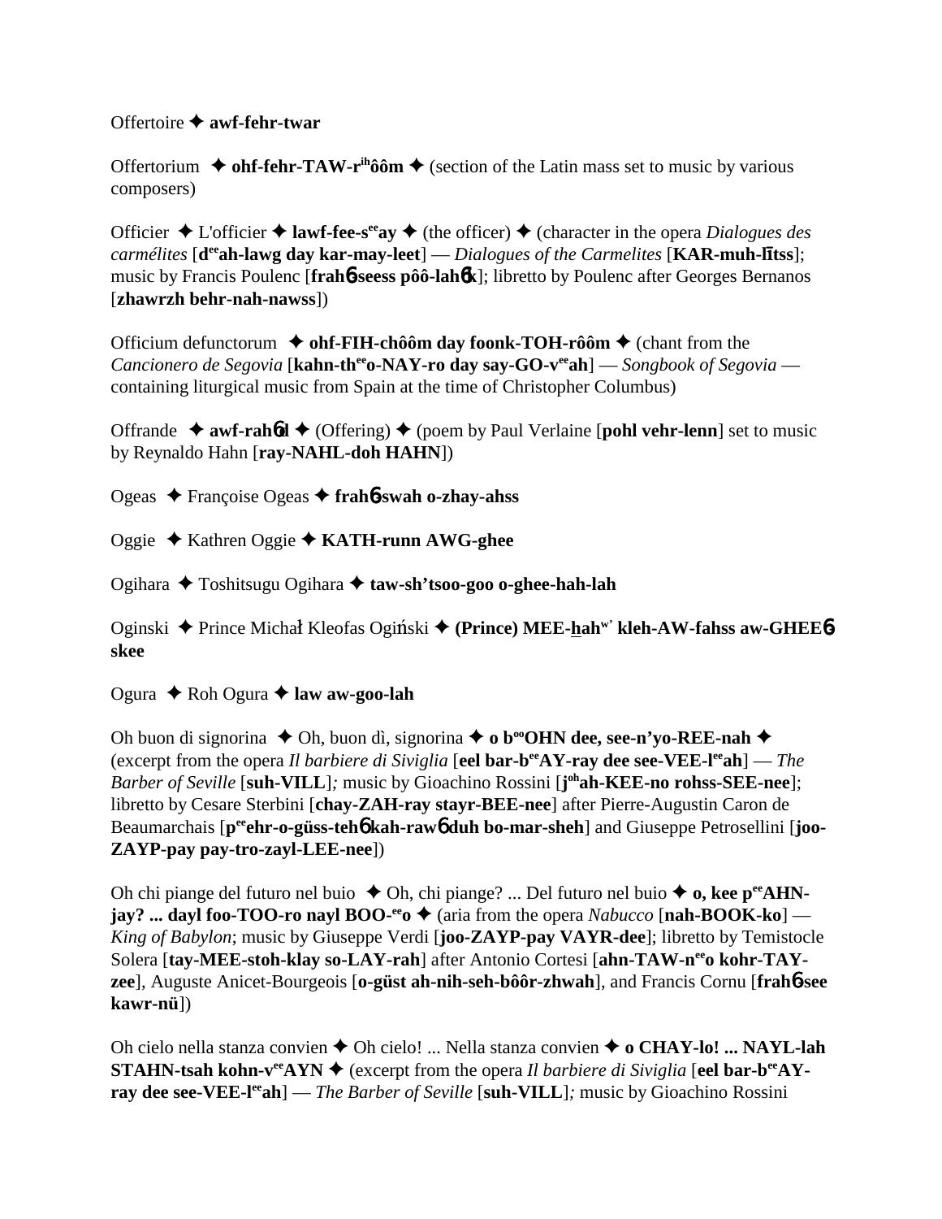Offertoire ✦ **awf-fehr-twar**

Offertorium ✦ **ohf-fehr-TAW-r^ih^ôôm** ✦ (section of the Latin mass set to music by various composers)

Officier ✦ L'officier ✦ **lawf-fee-s^ee^ay** ✦ (the officer) ✦ (character in the opera *Dialogues des carmélites* [**d^ee^ah-lawg day kar-may-leet**] — *Dialogues of the Carmelites* [**KAR-muh-lītss**]; music by Francis Poulenc [**frah6-seess pôô-lah6k**]; libretto by Poulenc after Georges Bernanos [**zhawrzh behr-nah-nawss**])

Officium defunctorum ✦ **ohf-FIH-chôôm day foonk-TOH-rôôm** ✦ (chant from the *Cancionero de Segovia* [**kahn-th^ee^o-NAY-ro day say-GO-v^ee^ah**] — *Songbook of Segovia* — containing liturgical music from Spain at the time of Christopher Columbus)

Offrande ✦ **awf-rah6d** ✦ (Offering) ✦ (poem by Paul Verlaine [**pohl vehr-lenn**] set to music by Reynaldo Hahn [**ray-NAHL-doh HAHN**])

Ogeas ✦ Françoise Ogeas ✦ **frah6-swah o-zhay-ahss**

Oggie ✦ Kathren Oggie ✦ **KATH-runn AWG-ghee**

Ogihara ✦ Toshitsugu Ogihara ✦ **taw-sh'tsoo-goo o-ghee-hah-lah**

Oginski ✦ Prince Michał Kleofas Ogiński ✦ **(Prince) MEE-hah^w' kleh-AW-fahss aw-GHEE6-skee**

Ogura ✦ Roh Ogura ✦ **law aw-goo-lah**

Oh buon di signorina ✦ Oh, buon dì, signorina ✦ **o b^oo^OHN dee, see-n'yo-REE-nah** ✦ (excerpt from the opera *Il barbiere di Siviglia* [**eel bar-b^ee^AY-ray dee see-VEE-l^ee^ah**] — *The Barber of Seville* [**suh-VILL**]*;* music by Gioachino Rossini [**j^oh^ah-KEE-no rohss-SEE-nee**]; libretto by Cesare Sterbini [**chay-ZAH-ray stayr-BEE-nee**] after Pierre-Augustin Caron de Beaumarchais [**p^ee^ehr-o-güss-teh6 kah-raw6 duh bo-mar-sheh**] and Giuseppe Petrosellini [**joo-ZAYP-pay pay-tro-zayl-LEE-nee**])

Oh chi piange del futuro nel buio ✦ Oh, chi piange? ... Del futuro nel buio ✦ **o, kee p^ee^AHN-jay? ... dayl foo-TOO-ro nayl BOO-^ee^o** ✦ (aria from the opera *Nabucco* [**nah-BOOK-ko**] — *King of Babylon*; music by Giuseppe Verdi [**joo-ZAYP-pay VAYR-dee**]; libretto by Temistocle Solera [**tay-MEE-stoh-klay so-LAY-rah**] after Antonio Cortesi [**ahn-TAW-n^ee^o kohr-TAY-zee**], Auguste Anicet-Bourgeois [**o-güst ah-nih-seh-bôôr-zhwah**], and Francis Cornu [**frah6-see kawr-nü**])

Oh cielo nella stanza convien ✦ Oh cielo! ... Nella stanza convien ✦ **o CHAY-lo! ... NAYL-lah STAHN-tsah kohn-v^ee^AYN** ✦ (excerpt from the opera *Il barbiere di Siviglia* [**eel bar-b^ee^AY-ray dee see-VEE-l^ee^ah**] — *The Barber of Seville* [**suh-VILL**]*;* music by Gioachino Rossini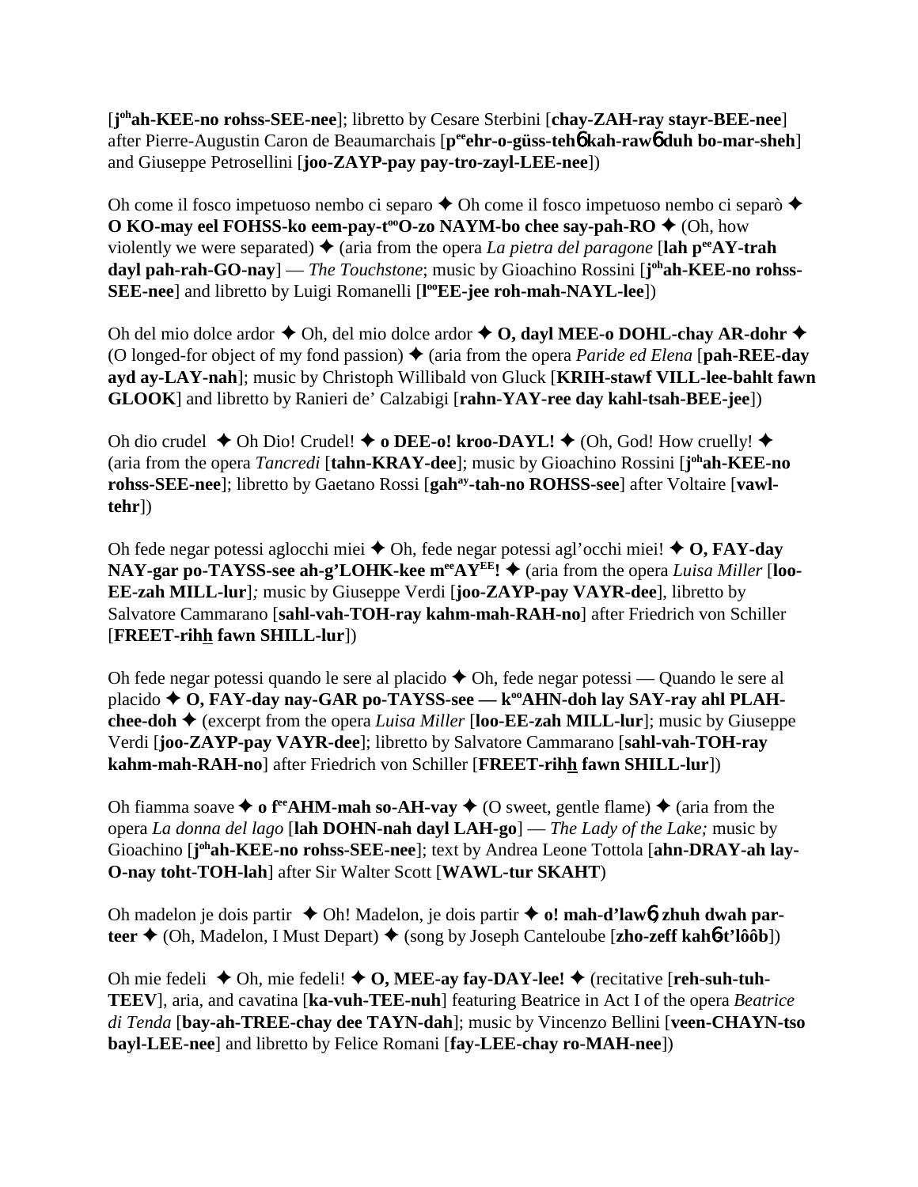[**j**[oh]**ah-KEE-no rohss-SEE-nee**]; libretto by Cesare Sterbini [**chay-ZAH-ray stayr-BEE-nee**] after Pierre-Augustin Caron de Beaumarchais [**p**[ee]**ehr-o-güss-teh**6 **kah-raw**6 **duh bo-mar-sheh**] and Giuseppe Petrosellini [**joo-ZAYP-pay pay-tro-zayl-LEE-nee**])

Oh come il fosco impetuoso nembo ci separo ✦ Oh come il fosco impetuoso nembo ci separò ✦ **O KO-may eel FOHSS-ko eem-pay-t**[oo]**O-zo NAYM-bo chee say-pah-RO** ✦ (Oh, how violently we were separated) ✦ (aria from the opera *La pietra del paragone* [**lah p**[ee]**AY-trah dayl pah-rah-GO-nay**] — *The Touchstone*; music by Gioachino Rossini [**j**[oh]**ah-KEE-no rohss-SEE-nee**] and libretto by Luigi Romanelli [**l**[oo]**EE-jee roh-mah-NAYL-lee**])

Oh del mio dolce ardor ✦ Oh, del mio dolce ardor ✦ **O, dayl MEE-o DOHL-chay AR-dohr** ✦ (O longed-for object of my fond passion) ✦ (aria from the opera *Paride ed Elena* [**pah-REE-day ayd ay-LAY-nah**]; music by Christoph Willibald von Gluck [**KRIH-stawf VILL-lee-bahlt fawn GLOOK**] and libretto by Ranieri de' Calzabigi [**rahn-YAY-ree day kahl-tsah-BEE-jee**])

Oh dio crudel ✦ Oh Dio! Crudel! ✦ **o DEE-o! kroo-DAYL!** ✦ (Oh, God! How cruelly! ✦ (aria from the opera *Tancredi* [**tahn-KRAY-dee**]; music by Gioachino Rossini [**j**[oh]**ah-KEE-no rohss-SEE-nee**]; libretto by Gaetano Rossi [**gah**[ay]**-tah-no ROHSS-see**] after Voltaire [**vawl-tehr**])

Oh fede negar potessi aglocchi miei ✦ Oh, fede negar potessi agl'occhi miei! ✦ **O, FAY-day NAY-gar po-TAYSS-see ah-g'LOHK-kee m**[ee]**AY**[EE]**!** ✦ (aria from the opera *Luisa Miller* [**loo-EE-zah MILL-lur**]*;* music by Giuseppe Verdi [**joo-ZAYP-pay VAYR-dee**], libretto by Salvatore Cammarano [**sahl-vah-TOH-ray kahm-mah-RAH-no**] after Friedrich von Schiller [**FREET-rihh fawn SHILL-lur**])

Oh fede negar potessi quando le sere al placido ✦ Oh, fede negar potessi — Quando le sere al placido ✦ **O, FAY-day nay-GAR po-TAYSS-see — k**[oo]**AHN-doh lay SAY-ray ahl PLAH-chee-doh** ✦ (excerpt from the opera *Luisa Miller* [**loo-EE-zah MILL-lur**]; music by Giuseppe Verdi [**joo-ZAYP-pay VAYR-dee**]; libretto by Salvatore Cammarano [**sahl-vah-TOH-ray kahm-mah-RAH-no**] after Friedrich von Schiller [**FREET-rihh fawn SHILL-lur**])

Oh fiamma soave ✦ **o f**[ee]**AHM-mah so-AH-vay** ✦ (O sweet, gentle flame) ✦ (aria from the opera *La donna del lago* [**lah DOHN-nah dayl LAH-go**] — *The Lady of the Lake;* music by Gioachino [**j**[oh]**ah-KEE-no rohss-SEE-nee**]; text by Andrea Leone Tottola [**ahn-DRAY-ah lay-O-nay toht-TOH-lah**] after Sir Walter Scott [**WAWL-tur SKAHT**)

Oh madelon je dois partir ✦ Oh! Madelon, je dois partir ✦ **o! mah-d'law**6**, zhuh dwah par-teer** ✦ (Oh, Madelon, I Must Depart) ✦ (song by Joseph Canteloube [**zho-zeff kah**6**-t'lôôb**])

Oh mie fedeli ✦ Oh, mie fedeli! ✦ **O, MEE-ay fay-DAY-lee!** ✦ (recitative [**reh-suh-tuh-TEEV**], aria, and cavatina [**ka-vuh-TEE-nuh**] featuring Beatrice in Act I of the opera *Beatrice di Tenda* [**bay-ah-TREE-chay dee TAYN-dah**]; music by Vincenzo Bellini [**veen-CHAYN-tso bayl-LEE-nee**] and libretto by Felice Romani [**fay-LEE-chay ro-MAH-nee**])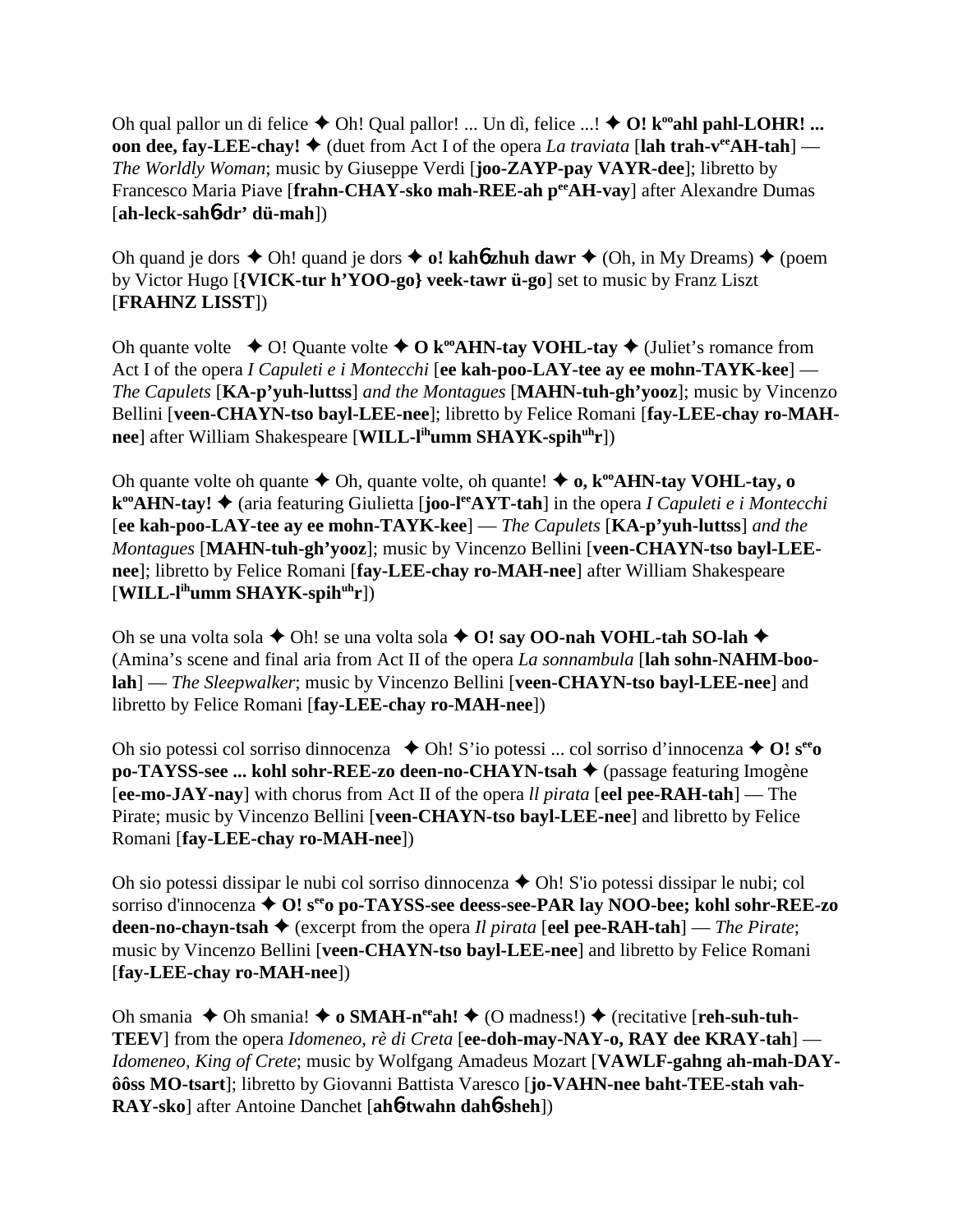Oh qual pallor un di felice ✦ Oh! Qual pallor! ... Un dì, felice ...! ✦ **O! k<sup>oo</sup>ahl pahl-LOHR! ... oon dee, fay-LEE-chay!** ✦ (duet from Act I of the opera *La traviata* [**lah trah-v<sup>ee</sup>AH-tah**] — *The Worldly Woman*; music by Giuseppe Verdi [**joo-ZAYP-pay VAYR-dee**]; libretto by Francesco Maria Piave [**frahn-CHAY-sko mah-REE-ah p<sup>ee</sup>AH-vay**] after Alexandre Dumas [**ah-leck-sahɓ-dr' dü-mah**])

Oh quand je dors ✦ Oh! quand je dors ✦ **o! kahɓ zhuh dawr** ✦ (Oh, in My Dreams) ✦ (poem by Victor Hugo [**{VICK-tur h'YOO-go} veek-tawr ü-go**] set to music by Franz Liszt [**FRAHNZ LISST**])

Oh quante volte ✦ O! Quante volte ✦ **O k<sup>oo</sup>AHN-tay VOHL-tay** ✦ (Juliet's romance from Act I of the opera *I Capuleti e i Montecchi* [**ee kah-poo-LAY-tee ay ee mohn-TAYK-kee**] — *The Capulets* [**KA-p'yuh-luttss**] *and the Montagues* [**MAHN-tuh-gh'yooz**]; music by Vincenzo Bellini [**veen-CHAYN-tso bayl-LEE-nee**]; libretto by Felice Romani [**fay-LEE-chay ro-MAH-nee**] after William Shakespeare [**WILL-l<sup>ih</sup>umm SHAYK-spih<sup>uh</sup>r**])

Oh quante volte oh quante ✦ Oh, quante volte, oh quante! ✦ **o, k<sup>oo</sup>AHN-tay VOHL-tay, o k<sup>oo</sup>AHN-tay!** ✦ (aria featuring Giulietta [**joo-l<sup>ee</sup>AYT-tah**] in the opera *I Capuleti e i Montecchi* [**ee kah-poo-LAY-tee ay ee mohn-TAYK-kee**] — *The Capulets* [**KA-p'yuh-luttss**] *and the Montagues* [**MAHN-tuh-gh'yooz**]; music by Vincenzo Bellini [**veen-CHAYN-tso bayl-LEE-nee**]; libretto by Felice Romani [**fay-LEE-chay ro-MAH-nee**] after William Shakespeare [**WILL-l<sup>ih</sup>umm SHAYK-spih<sup>uh</sup>r**])

Oh se una volta sola ✦ Oh! se una volta sola ✦ **O! say OO-nah VOHL-tah SO-lah** ✦ (Amina's scene and final aria from Act II of the opera *La sonnambula* [**lah sohn-NAHM-boo-lah**] — *The Sleepwalker*; music by Vincenzo Bellini [**veen-CHAYN-tso bayl-LEE-nee**] and libretto by Felice Romani [**fay-LEE-chay ro-MAH-nee**])

Oh sio potessi col sorriso dinnocenza ✦ Oh! S'io potessi ... col sorriso d'innocenza ✦ **O! s<sup>ee</sup>o po-TAYSS-see ... kohl sohr-REE-zo deen-no-CHAYN-tsah** ✦ (passage featuring Imogène [**ee-mo-JAY-nay**] with chorus from Act II of the opera *ll pirata* [**eel pee-RAH-tah**] — The Pirate; music by Vincenzo Bellini [**veen-CHAYN-tso bayl-LEE-nee**] and libretto by Felice Romani [**fay-LEE-chay ro-MAH-nee**])

Oh sio potessi dissipar le nubi col sorriso dinnocenza ✦ Oh! S'io potessi dissipar le nubi; col sorriso d'innocenza ✦ **O! s<sup>ee</sup>o po-TAYSS-see deess-see-PAR lay NOO-bee; kohl sohr-REE-zo deen-no-chayn-tsah** ✦ (excerpt from the opera *Il pirata* [**eel pee-RAH-tah**] — *The Pirate*; music by Vincenzo Bellini [**veen-CHAYN-tso bayl-LEE-nee**] and libretto by Felice Romani [**fay-LEE-chay ro-MAH-nee**])

Oh smania ✦ Oh smania! ✦ **o SMAH-n<sup>ee</sup>ah!** ✦ (O madness!) ✦ (recitative [**reh-suh-tuh-TEEV**] from the opera *Idomeneo, rè di Creta* [**ee-doh-may-NAY-o, RAY dee KRAY-tah**] — *Idomeneo, King of Crete*; music by Wolfgang Amadeus Mozart [**VAWLF-gahng ah-mah-DAY-ôôss MO-tsart**]; libretto by Giovanni Battista Varesco [**jo-VAHN-nee baht-TEE-stah vah-RAY-sko**] after Antoine Danchet [**ahɓ-twahn dahɓ-sheh**])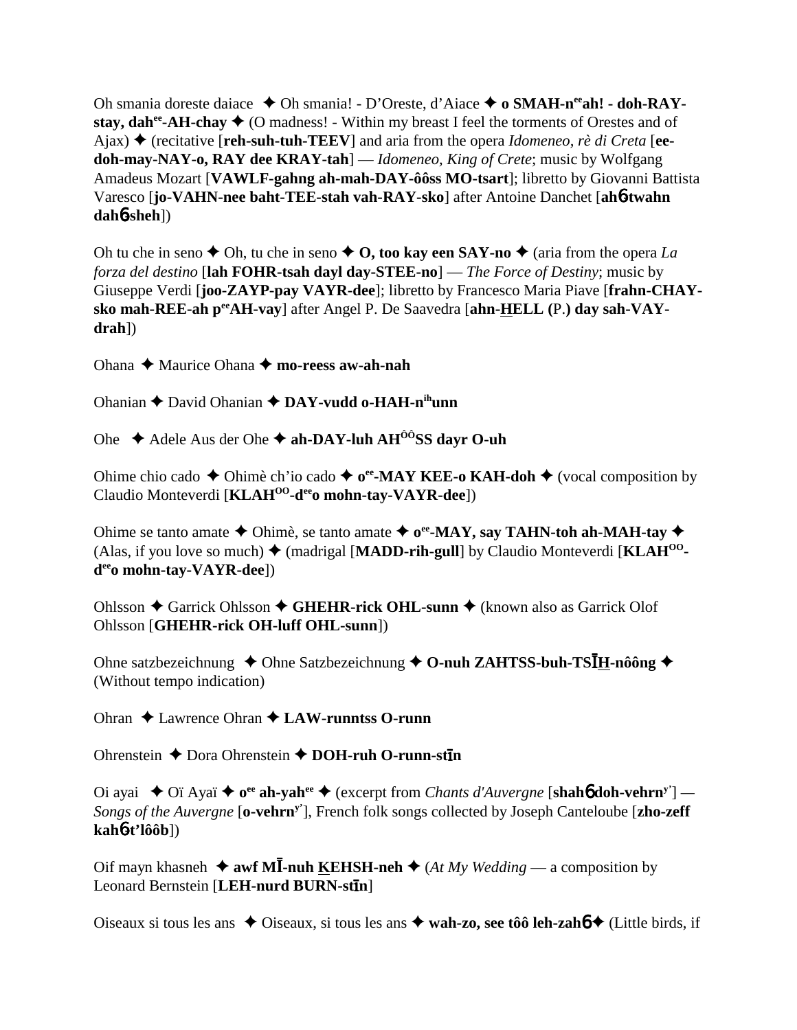Oh smania doreste daiace ✦ Oh smania! - D'Oreste, d'Aiace ✦ **o SMAH-n^ee^ah! - doh-RAY-stay, dah^ee^-AH-chay** ✦ (O madness! - Within my breast I feel the torments of Orestes and of Ajax) ✦ (recitative [**reh-suh-tuh-TEEV**] and aria from the opera *Idomeneo, rè di Creta* [**ee-doh-may-NAY-o, RAY dee KRAY-tah**] — *Idomeneo, King of Crete*; music by Wolfgang Amadeus Mozart [**VAWLF-gahng ah-mah-DAY-ôôss MO-tsart**]; libretto by Giovanni Battista Varesco [**jo-VAHN-nee baht-TEE-stah vah-RAY-sko**] after Antoine Danchet [**ah6-twahn dah6-sheh**])

Oh tu che in seno ✦ Oh, tu che in seno ✦ **O, too kay een SAY-no** ✦ (aria from the opera *La forza del destino* [**lah FOHR-tsah dayl day-STEE-no**] — *The Force of Destiny*; music by Giuseppe Verdi [**joo-ZAYP-pay VAYR-dee**]; libretto by Francesco Maria Piave [**frahn-CHAY-sko mah-REE-ah p^ee^AH-vay**] after Angel P. De Saavedra [**ahn-HELL (**P.**) day sah-VAY-drah**])

Ohana ✦ Maurice Ohana ✦ **mo-reess aw-ah-nah**

Ohanian ✦ David Ohanian ✦ **DAY-vudd o-HAH-n^ih^unn**

Ohe ✦ Adele Aus der Ohe ✦ **ah-DAY-luh AH^ÔÔ^SS dayr O-uh**

Ohime chio cado ✦ Ohimè ch'io cado ✦ **o^ee^-MAY KEE-o KAH-doh** ✦ (vocal composition by Claudio Monteverdi [**KLAH^OO^-d^ee^o mohn-tay-VAYR-dee**])

Ohime se tanto amate ✦ Ohimè, se tanto amate ✦ **o^ee^-MAY, say TAHN-toh ah-MAH-tay** ✦ (Alas, if you love so much) ✦ (madrigal [**MADD-rih-gull**] by Claudio Monteverdi [**KLAH^OO^-d^ee^o mohn-tay-VAYR-dee**])

Ohlsson ✦ Garrick Ohlsson ✦ **GHEHR-rick OHL-sunn** ✦ (known also as Garrick Olof Ohlsson [**GHEHR-rick OH-luff OHL-sunn**])

Ohne satzbezeichnung ✦ Ohne Satzbezeichnung ✦ **O-nuh ZAHTSS-buh-TSĪH-nôông** ✦ (Without tempo indication)

Ohran ✦ Lawrence Ohran ✦ **LAW-runntss O-runn**

Ohrenstein ✦ Dora Ohrenstein ✦ **DOH-ruh O-runn-stīn**

Oi ayai ✦ Oï Ayaï ✦ **o^ee^ ah-yah^ee^** ✦ (excerpt from *Chants d'Auvergne* [**shah6 doh-vehrn^y'^**] — *Songs of the Auvergne* [**o-vehrn^y'^**], French folk songs collected by Joseph Canteloube [**zho-zeff kah6-t'lôôb**])

Oif mayn khasneh ✦ **awf MĪ-nuh KEHSH-neh** ✦ (*At My Wedding* — a composition by Leonard Bernstein [**LEH-nurd BURN-stīn**]

Oiseaux si tous les ans ✦ Oiseaux, si tous les ans ✦ **wah-zo, see tôô leh-zah6** ✦ (Little birds, if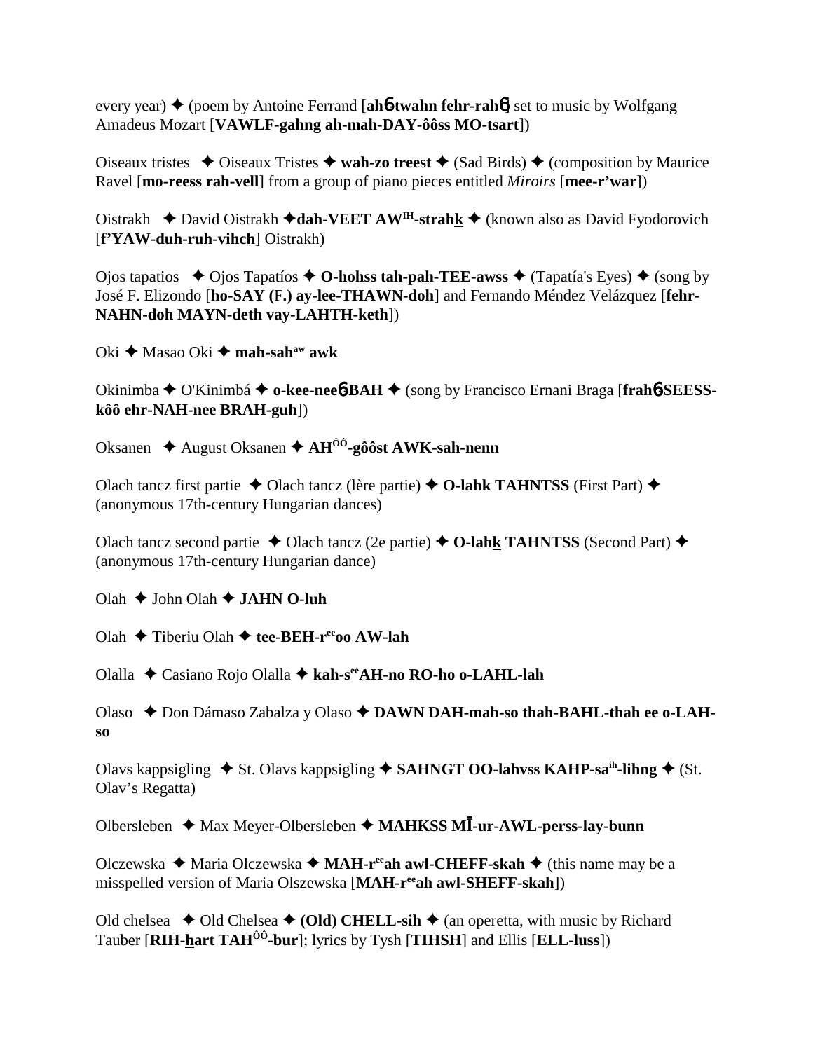every year) ✦ (poem by Antoine Ferrand [**ahɴ-twahn fehr-rahɴ**] set to music by Wolfgang Amadeus Mozart [**VAWLF-gahng ah-mah-DAY-ôôss MO-tsart**])

Oiseaux tristes ✦ Oiseaux Tristes ✦ **wah-zo treest** ✦ (Sad Birds) ✦ (composition by Maurice Ravel [**mo-reess rah-vell**] from a group of piano pieces entitled *Miroirs* [**mee-r'war**])

Oistrakh ✦ David Oistrakh ✦**dah-VEET AW^IH-strahk** ✦ (known also as David Fyodorovich [**f'YAW-duh-ruh-vihch**] Oistrakh)

Ojos tapatios ✦ Ojos Tapatíos ✦ **O-hohss tah-pah-TEE-awss** ✦ (Tapatía's Eyes) ✦ (song by José F. Elizondo [**ho-SAY (F.) ay-lee-THAWN-doh**] and Fernando Méndez Velázquez [**fehr-NAHN-doh MAYN-deth vay-LAHTH-keth**])

Oki ✦ Masao Oki ✦ **mah-sah^aw awk**

Okinimba ✦ O'Kinimbá ✦ **o-kee-neeɴ-BAH** ✦ (song by Francisco Ernani Braga [**frahɴ-SEESS-kôô ehr-NAH-nee BRAH-guh**])

Oksanen ✦ August Oksanen ✦ **AH^ÔÔ-gôôst AWK-sah-nenn**

Olach tancz first partie ✦ Olach tancz (lère partie) ✦ **O-lahk TAHNTSS** (First Part) ✦ (anonymous 17th-century Hungarian dances)

Olach tancz second partie ✦ Olach tancz (2e partie) ✦ **O-lahk TAHNTSS** (Second Part) ✦ (anonymous 17th-century Hungarian dance)

Olah ✦ John Olah ✦ **JAHN O-luh**

Olah ✦ Tiberiu Olah ✦ **tee-BEH-r^ee oo AW-lah**

Olalla ✦ Casiano Rojo Olalla ✦ **kah-s^ee AH-no RO-ho o-LAHL-lah**

Olaso ✦ Don Dámaso Zabalza y Olaso ✦ **DAWN DAH-mah-so thah-BAHL-thah ee o-LAH-so**

Olavs kappsigling ✦ St. Olavs kappsigling ✦ **SAHNGT OO-lahvss KAHP-sa^ih-lihng** ✦ (St. Olav's Regatta)

Olbersleben ✦ Max Meyer-Olbersleben ✦ **MAHKSS MĪ-ur-AWL-perss-lay-bunn**

Olczewska ✦ Maria Olczewska ✦ **MAH-r^ee ah awl-CHEFF-skah** ✦ (this name may be a misspelled version of Maria Olszewska [**MAH-r^ee ah awl-SHEFF-skah**])

Old chelsea ✦ Old Chelsea ✦ **(Old) CHELL-sih** ✦ (an operetta, with music by Richard Tauber [**RIH-hart TAH^ÔÔ-bur**]; lyrics by Tysh [**TIHSH**] and Ellis [**ELL-luss**])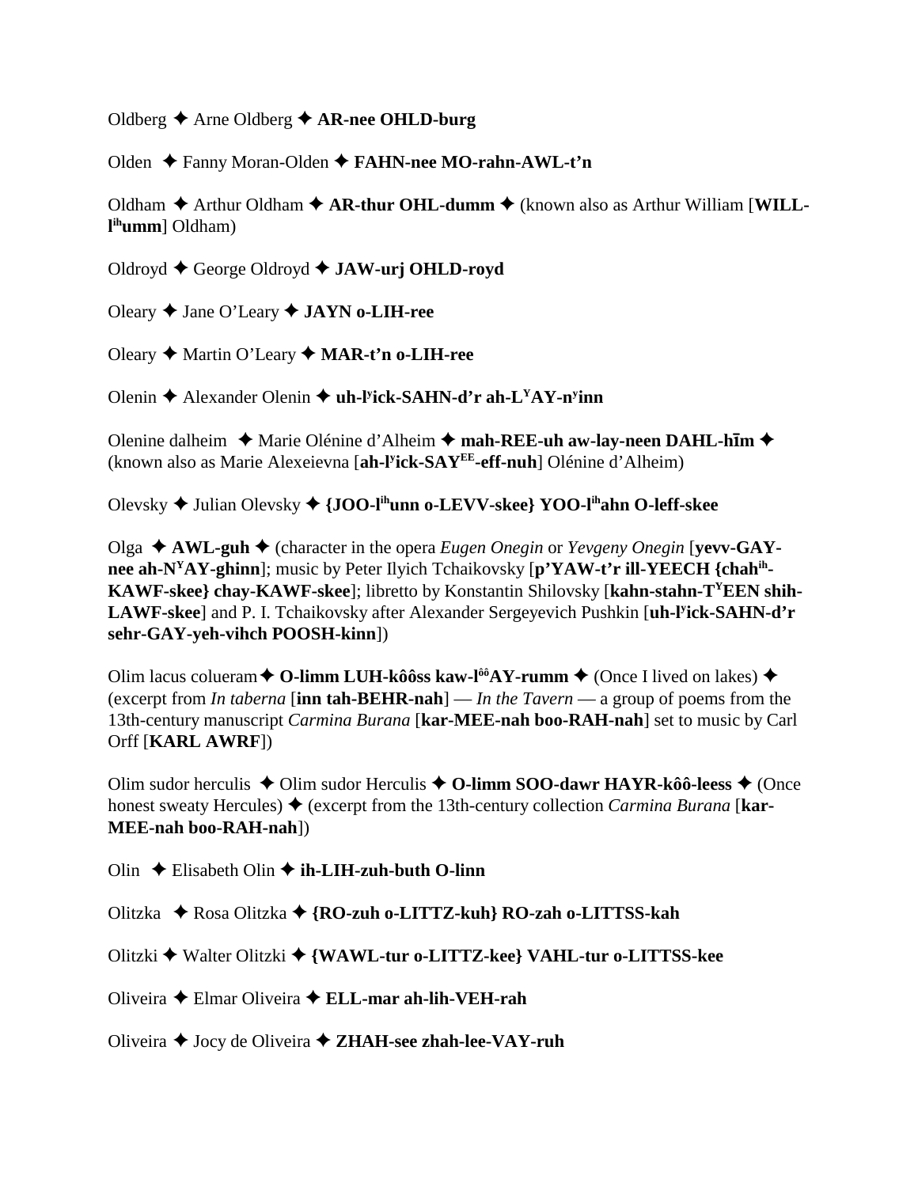Oldberg ✦ Arne Oldberg ✦ **AR-nee OHLD-burg**

Olden ✦ Fanny Moran-Olden ✦ **FAHN-nee MO-rahn-AWL-t'n**

Oldham ✦ Arthur Oldham ✦ **AR-thur OHL-dumm** ✦ (known also as Arthur William [**WILL-l**[ih]**umm**] Oldham)

Oldroyd ✦ George Oldroyd ✦ **JAW-urj OHLD-royd**

Oleary ✦ Jane O'Leary ✦ **JAYN o-LIH-ree**

Oleary ✦ Martin O'Leary ✦ **MAR-t'n o-LIH-ree**

Olenin ✦ Alexander Olenin ✦ **uh-l**[y]**ick-SAHN-d'r ah-L**[Y]**AY-n**[y]**inn**

Olenine dalheim ✦ Marie Olénine d'Alheim ✦ **mah-REE-uh aw-lay-neen DAHL-hīm** ✦ (known also as Marie Alexeievna [**ah-l**[y]**ick-SAY**[EE]**-eff-nuh**] Olénine d'Alheim)

Olevsky ✦ Julian Olevsky ✦ **{JOO-l**[ih]**unn o-LEVV-skee} YOO-l**[ih]**ahn O-leff-skee**

Olga ✦ **AWL-guh** ✦ (character in the opera *Eugen Onegin* or *Yevgeny Onegin* [**yevv-GAY-nee ah-N**[Y]**AY-ghinn**]; music by Peter Ilyich Tchaikovsky [**p'YAW-t'r ill-YEECH {chah**[ih]**-KAWF-skee} chay-KAWF-skee**]; libretto by Konstantin Shilovsky [**kahn-stahn-T**[Y]**EEN shih-LAWF-skee**] and P. I. Tchaikovsky after Alexander Sergeyevich Pushkin [**uh-l**[y]**ick-SAHN-d'r sehr-GAY-yeh-vihch POOSH-kinn**])

Olim lacus colueram ✦ **O-limm LUH-kôôss kaw-l**[ôô]**AY-rumm** ✦ (Once I lived on lakes) ✦ (excerpt from *In taberna* [**inn tah-BEHR-nah**] — *In the Tavern* — a group of poems from the 13th-century manuscript *Carmina Burana* [**kar-MEE-nah boo-RAH-nah**] set to music by Carl Orff [**KARL AWRF**])

Olim sudor herculis ✦ Olim sudor Herculis ✦ **O-limm SOO-dawr HAYR-kôô-leess** ✦ (Once honest sweaty Hercules) ✦ (excerpt from the 13th-century collection *Carmina Burana* [**kar-MEE-nah boo-RAH-nah**])

Olin ✦ Elisabeth Olin ✦ **ih-LIH-zuh-buth O-linn**

Olitzka ✦ Rosa Olitzka ✦ **{RO-zuh o-LITTZ-kuh} RO-zah o-LITTSS-kah**

Olitzki ✦ Walter Olitzki ✦ **{WAWL-tur o-LITTZ-kee} VAHL-tur o-LITTSS-kee**

Oliveira ✦ Elmar Oliveira ✦ **ELL-mar ah-lih-VEH-rah**

Oliveira ✦ Jocy de Oliveira ✦ **ZHAH-see zhah-lee-VAY-ruh**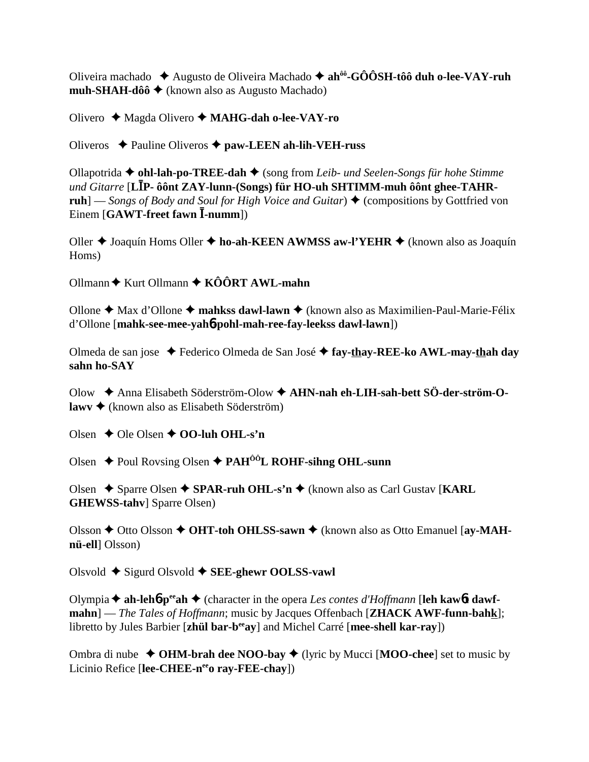Oliveira machado ✦ Augusto de Oliveira Machado ✦ **ah$^{ôô}$-GÔÔSH-tôô duh o-lee-VAY-ruh muh-SHAH-dôô** ✦ (known also as Augusto Machado)

Olivero ✦ Magda Olivero ✦ **MAHG-dah o-lee-VAY-ro**

Oliveros ✦ Pauline Oliveros ✦ **paw-LEEN ah-lih-VEH-russ**

Ollapotrida ✦ **ohl-lah-po-TREE-dah** ✦ (song from *Leib- und Seelen-Songs für hohe Stimme und Gitarre* [**LĪP- ôônt ZAY-lunn-(Songs) für HO-uh SHTIMM-muh ôônt ghee-TAHR-ruh**] — *Songs of Body and Soul for High Voice and Guitar*) ✦ (compositions by Gottfried von Einem [**GAWT-freet fawn Ī-numm**])

Oller ✦ Joaquín Homs Oller ✦ **ho-ah-KEEN AWMSS aw-l'YEHR** ✦ (known also as Joaquín Homs)

Ollmann ✦ Kurt Ollmann ✦ **KÔÔRT AWL-mahn**

Ollone ✦ Max d'Ollone ✦ **mahkss dawl-lawn** ✦ (known also as Maximilien-Paul-Marie-Félix d'Ollone [**mahk-see-mee-yahɓ-pohl-mah-ree-fay-leekss dawl-lawn**])

Olmeda de san jose ✦ Federico Olmeda de San José ✦ **fay-thay-REE-ko AWL-may-thah day sahn ho-SAY**

Olow ✦ Anna Elisabeth Söderström-Olow ✦ **AHN-nah eh-LIH-sah-bett SÖ-der-ström-O-lawv** ✦ (known also as Elisabeth Söderström)

Olsen ✦ Ole Olsen ✦ **OO-luh OHL-s'n**

Olsen ✦ Poul Rovsing Olsen ✦ **PAH$^{ÔÔ}$L ROHF-sihng OHL-sunn**

Olsen ✦ Sparre Olsen ✦ **SPAR-ruh OHL-s'n** ✦ (known also as Carl Gustav [**KARL GHEWSS-tahv**] Sparre Olsen)

Olsson ✦ Otto Olsson ✦ **OHT-toh OHLSS-sawn** ✦ (known also as Otto Emanuel [**ay-MAH-nü-ell**] Olsson)

Olsvold ✦ Sigurd Olsvold ✦ **SEE-ghewr OOLSS-vawl**

Olympia ✦ **ah-lehɓ-p$^{ee}$ah** ✦ (character in the opera *Les contes d'Hoffmann* [**leh kawɓt dawf-mahn**] — *The Tales of Hoffmann*; music by Jacques Offenbach [**ZHACK AWF-funn-bahk**]; libretto by Jules Barbier [**zhül bar-b$^{ee}$ay**] and Michel Carré [**mee-shell kar-ray**])

Ombra di nube ✦ **OHM-brah dee NOO-bay** ✦ (lyric by Mucci [**MOO-chee**] set to music by Licinio Refice [**lee-CHEE-n$^{ee}$o ray-FEE-chay**])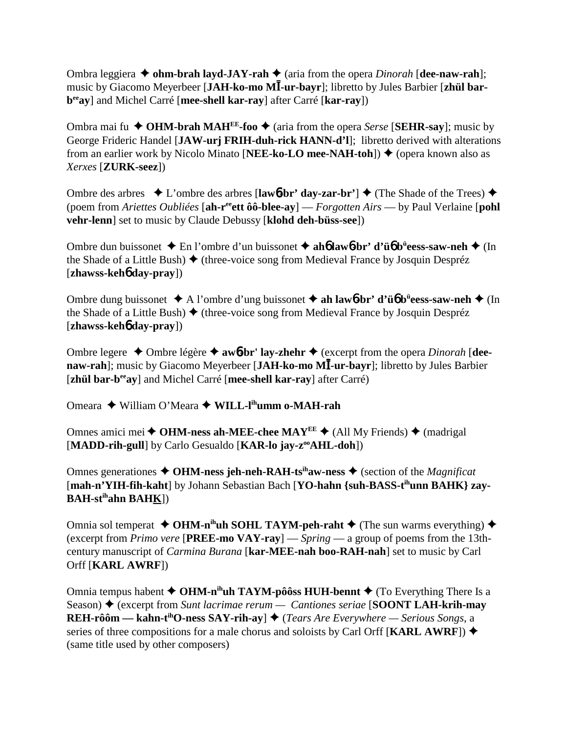Ombra leggiera ✦ **ohm-brah layd-JAY-rah** ✦ (aria from the opera *Dinorah* [**dee-naw-rah**]; music by Giacomo Meyerbeer [**JAH-ko-mo MĪ-ur-bayr**]; libretto by Jules Barbier [**zhül bar-b[ee]ay**] and Michel Carré [**mee-shell kar-ray**] after Carré [**kar-ray**])

Ombra mai fu ✦ **OHM-brah MAH[EE]-foo** ✦ (aria from the opera *Serse* [**SEHR-say**]; music by George Frideric Handel [**JAW-urj FRIH-duh-rick HANN-d'l**]; libretto derived with alterations from an earlier work by Nicolo Minato [**NEE-ko-LO mee-NAH-toh**]) ✦ (opera known also as *Xerxes* [**ZURK-seez**])

Ombre des arbres ✦ L'ombre des arbres [**law6-br' day-zar-br'**] ✦ (The Shade of the Trees) ✦ (poem from *Ariettes Oubliées* [**ah-r[ee]ett ôô-blee-ay**] — *Forgotten Airs* — by Paul Verlaine [**pohl vehr-lenn**] set to music by Claude Debussy [**klohd deh-büss-see**])

Ombre dun buissonet ✦ En l'ombre d'un buissonet ✦ **ah6 law6-br' d'ü6 b[ü]eess-saw-neh** ✦ (In the Shade of a Little Bush) ✦ (three-voice song from Medieval France by Josquin Despréz [**zhawss-keh6 day-pray**])

Ombre dung buissonet ✦ A l'ombre d'ung buissonet ✦ **ah law6-br' d'ü6 b[ü]eess-saw-neh** ✦ (In the Shade of a Little Bush) ✦ (three-voice song from Medieval France by Josquin Despréz [**zhawss-keh6 day-pray**])

Ombre legere ✦ Ombre légère ✦ **aw6-br' lay-zhehr** ✦ (excerpt from the opera *Dinorah* [**dee-naw-rah**]; music by Giacomo Meyerbeer [**JAH-ko-mo MĪ-ur-bayr**]; libretto by Jules Barbier [**zhül bar-b[ee]ay**] and Michel Carré [**mee-shell kar-ray**] after Carré)

Omeara ✦ William O'Meara ✦ **WILL-l[ih]umm o-MAH-rah**

Omnes amici mei ✦ **OHM-ness ah-MEE-chee MAY[EE]** ✦ (All My Friends) ✦ (madrigal [**MADD-rih-gull**] by Carlo Gesualdo [**KAR-lo jay-z[oo]AHL-doh**])

Omnes generationes ✦ **OHM-ness jeh-neh-RAH-ts[ih]aw-ness** ✦ (section of the *Magnificat* [**mah-n'YIH-fih-kaht**] by Johann Sebastian Bach [**YO-hahn {suh-BASS-t[ih]unn BAHK} zay-BAH-st[ih]ahn BAH<u>K</u>**])

Omnia sol temperat ✦ **OHM-n[ih]uh SOHL TAYM-peh-raht** ✦ (The sun warms everything) ✦ (excerpt from *Primo vere* [**PREE-mo VAY-ray**] — *Spring* — a group of poems from the 13th-century manuscript of *Carmina Burana* [**kar-MEE-nah boo-RAH-nah**] set to music by Carl Orff [**KARL AWRF**])

Omnia tempus habent ✦ **OHM-n[ih]uh TAYM-pôôss HUH-bennt** ✦ (To Everything There Is a Season) ✦ (excerpt from *Sunt lacrimae rerum — Cantiones seriae* [**SOONT LAH-krih-may REH-rôôm — kahn-t[ih]O-ness SAY-rih-ay**] ✦ (*Tears Are Everywhere — Serious Songs*, a series of three compositions for a male chorus and soloists by Carl Orff [**KARL AWRF**]) ✦ (same title used by other composers)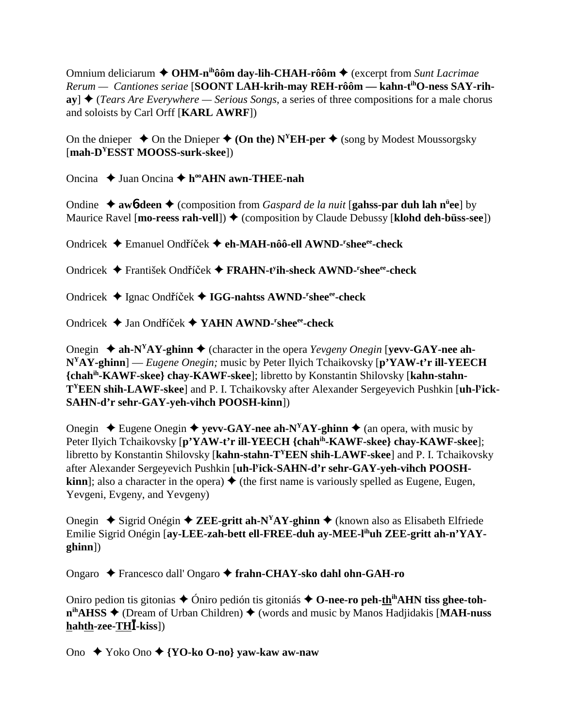Omnium deliciarum ✦ **OHM-n^ih^ôôm day-lih-CHAH-rôôm** ✦ (excerpt from *Sunt Lacrimae Rerum — Cantiones seriae* [**SOONT LAH-krih-may REH-rôôm — kahn-t^ih^O-ness SAY-rih-ay**] ✦ (*Tears Are Everywhere — Serious Songs*, a series of three compositions for a male chorus and soloists by Carl Orff [**KARL AWRF**])

On the dnieper ✦ On the Dnieper ✦ **(On the) N^Y^EH-per** ✦ (song by Modest Moussorgsky [**mah-D^Y^ESST MOOSS-surk-skee**])

Oncina ✦ Juan Oncina ✦ **h^oo^AHN awn-THEE-nah**

Ondine ✦ **aw6deen** ✦ (composition from *Gaspard de la nuit* [**gahss-par duh lah n^ü^ee**] by Maurice Ravel [**mo-reess rah-vell**]) ✦ (composition by Claude Debussy [**klohd deh-büss-see**])

Ondricek ✦ Emanuel Ondříček ✦ **eh-MAH-nôô-ell AWND-^r^shee^ee^-check**

Ondricek ✦ František Ondříček ✦ **FRAHN-t^y^ih-sheck AWND-^r^shee^ee^-check**

Ondricek ✦ Ignac Ondříček ✦ **IGG-nahtss AWND-^r^shee^ee^-check**

Ondricek ✦ Jan Ondříček ✦ **YAHN AWND-^r^shee^ee^-check**

Onegin ✦ **ah-N^Y^AY-ghinn** ✦ (character in the opera *Yevgeny Onegin* [**yevv-GAY-nee ah-N^Y^AY-ghinn**] — *Eugene Onegin;* music by Peter Ilyich Tchaikovsky [**p'YAW-t'r ill-YEECH {chah^ih^-KAWF-skee} chay-KAWF-skee**]; libretto by Konstantin Shilovsky [**kahn-stahn-T^Y^EEN shih-LAWF-skee**] and P. I. Tchaikovsky after Alexander Sergeyevich Pushkin [**uh-l^y^ick-SAHN-d'r sehr-GAY-yeh-vihch POOSH-kinn**])

Onegin ✦ Eugene Onegin ✦ **yevv-GAY-nee ah-N^Y^AY-ghinn** ✦ (an opera, with music by Peter Ilyich Tchaikovsky [**p'YAW-t'r ill-YEECH {chah^ih^-KAWF-skee} chay-KAWF-skee**]; libretto by Konstantin Shilovsky [**kahn-stahn-T^Y^EEN shih-LAWF-skee**] and P. I. Tchaikovsky after Alexander Sergeyevich Pushkin [**uh-l^y^ick-SAHN-d'r sehr-GAY-yeh-vihch POOSH-kinn**]; also a character in the opera) ✦ (the first name is variously spelled as Eugene, Eugen, Yevgeni, Evgeny, and Yevgeny)

Onegin ✦ Sigrid Onégin ✦ **ZEE-gritt ah-N^Y^AY-ghinn** ✦ (known also as Elisabeth Elfriede Emilie Sigrid Onégin [**ay-LEE-zah-bett ell-FREE-duh ay-MEE-l^ih^uh ZEE-gritt ah-n'YAY-ghinn**])

Ongaro ✦ Francesco dall' Ongaro ✦ **frahn-CHAY-sko dahl ohn-GAH-ro**

Oniro pedion tis gitonias ✦ Óniro pedión tis gitoniás ✦ **O-nee-ro peh-th^ih^AHN tiss ghee-toh-n^ih^AHSS** ✦ (Dream of Urban Children) ✦ (words and music by Manos Hadjidakis [**MAH-nuss hahth-zee-THĪ-kiss**])

Ono ✦ Yoko Ono ✦ **{YO-ko O-no} yaw-kaw aw-naw**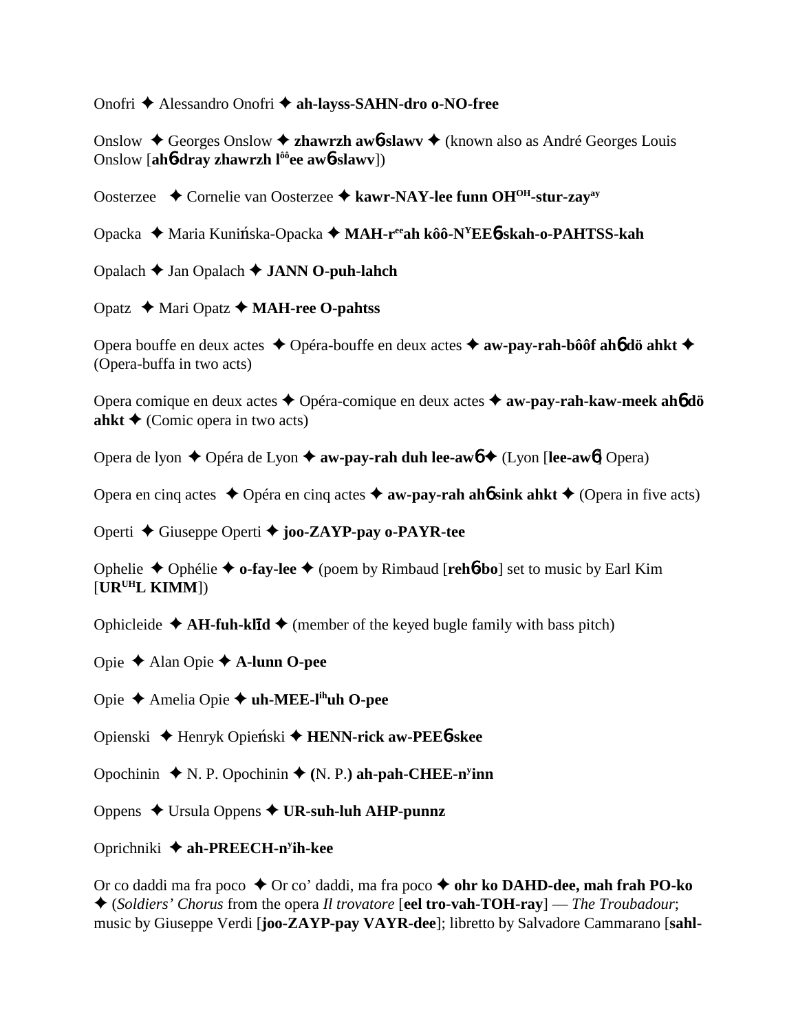Onofri ✦ Alessandro Onofri ✦ **ah-layss-SAHN-dro o-NO-free**

Onslow ✦ Georges Onslow ✦ **zhawrzh aw6-slawv** ✦ (known also as André Georges Louis Onslow [**ah6-dray zhawrzh lôôee aw6-slawv**])

Oosterzee ✦ Cornelie van Oosterzee ✦ **kawr-NAY-lee funn OHOH-stur-zayay**

Opacka ✦ Maria Kunińska-Opacka ✦ **MAH-reeah kôô-NYEE6-skah-o-PAHTSS-kah**

Opalach ✦ Jan Opalach ✦ **JANN O-puh-lahch**

Opatz ✦ Mari Opatz ✦ **MAH-ree O-pahtss**

Opera bouffe en deux actes ✦ Opéra-bouffe en deux actes ✦ **aw-pay-rah-bôôf ah6 dö ahkt** ✦ (Opera-buffa in two acts)

Opera comique en deux actes ✦ Opéra-comique en deux actes ✦ **aw-pay-rah-kaw-meek ah6 dö ahkt** ✦ (Comic opera in two acts)

Opera de lyon ✦ Opéra de Lyon ✦ **aw-pay-rah duh lee-aw6** ✦ (Lyon [**lee-aw6**] Opera)

Opera en cinq actes ✦ Opéra en cinq actes ✦ **aw-pay-rah ah6 sink ahkt** ✦ (Opera in five acts)

Operti ✦ Giuseppe Operti ✦ **joo-ZAYP-pay o-PAYR-tee**

Ophelie ✦ Ophélie ✦ **o-fay-lee** ✦ (poem by Rimbaud [**reh6-bo**] set to music by Earl Kim [**URUHL KIMM**])

Ophicleide ✦ **AH-fuh-klīd** ✦ (member of the keyed bugle family with bass pitch)

Opie ✦ Alan Opie ✦ **A-lunn O-pee**

Opie ✦ Amelia Opie ✦ **uh-MEE-lihuh O-pee**

Opienski ✦ Henryk Opieński ✦ **HENN-rick aw-PEE6-skee**

Opochinin ✦ N. P. Opochinin ✦ **(**N. P.**) ah-pah-CHEE-nyinn**

Oppens ✦ Ursula Oppens ✦ **UR-suh-luh AHP-punnz**

Oprichniki ✦ **ah-PREECH-nyih-kee**

Or co daddi ma fra poco ✦ Or co' daddi, ma fra poco ✦ **ohr ko DAHD-dee, mah frah PO-ko** ✦ (*Soldiers' Chorus* from the opera *Il trovatore* [**eel tro-vah-TOH-ray**] — *The Troubadour*; music by Giuseppe Verdi [**joo-ZAYP-pay VAYR-dee**]; libretto by Salvadore Cammarano [**sahl-**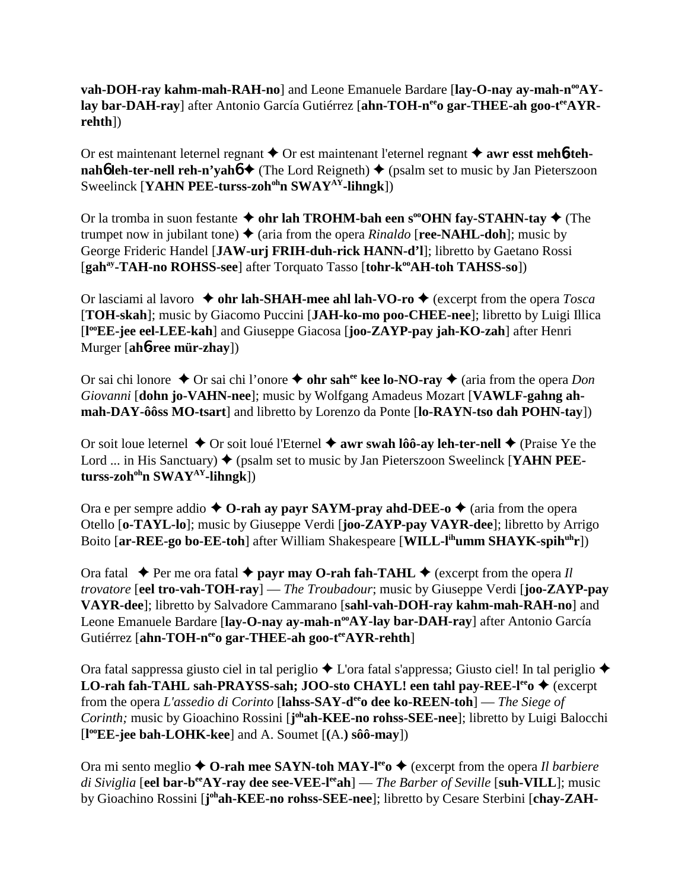**vah-DOH-ray kahm-mah-RAH-no**] and Leone Emanuele Bardare [**lay-O-nay ay-mah-n[oo]AY-lay bar-DAH-ray**] after Antonio García Gutiérrez [**ahn-TOH-n[ee]o gar-THEE-ah goo-t[ee]AYR-rehth**])

Or est maintenant leternel regnant ✦ Or est maintenant l'eternel regnant ✦ **awr esst meh6-teh-nah6 leh-ter-nell reh-n'yah6** ✦ (The Lord Reigneth) ✦ (psalm set to music by Jan Pieterszoon Sweelinck [**YAHN PEE-turss-zoh[oh]n SWAY[AY]-lihngk**])

Or la tromba in suon festante ✦ **ohr lah TROHM-bah een s[oo]OHN fay-STAHN-tay** ✦ (The trumpet now in jubilant tone) ✦ (aria from the opera *Rinaldo* [**ree-NAHL-doh**]; music by George Frideric Handel [**JAW-urj FRIH-duh-rick HANN-d'l**]; libretto by Gaetano Rossi [**gah[ay]-TAH-no ROHSS-see**] after Torquato Tasso [**tohr-k[oo]AH-toh TAHSS-so**])

Or lasciami al lavoro ✦ **ohr lah-SHAH-mee ahl lah-VO-ro** ✦ (excerpt from the opera *Tosca* [**TOH-skah**]; music by Giacomo Puccini [**JAH-ko-mo poo-CHEE-nee**]; libretto by Luigi Illica [**l[oo]EE-jee eel-LEE-kah**] and Giuseppe Giacosa [**joo-ZAYP-pay jah-KO-zah**] after Henri Murger [**ah6-ree mür-zhay**])

Or sai chi lonore ✦ Or sai chi l'onore ✦ **ohr sah[ee] kee lo-NO-ray** ✦ (aria from the opera *Don Giovanni* [**dohn jo-VAHN-nee**]; music by Wolfgang Amadeus Mozart [**VAWLF-gahng ah-mah-DAY-ôôss MO-tsart**] and libretto by Lorenzo da Ponte [**lo-RAYN-tso dah POHN-tay**])

Or soit loue leternel ✦ Or soit loué l'Eternel ✦ **awr swah lôô-ay leh-ter-nell** ✦ (Praise Ye the Lord ... in His Sanctuary) ✦ (psalm set to music by Jan Pieterszoon Sweelinck [**YAHN PEE-turss-zoh[oh]n SWAY[AY]-lihngk**])

Ora e per sempre addio ✦ **O-rah ay payr SAYM-pray ahd-DEE-o** ✦ (aria from the opera Otello [**o-TAYL-lo**]; music by Giuseppe Verdi [**joo-ZAYP-pay VAYR-dee**]; libretto by Arrigo Boito [**ar-REE-go bo-EE-toh**] after William Shakespeare [**WILL-l[ih]umm SHAYK-spih[uh]r**])

Ora fatal ✦ Per me ora fatal ✦ **payr may O-rah fah-TAHL** ✦ (excerpt from the opera *Il trovatore* [**eel tro-vah-TOH-ray**] — *The Troubadour*; music by Giuseppe Verdi [**joo-ZAYP-pay VAYR-dee**]; libretto by Salvadore Cammarano [**sahl-vah-DOH-ray kahm-mah-RAH-no**] and Leone Emanuele Bardare [**lay-O-nay ay-mah-n[oo]AY-lay bar-DAH-ray**] after Antonio García Gutiérrez [**ahn-TOH-n[ee]o gar-THEE-ah goo-t[ee]AYR-rehth**]

Ora fatal sappressa giusto ciel in tal periglio ✦ L'ora fatal s'appressa; Giusto ciel! In tal periglio ✦ **LO-rah fah-TAHL sah-PRAYSS-sah; JOO-sto CHAYL! een tahl pay-REE-l[ee]o** ✦ (excerpt from the opera *L'assedio di Corinto* [**lahss-SAY-d[ee]o dee ko-REEN-toh**] — *The Siege of Corinth;* music by Gioachino Rossini [**j[oh]ah-KEE-no rohss-SEE-nee**]; libretto by Luigi Balocchi [**l[oo]EE-jee bah-LOHK-kee**] and A. Soumet [**(A.) sôô-may**])

Ora mi sento meglio ✦ **O-rah mee SAYN-toh MAY-l[ee]o** ✦ (excerpt from the opera *Il barbiere di Siviglia* [**eel bar-b[ee]AY-ray dee see-VEE-l[ee]ah**] — *The Barber of Seville* [**suh-VILL**]; music by Gioachino Rossini [**j[oh]ah-KEE-no rohss-SEE-nee**]; libretto by Cesare Sterbini [**chay-ZAH-**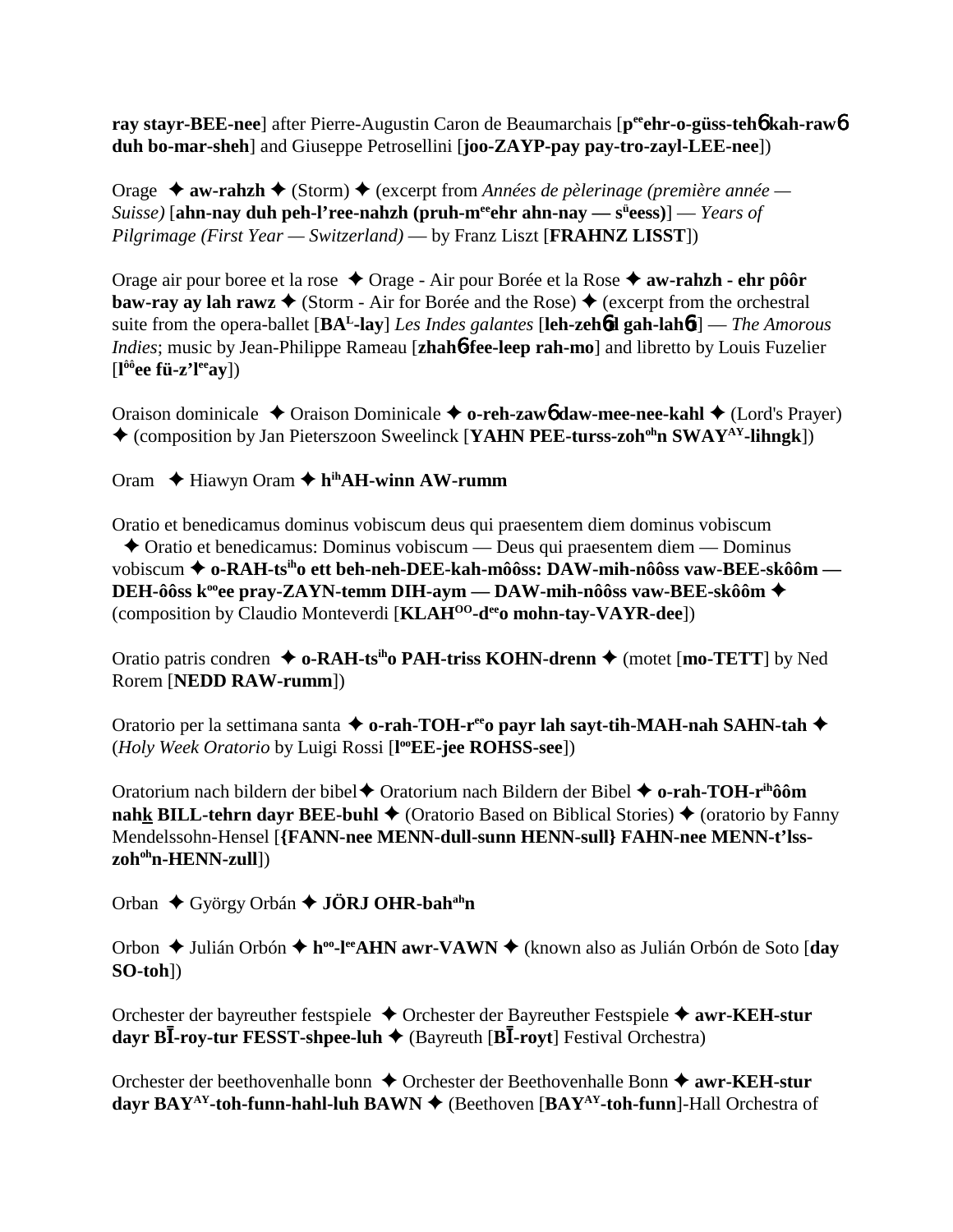**ray stayr-BEE-nee**] after Pierre-Augustin Caron de Beaumarchais [**p**ee**ehr-o-güss-teh**6 **kah-raw**6 **duh bo-mar-sheh**] and Giuseppe Petrosellini [**joo-ZAYP-pay pay-tro-zayl-LEE-nee**])

Orage ✦ **aw-rahzh** ✦ (Storm) ✦ (excerpt from *Années de pèlerinage (première année — Suisse)* [**ahn-nay duh peh-l'ree-nahzh (pruh-m**ee**ehr ahn-nay — s**ü**eess)**] — *Years of Pilgrimage (First Year — Switzerland)* — by Franz Liszt [**FRAHNZ LISST**])

Orage air pour boree et la rose ✦ Orage - Air pour Borée et la Rose ✦ **aw-rahzh - ehr pôôr baw-ray ay lah rawz** ✦ (Storm - Air for Borée and the Rose) ✦ (excerpt from the orchestral suite from the opera-ballet [**BA**L**-lay**] *Les Indes galantes* [**leh-zeh**6**d gah-lah**6**t**] — *The Amorous Indies*; music by Jean-Philippe Rameau [**zhah**6**-fee-leep rah-mo**] and libretto by Louis Fuzelier [**l**ôô**ee fü-z'l**ee**ay**])

Oraison dominicale ✦ Oraison Dominicale ✦ **o-reh-zaw**6 **daw-mee-nee-kahl** ✦ (Lord's Prayer) ✦ (composition by Jan Pieterszoon Sweelinck [**YAHN PEE-turss-zoh**oh**n SWAY**AY**-lihngk**])

Oram ✦ Hiawyn Oram ✦ **h**ih**AH-winn AW-rumm**

Oratio et benedicamus dominus vobiscum deus qui praesentem diem dominus vobiscum ✦ Oratio et benedicamus: Dominus vobiscum — Deus qui praesentem diem — Dominus vobiscum ✦ **o-RAH-ts**ih**o ett beh-neh-DEE-kah-môôss: DAW-mih-nôôss vaw-BEE-skôôm — DEH-ôôss k**oo**ee pray-ZAYN-temm DIH-aym — DAW-mih-nôôss vaw-BEE-skôôm** ✦ (composition by Claudio Monteverdi [**KLAH**OO**-d**ee**o mohn-tay-VAYR-dee**])

Oratio patris condren ✦ **o-RAH-ts**ih**o PAH-triss KOHN-drenn** ✦ (motet [**mo-TETT**] by Ned Rorem [**NEDD RAW-rumm**])

Oratorio per la settimana santa ✦ **o-rah-TOH-r**ee**o payr lah sayt-tih-MAH-nah SAHN-tah** ✦ (*Holy Week Oratorio* by Luigi Rossi [**l**oo**EE-jee ROHSS-see**])

Oratorium nach bildern der bibel ✦ Oratorium nach Bildern der Bibel ✦ **o-rah-TOH-r**ih**ôôm nahk BILL-tehrn dayr BEE-buhl** ✦ (Oratorio Based on Biblical Stories) ✦ (oratorio by Fanny Mendelssohn-Hensel [**{FANN-nee MENN-dull-sunn HENN-sull} FAHN-nee MENN-t'lss-zoh**oh**n-HENN-zull**])

Orban ✦ György Orbán ✦ **JÖRJ OHR-bah**ah**n**

Orbon ✦ Julián Orbón ✦ **h**oo**-l**ee**AHN awr-VAWN** ✦ (known also as Julián Orbón de Soto [**day SO-toh**])

Orchester der bayreuther festspiele ✦ Orchester der Bayreuther Festspiele ✦ **awr-KEH-stur dayr BĪ-roy-tur FESST-shpee-luh** ✦ (Bayreuth [**BĪ-royt**] Festival Orchestra)

Orchester der beethovenhalle bonn ✦ Orchester der Beethovenhalle Bonn ✦ **awr-KEH-stur dayr BAY**AY**-toh-funn-hahl-luh BAWN** ✦ (Beethoven [**BAY**AY**-toh-funn**]-Hall Orchestra of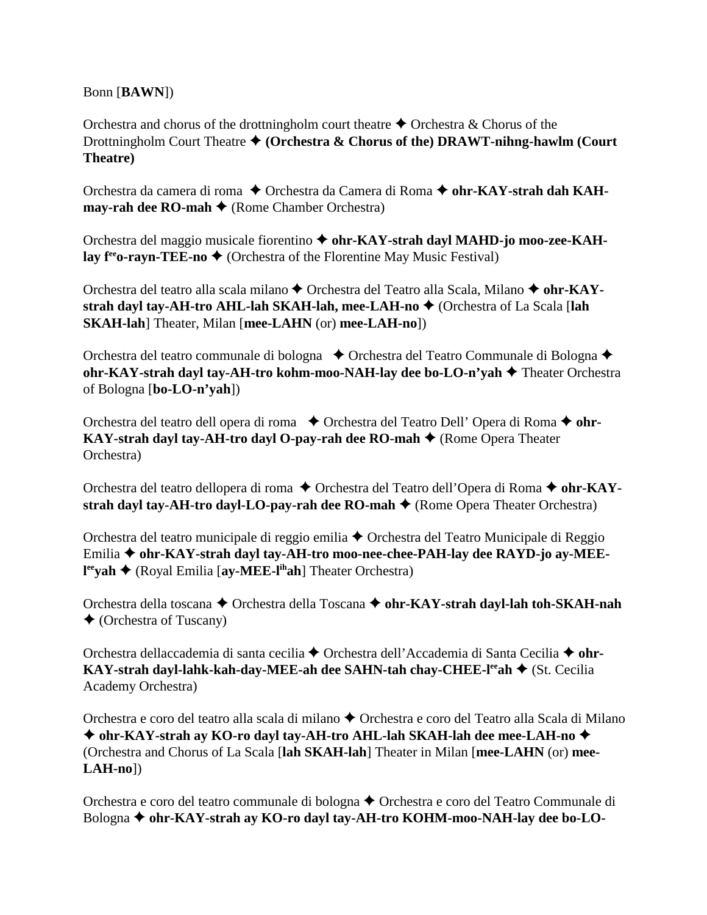Bonn [**BAWN**])

Orchestra and chorus of the drottningholm court theatre ✦ Orchestra & Chorus of the Drottningholm Court Theatre ✦ **(Orchestra & Chorus of the) DRAWT-nihng-hawlm (Court Theatre)**

Orchestra da camera di roma ✦ Orchestra da Camera di Roma ✦ **ohr-KAY-strah dah KAH-may-rah dee RO-mah** ✦ (Rome Chamber Orchestra)

Orchestra del maggio musicale fiorentino ✦ **ohr-KAY-strah dayl MAHD-jo moo-zee-KAH-lay f[ee]o-rayn-TEE-no** ✦ (Orchestra of the Florentine May Music Festival)

Orchestra del teatro alla scala milano ✦ Orchestra del Teatro alla Scala, Milano ✦ **ohr-KAY-strah dayl tay-AH-tro AHL-lah SKAH-lah, mee-LAH-no** ✦ (Orchestra of La Scala [**lah SKAH-lah**] Theater, Milan [**mee-LAHN** (or) **mee-LAH-no**])

Orchestra del teatro communale di bologna ✦ Orchestra del Teatro Communale di Bologna ✦ **ohr-KAY-strah dayl tay-AH-tro kohm-moo-NAH-lay dee bo-LO-n'yah** ✦ Theater Orchestra of Bologna [**bo-LO-n'yah**])

Orchestra del teatro dell opera di roma ✦ Orchestra del Teatro Dell' Opera di Roma ✦ **ohr-KAY-strah dayl tay-AH-tro dayl O-pay-rah dee RO-mah** ✦ (Rome Opera Theater Orchestra)

Orchestra del teatro dellopera di roma ✦ Orchestra del Teatro dell'Opera di Roma ✦ **ohr-KAY-strah dayl tay-AH-tro dayl-LO-pay-rah dee RO-mah** ✦ (Rome Opera Theater Orchestra)

Orchestra del teatro municipale di reggio emilia ✦ Orchestra del Teatro Municipale di Reggio Emilia ✦ **ohr-KAY-strah dayl tay-AH-tro moo-nee-chee-PAH-lay dee RAYD-jo ay-MEE-l[ee]yah** ✦ (Royal Emilia [**ay-MEE-l[ih]ah**] Theater Orchestra)

Orchestra della toscana ✦ Orchestra della Toscana ✦ **ohr-KAY-strah dayl-lah toh-SKAH-nah** ✦ (Orchestra of Tuscany)

Orchestra dellaccademia di santa cecilia ✦ Orchestra dell'Accademia di Santa Cecilia ✦ **ohr-KAY-strah dayl-lahk-kah-day-MEE-ah dee SAHN-tah chay-CHEE-l[ee]ah** ✦ (St. Cecilia Academy Orchestra)

Orchestra e coro del teatro alla scala di milano ✦ Orchestra e coro del Teatro alla Scala di Milano ✦ **ohr-KAY-strah ay KO-ro dayl tay-AH-tro AHL-lah SKAH-lah dee mee-LAH-no** ✦ (Orchestra and Chorus of La Scala [**lah SKAH-lah**] Theater in Milan [**mee-LAHN** (or) **mee-LAH-no**])

Orchestra e coro del teatro communale di bologna ✦ Orchestra e coro del Teatro Communale di Bologna ✦ **ohr-KAY-strah ay KO-ro dayl tay-AH-tro KOHM-moo-NAH-lay dee bo-LO-**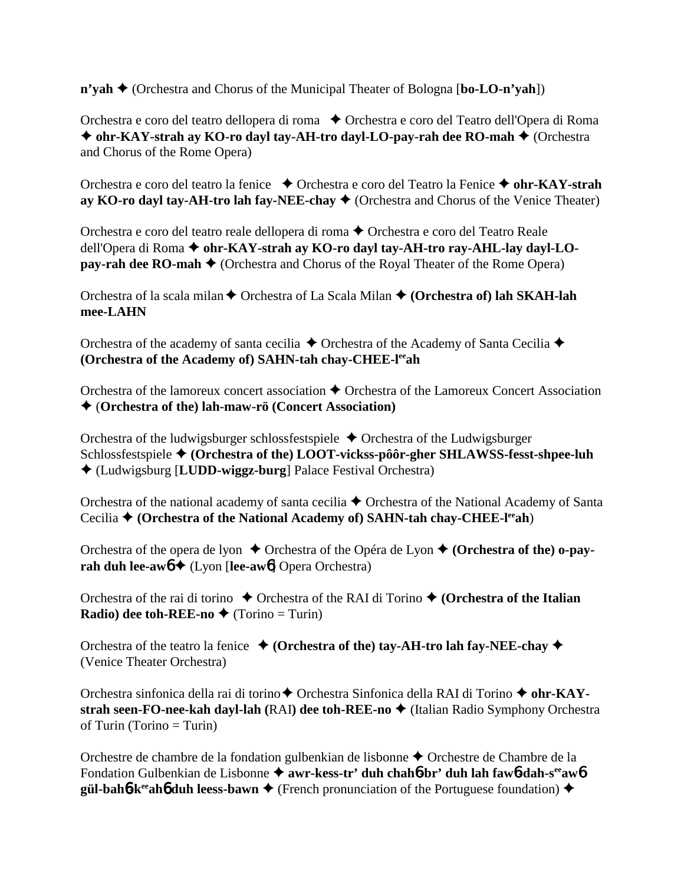**n'yah** ✦ (Orchestra and Chorus of the Municipal Theater of Bologna [**bo-LO-n'yah**])

Orchestra e coro del teatro dellopera di roma ✦ Orchestra e coro del Teatro dell'Opera di Roma ✦ **ohr-KAY-strah ay KO-ro dayl tay-AH-tro dayl-LO-pay-rah dee RO-mah** ✦ (Orchestra and Chorus of the Rome Opera)

Orchestra e coro del teatro la fenice ✦ Orchestra e coro del Teatro la Fenice ✦ **ohr-KAY-strah ay KO-ro dayl tay-AH-tro lah fay-NEE-chay** ✦ (Orchestra and Chorus of the Venice Theater)

Orchestra e coro del teatro reale dellopera di roma ✦ Orchestra e coro del Teatro Reale dell'Opera di Roma ✦ **ohr-KAY-strah ay KO-ro dayl tay-AH-tro ray-AHL-lay dayl-LO-pay-rah dee RO-mah** ✦ (Orchestra and Chorus of the Royal Theater of the Rome Opera)

Orchestra of la scala milan ✦ Orchestra of La Scala Milan ✦ **(Orchestra of) lah SKAH-lah mee-LAHN**

Orchestra of the academy of santa cecilia ✦ Orchestra of the Academy of Santa Cecilia ✦ **(Orchestra of the Academy of) SAHN-tah chay-CHEE-l[ee]ah**

Orchestra of the lamoreux concert association ✦ Orchestra of the Lamoreux Concert Association ✦ (**Orchestra of the) lah-maw-rö (Concert Association)**

Orchestra of the ludwigsburger schlossfestspiele ✦ Orchestra of the Ludwigsburger Schlossfestspiele ✦ **(Orchestra of the) LOOT-vickss-pôôr-gher SHLAWSS-fesst-shpee-luh** ✦ (Ludwigsburg [**LUDD-wiggz-burg**] Palace Festival Orchestra)

Orchestra of the national academy of santa cecilia ✦ Orchestra of the National Academy of Santa Cecilia ✦ **(Orchestra of the National Academy of) SAHN-tah chay-CHEE-l[ee]ah**)

Orchestra of the opera de lyon ✦ Orchestra of the Opéra de Lyon ✦ **(Orchestra of the) o-pay-rah duh lee-awб** ✦ (Lyon [**lee-awб**] Opera Orchestra)

Orchestra of the rai di torino ✦ Orchestra of the RAI di Torino ✦ **(Orchestra of the Italian Radio) dee toh-REE-no** ✦ (Torino = Turin)

Orchestra of the teatro la fenice ✦ **(Orchestra of the) tay-AH-tro lah fay-NEE-chay** ✦ (Venice Theater Orchestra)

Orchestra sinfonica della rai di torino ✦ Orchestra Sinfonica della RAI di Torino ✦ **ohr-KAY-strah seen-FO-nee-kah dayl-lah (**RAI**) dee toh-REE-no** ✦ (Italian Radio Symphony Orchestra of Turin (Torino = Turin)

Orchestre de chambre de la fondation gulbenkian de lisbonne ✦ Orchestre de Chambre de la Fondation Gulbenkian de Lisbonne ✦ **awr-kess-tr' duh chahб-br' duh lah fawб-dah-s[ee]awб gül-bahб-k[ee]ahб duh leess-bawn** ✦ (French pronunciation of the Portuguese foundation) ✦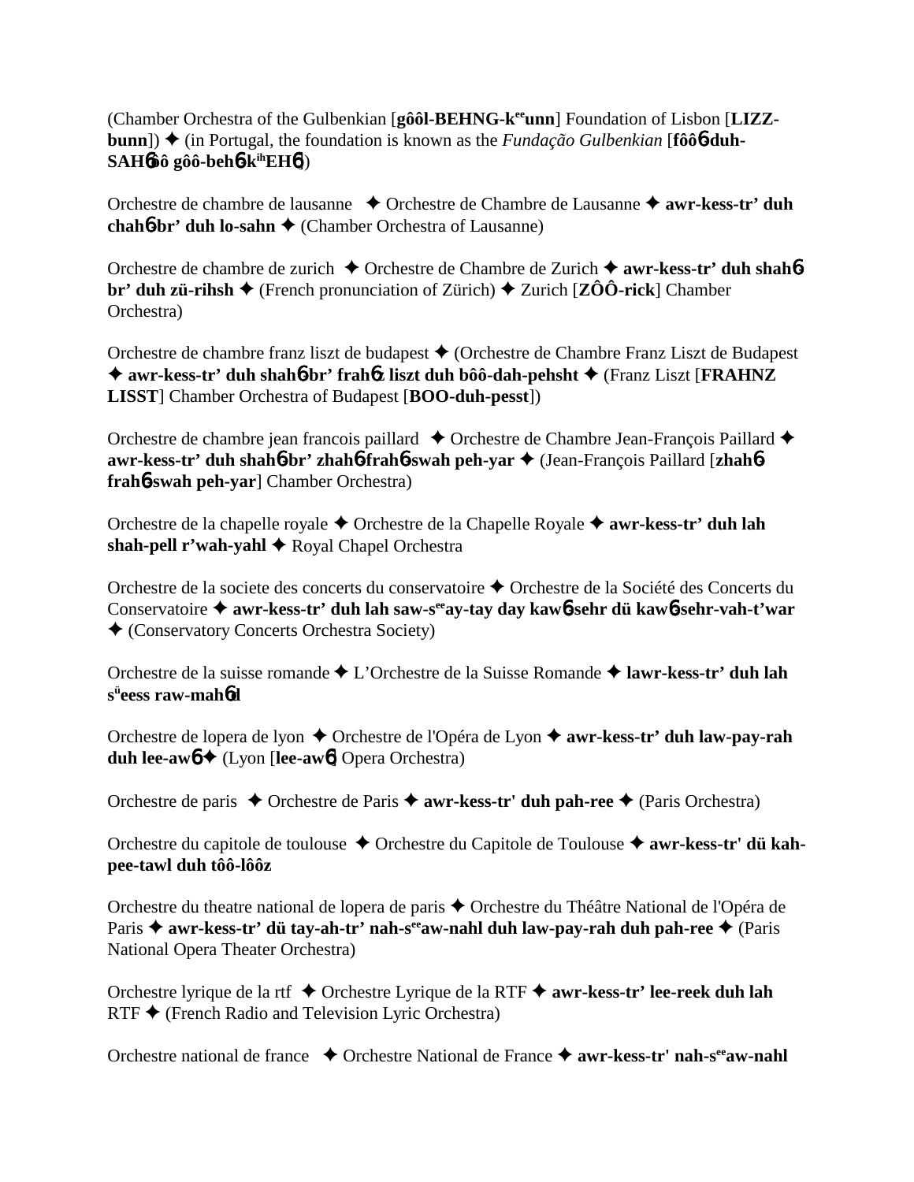(Chamber Orchestra of the Gulbenkian [**gôôl-BEHNG-k**ee**unn**] Foundation of Lisbon [**LIZZ-bunn**]) ✦ (in Portugal, the foundation is known as the *Fundação Gulbenkian* [**fôô**6**-duh-SAH**6**ôô gôô-beh**6**-k**ih**EH**6])

Orchestre de chambre de lausanne ✦ Orchestre de Chambre de Lausanne ✦ **awr-kess-tr' duh chah**6**-br' duh lo-sahn** ✦ (Chamber Orchestra of Lausanne)

Orchestre de chambre de zurich ✦ Orchestre de Chambre de Zurich ✦ **awr-kess-tr' duh shah**6**-br' duh zü-rihsh** ✦ (French pronunciation of Zürich) ✦ Zurich [**ZÔÔ-rick**] Chamber Orchestra)

Orchestre de chambre franz liszt de budapest ✦ (Orchestre de Chambre Franz Liszt de Budapest ✦ **awr-kess-tr' duh shah**6**-br' frah**6**z liszt duh bôô-dah-pehsht** ✦ (Franz Liszt [**FRAHNZ LISST**] Chamber Orchestra of Budapest [**BOO-duh-pesst**])

Orchestre de chambre jean francois paillard ✦ Orchestre de Chambre Jean-François Paillard ✦ **awr-kess-tr' duh shah**6**-br' zhah**6**-frah**6**-swah peh-yar** ✦ (Jean-François Paillard [**zhah**6 **frah**6**-swah peh-yar**] Chamber Orchestra)

Orchestre de la chapelle royale ✦ Orchestre de la Chapelle Royale ✦ **awr-kess-tr' duh lah shah-pell r'wah-yahl** ✦ Royal Chapel Orchestra

Orchestre de la societe des concerts du conservatoire ✦ Orchestre de la Société des Concerts du Conservatoire ✦ **awr-kess-tr' duh lah saw-s**ee**ay-tay day kaw**6**-sehr dü kaw**6**-sehr-vah-t'war** ✦ (Conservatory Concerts Orchestra Society)

Orchestre de la suisse romande ✦ L'Orchestre de la Suisse Romande ✦ **lawr-kess-tr' duh lah s**ü**eess raw-mah**6**d**

Orchestre de lopera de lyon ✦ Orchestre de l'Opéra de Lyon ✦ **awr-kess-tr' duh law-pay-rah duh lee-aw**6 ✦ (Lyon [**lee-aw**6] Opera Orchestra)

Orchestre de paris ✦ Orchestre de Paris ✦ **awr-kess-tr' duh pah-ree** ✦ (Paris Orchestra)

Orchestre du capitole de toulouse ✦ Orchestre du Capitole de Toulouse ✦ **awr-kess-tr' dü kah-pee-tawl duh tôô-lôôz**

Orchestre du theatre national de lopera de paris ✦ Orchestre du Théâtre National de l'Opéra de Paris ✦ **awr-kess-tr' dü tay-ah-tr' nah-s**ee**aw-nahl duh law-pay-rah duh pah-ree** ✦ (Paris National Opera Theater Orchestra)

Orchestre lyrique de la rtf ✦ Orchestre Lyrique de la RTF ✦ **awr-kess-tr' lee-reek duh lah** RTF ✦ (French Radio and Television Lyric Orchestra)

Orchestre national de france ✦ Orchestre National de France ✦ **awr-kess-tr' nah-s**ee**aw-nahl**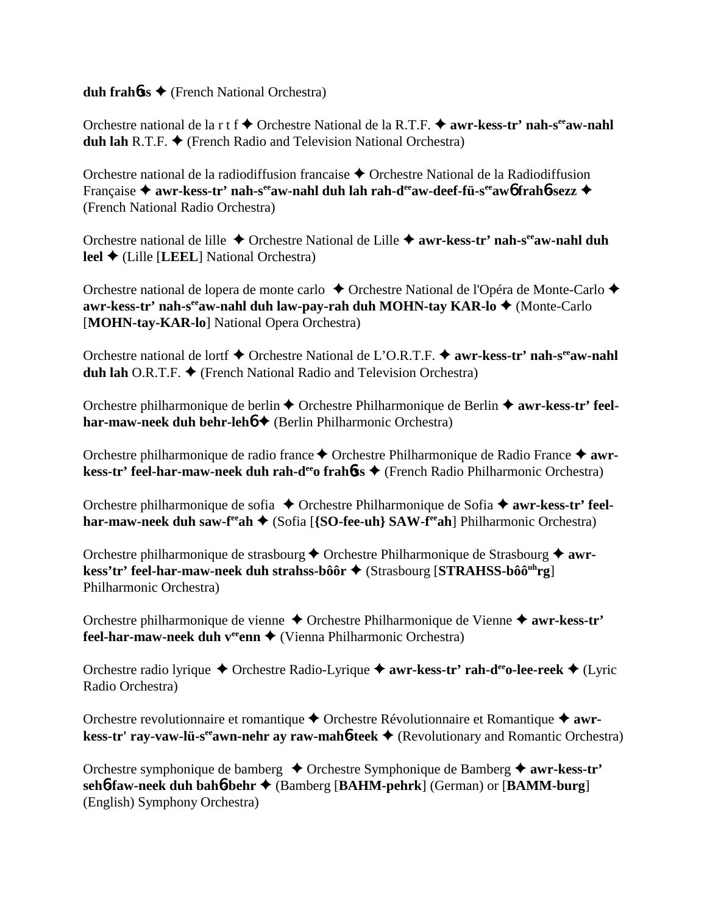**duh frahɓs** ✦ (French National Orchestra)

Orchestre national de la r t f ✦ Orchestre National de la R.T.F. ✦ **awr-kess-tr' nah-s^ee^aw-nahl duh lah** R.T.F. ✦ (French Radio and Television National Orchestra)

Orchestre national de la radiodiffusion francaise ✦ Orchestre National de la Radiodiffusion Française ✦ **awr-kess-tr' nah-s^ee^aw-nahl duh lah rah-d^ee^aw-deef-fü-s^ee^awɓ frahɓ-sezz** ✦ (French National Radio Orchestra)

Orchestre national de lille ✦ Orchestre National de Lille ✦ **awr-kess-tr' nah-s^ee^aw-nahl duh leel** ✦ (Lille [**LEEL**] National Orchestra)

Orchestre national de lopera de monte carlo ✦ Orchestre National de l'Opéra de Monte-Carlo ✦ **awr-kess-tr' nah-s^ee^aw-nahl duh law-pay-rah duh MOHN-tay KAR-lo** ✦ (Monte-Carlo [**MOHN-tay-KAR-lo**] National Opera Orchestra)

Orchestre national de lortf ✦ Orchestre National de L'O.R.T.F. ✦ **awr-kess-tr' nah-s^ee^aw-nahl duh lah** O.R.T.F. ✦ (French National Radio and Television Orchestra)

Orchestre philharmonique de berlin ✦ Orchestre Philharmonique de Berlin ✦ **awr-kess-tr' feel-har-maw-neek duh behr-lehɓ** ✦ (Berlin Philharmonic Orchestra)

Orchestre philharmonique de radio france ✦ Orchestre Philharmonique de Radio France ✦ **awr-kess-tr' feel-har-maw-neek duh rah-d^ee^o frahɓs** ✦ (French Radio Philharmonic Orchestra)

Orchestre philharmonique de sofia ✦ Orchestre Philharmonique de Sofia ✦ **awr-kess-tr' feel-har-maw-neek duh saw-f^ee^ah** ✦ (Sofia [**{SO-fee-uh} SAW-f^ee^ah**] Philharmonic Orchestra)

Orchestre philharmonique de strasbourg ✦ Orchestre Philharmonique de Strasbourg ✦ **awr-kess'tr' feel-har-maw-neek duh strahss-bôôr** ✦ (Strasbourg [**STRAHSS-bôô^uh^rg**] Philharmonic Orchestra)

Orchestre philharmonique de vienne ✦ Orchestre Philharmonique de Vienne ✦ **awr-kess-tr' feel-har-maw-neek duh v^ee^enn** ✦ (Vienna Philharmonic Orchestra)

Orchestre radio lyrique ✦ Orchestre Radio-Lyrique ✦ **awr-kess-tr' rah-d^ee^o-lee-reek** ✦ (Lyric Radio Orchestra)

Orchestre revolutionnaire et romantique ✦ Orchestre Révolutionnaire et Romantique ✦ **awr-kess-tr' ray-vaw-lü-s^ee^awn-nehr ay raw-mahɓ-teek** ✦ (Revolutionary and Romantic Orchestra)

Orchestre symphonique de bamberg ✦ Orchestre Symphonique de Bamberg ✦ **awr-kess-tr' sehɓ-faw-neek duh bahɓ-behr** ✦ (Bamberg [**BAHM-pehrk**] (German) or [**BAMM-burg**] (English) Symphony Orchestra)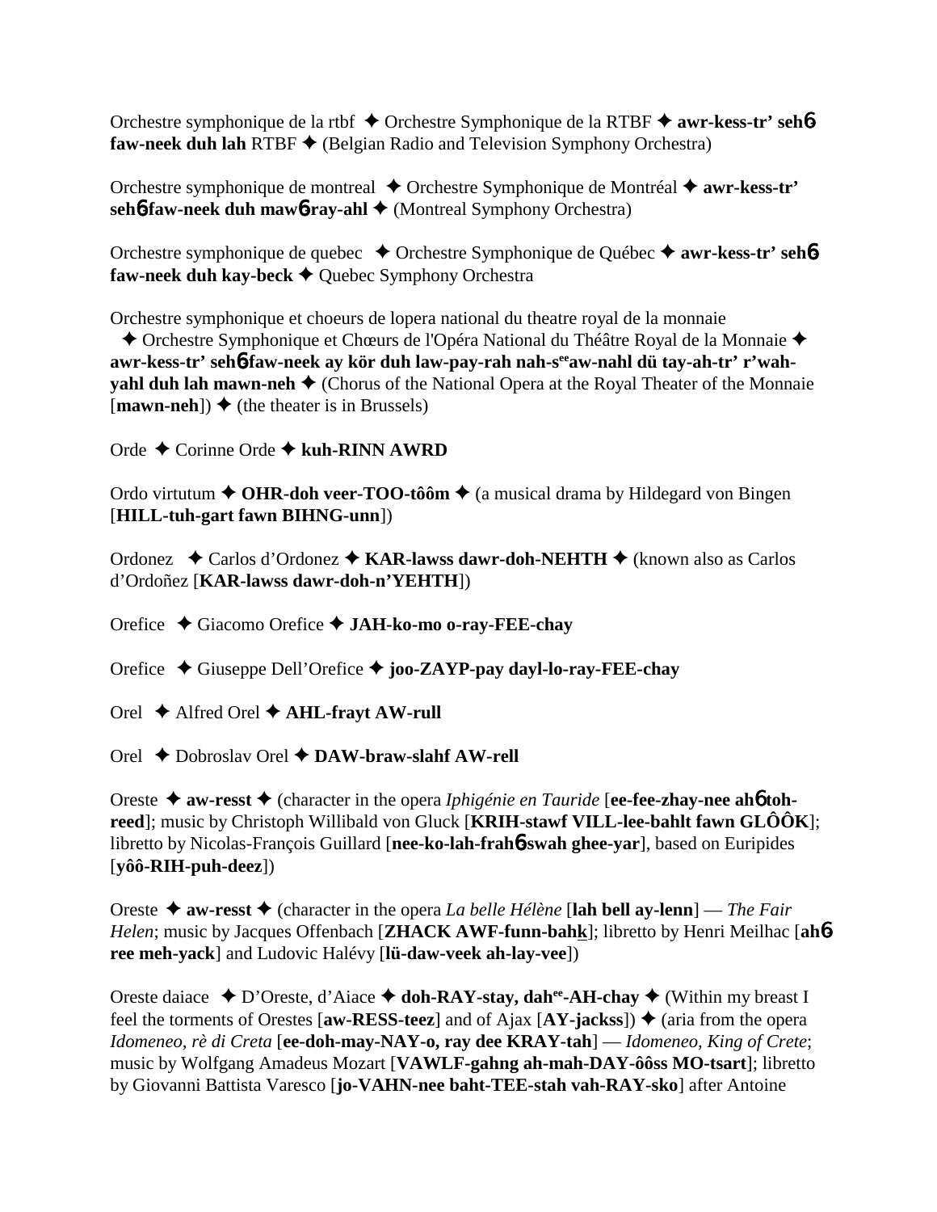Orchestre symphonique de la rtbf ✦ Orchestre Symphonique de la RTBF ✦ **awr-kess-tr' seh6 faw-neek duh lah** RTBF ✦ (Belgian Radio and Television Symphony Orchestra)

Orchestre symphonique de montreal ✦ Orchestre Symphonique de Montréal ✦ **awr-kess-tr' seh6 faw-neek duh maw6 ray-ahl** ✦ (Montreal Symphony Orchestra)

Orchestre symphonique de quebec ✦ Orchestre Symphonique de Québec ✦ **awr-kess-tr' seh6 faw-neek duh kay-beck** ✦ Quebec Symphony Orchestra

Orchestre symphonique et choeurs de lopera national du theatre royal de la monnaie ✦ Orchestre Symphonique et Chœurs de l'Opéra National du Théâtre Royal de la Monnaie ✦ **awr-kess-tr' seh6 faw-neek ay kör duh law-pay-rah nah-s**ee**aw-nahl dü tay-ah-tr' r'wah-yahl duh lah mawn-neh** ✦ (Chorus of the National Opera at the Royal Theater of the Monnaie [**mawn-neh**]) ✦ (the theater is in Brussels)

Orde ✦ Corinne Orde ✦ **kuh-RINN AWRD**

Ordo virtutum ✦ **OHR-doh veer-TOO-tôôm** ✦ (a musical drama by Hildegard von Bingen [**HILL-tuh-gart fawn BIHNG-unn**])

Ordonez ✦ Carlos d'Ordonez ✦ **KAR-lawss dawr-doh-NEHTH** ✦ (known also as Carlos d'Ordoñez [**KAR-lawss dawr-doh-n'YEHTH**])

Orefice ✦ Giacomo Orefice ✦ **JAH-ko-mo o-ray-FEE-chay**

Orefice ✦ Giuseppe Dell'Orefice ✦ **joo-ZAYP-pay dayl-lo-ray-FEE-chay**

Orel ✦ Alfred Orel ✦ **AHL-frayt AW-rull**

Orel ✦ Dobroslav Orel ✦ **DAW-braw-slahf AW-rell**

Oreste ✦ **aw-resst** ✦ (character in the opera *Iphigénie en Tauride* [**ee-fee-zhay-nee ah6 toh-reed**]; music by Christoph Willibald von Gluck [**KRIH-stawf VILL-lee-bahlt fawn GLÔÔK**]; libretto by Nicolas-François Guillard [**nee-ko-lah-frah6-swah ghee-yar**], based on Euripides [**yôô-RIH-puh-deez**])

Oreste ✦ **aw-resst** ✦ (character in the opera *La belle Hélène* [**lah bell ay-lenn**] — *The Fair Helen*; music by Jacques Offenbach [**ZHACK AWF-funn-bahk**]; libretto by Henri Meilhac [**ah6 ree meh-yack**] and Ludovic Halévy [**lü-daw-veek ah-lay-vee**])

Oreste daiace ✦ D'Oreste, d'Aiace ✦ **doh-RAY-stay, dah**ee**-AH-chay** ✦ (Within my breast I feel the torments of Orestes [**aw-RESS-teez**] and of Ajax [**AY-jackss**]) ✦ (aria from the opera *Idomeneo, rè di Creta* [**ee-doh-may-NAY-o, ray dee KRAY-tah**] — *Idomeneo, King of Crete*; music by Wolfgang Amadeus Mozart [**VAWLF-gahng ah-mah-DAY-ôôss MO-tsart**]; libretto by Giovanni Battista Varesco [**jo-VAHN-nee baht-TEE-stah vah-RAY-sko**] after Antoine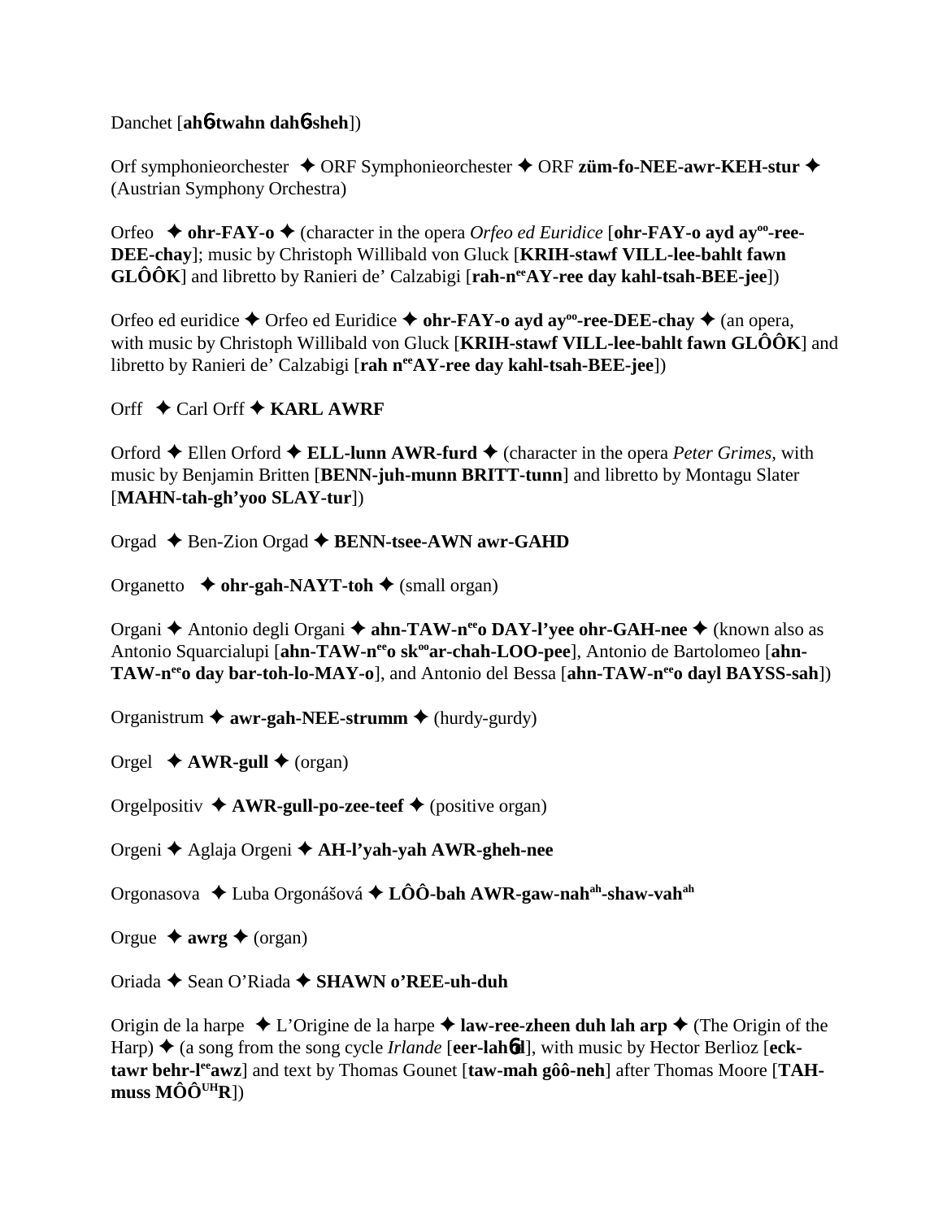Danchet [**ah6-twahn dah6-sheh**])

Orf symphonieorchester ✦ ORF Symphonieorchester ✦ ORF **züm-fo-NEE-awr-KEH-stur** ✦ (Austrian Symphony Orchestra)

Orfeo ✦ **ohr-FAY-o** ✦ (character in the opera *Orfeo ed Euridice* [**ohr-FAY-o ayd ay<sup>oo</sup>-ree-DEE-chay**]; music by Christoph Willibald von Gluck [**KRIH-stawf VILL-lee-bahlt fawn GLÔÔK**] and libretto by Ranieri de' Calzabigi [**rah-n<sup>ee</sup>AY-ree day kahl-tsah-BEE-jee**])

Orfeo ed euridice ✦ Orfeo ed Euridice ✦ **ohr-FAY-o ayd ay<sup>oo</sup>-ree-DEE-chay** ✦ (an opera, with music by Christoph Willibald von Gluck [**KRIH-stawf VILL-lee-bahlt fawn GLÔÔK**] and libretto by Ranieri de' Calzabigi [**rah n<sup>ee</sup>AY-ree day kahl-tsah-BEE-jee**])

Orff ✦ Carl Orff ✦ **KARL AWRF**

Orford ✦ Ellen Orford ✦ **ELL-lunn AWR-furd** ✦ (character in the opera *Peter Grimes*, with music by Benjamin Britten [**BENN-juh-munn BRITT-tunn**] and libretto by Montagu Slater [**MAHN-tah-gh'yoo SLAY-tur**])

Orgad ✦ Ben-Zion Orgad ✦ **BENN-tsee-AWN awr-GAHD**

Organetto ✦ **ohr-gah-NAYT-toh** ✦ (small organ)

Organi ✦ Antonio degli Organi ✦ **ahn-TAW-n<sup>ee</sup>o DAY-l'yee ohr-GAH-nee** ✦ (known also as Antonio Squarcialupi [**ahn-TAW-n<sup>ee</sup>o sk<sup>oo</sup>ar-chah-LOO-pee**], Antonio de Bartolomeo [**ahn-TAW-n<sup>ee</sup>o day bar-toh-lo-MAY-o**], and Antonio del Bessa [**ahn-TAW-n<sup>ee</sup>o dayl BAYSS-sah**])

Organistrum ✦ **awr-gah-NEE-strumm** ✦ (hurdy-gurdy)

Orgel ✦ **AWR-gull** ✦ (organ)

Orgelpositiv ✦ **AWR-gull-po-zee-teef** ✦ (positive organ)

Orgeni ✦ Aglaja Orgeni ✦ **AH-l'yah-yah AWR-gheh-nee**

Orgonasova ✦ Luba Orgonášová ✦ **LÔÔ-bah AWR-gaw-nah<sup>ah</sup>-shaw-vah<sup>ah</sup>**

Orgue ✦ **awrg** ✦ (organ)

Oriada ✦ Sean O'Riada ✦ **SHAWN o'REE-uh-duh**

Origin de la harpe ✦ L'Origine de la harpe ✦ **law-ree-zheen duh lah arp** ✦ (The Origin of the Harp) ✦ (a song from the song cycle *Irlande* [**eer-lah6d**], with music by Hector Berlioz [**eck-tawr behr-l<sup>ee</sup>awz**] and text by Thomas Gounet [**taw-mah gôô-neh**] after Thomas Moore [**TAH-muss MÔÔ<sup>UH</sup>R**])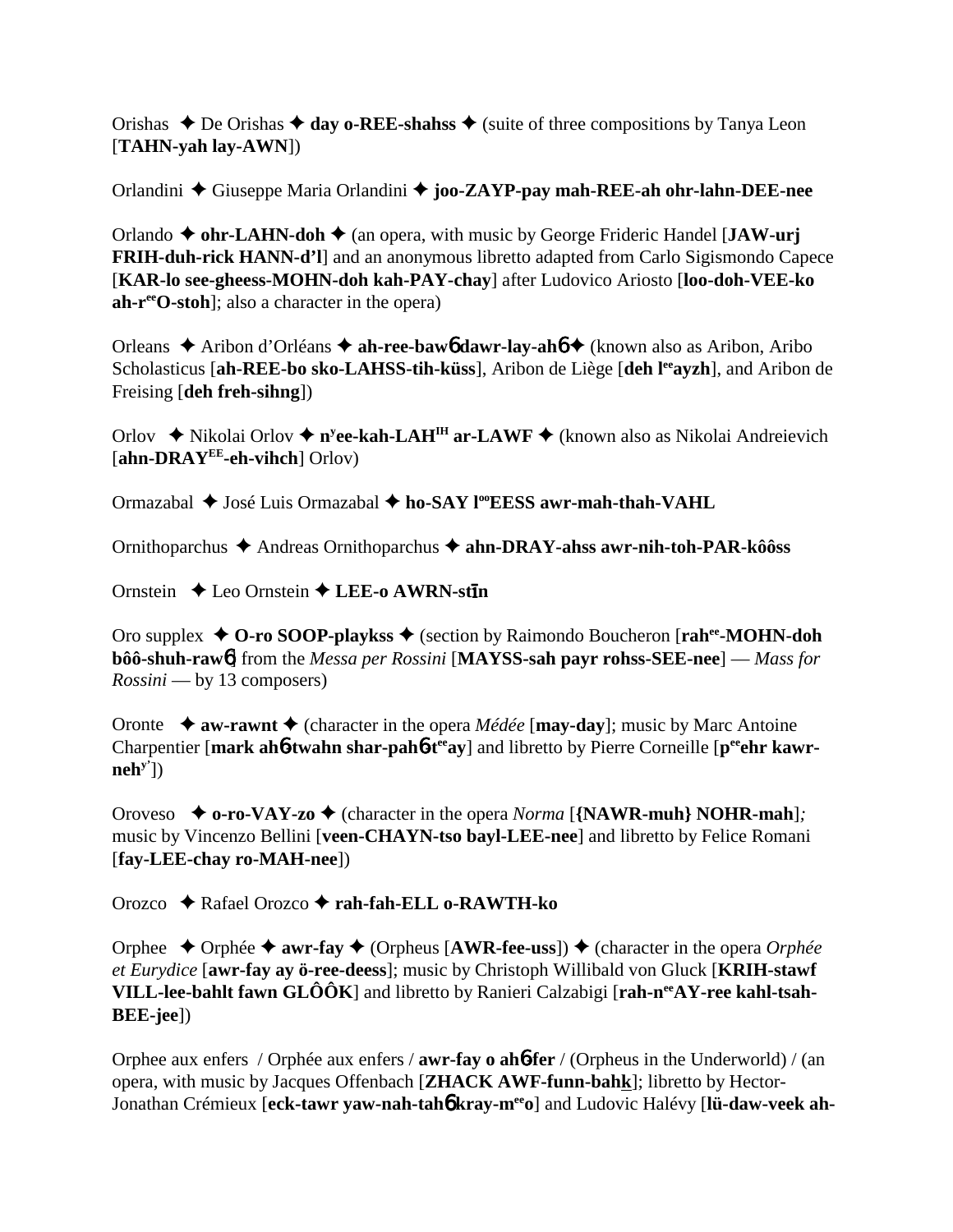Orishas ✦ De Orishas ✦ **day o-REE-shahss** ✦ (suite of three compositions by Tanya Leon [**TAHN-yah lay-AWN**])

Orlandini ✦ Giuseppe Maria Orlandini ✦ **joo-ZAYP-pay mah-REE-ah ohr-lahn-DEE-nee**

Orlando ✦ **ohr-LAHN-doh** ✦ (an opera, with music by George Frideric Handel [**JAW-urj FRIH-duh-rick HANN-d'l**] and an anonymous libretto adapted from Carlo Sigismondo Capece [**KAR-lo see-gheess-MOHN-doh kah-PAY-chay**] after Ludovico Ariosto [**loo-doh-VEE-ko ah-r$^{ee}$O-stoh**]; also a character in the opera)

Orleans ✦ Aribon d'Orléans ✦ **ah-ree-bawɓ dawr-lay-ahɓ** ✦ (known also as Aribon, Aribo Scholasticus [**ah-REE-bo sko-LAHSS-tih-küss**], Aribon de Liège [**deh l$^{ee}$ayzh**], and Aribon de Freising [**deh freh-sihng**])

Orlov ✦ Nikolai Orlov ✦ **n$^{y}$ee-kah-LAH$^{IH}$ ar-LAWF** ✦ (known also as Nikolai Andreievich [**ahn-DRAY$^{EE}$-eh-vihch**] Orlov)

Ormazabal ✦ José Luis Ormazabal ✦ **ho-SAY l$^{oo}$EESS awr-mah-thah-VAHL**

Ornithoparchus ✦ Andreas Ornithoparchus ✦ **ahn-DRAY-ahss awr-nih-toh-PAR-kôôss**

Ornstein ✦ Leo Ornstein ✦ **LEE-o AWRN-stīn**

Oro supplex ✦ **O-ro SOOP-playkss** ✦ (section by Raimondo Boucheron [**rah$^{ee}$-MOHN-doh bôô-shuh-rawɓ**] from the *Messa per Rossini* [**MAYSS-sah payr rohss-SEE-nee**] — *Mass for Rossini* — by 13 composers)

Oronte ✦ **aw-rawnt** ✦ (character in the opera *Médée* [**may-day**]; music by Marc Antoine Charpentier [**mark ahɓ-twahn shar-pahɓ-t$^{ee}$ay**] and libretto by Pierre Corneille [**p$^{ee}$ehr kawr-neh$^{y'}$**])

Oroveso ✦ **o-ro-VAY-zo** ✦ (character in the opera *Norma* [**{NAWR-muh} NOHR-mah**]; music by Vincenzo Bellini [**veen-CHAYN-tso bayl-LEE-nee**] and libretto by Felice Romani [**fay-LEE-chay ro-MAH-nee**])

Orozco ✦ Rafael Orozco ✦ **rah-fah-ELL o-RAWTH-ko**

Orphee ✦ Orphée ✦ **awr-fay** ✦ (Orpheus [**AWR-fee-uss**]) ✦ (character in the opera *Orphée et Eurydice* [**awr-fay ay ö-ree-deess**]; music by Christoph Willibald von Gluck [**KRIH-stawf VILL-lee-bahlt fawn GLÔÔK**] and libretto by Ranieri Calzabigi [**rah-n$^{ee}$AY-ree kahl-tsah-BEE-jee**])

Orphee aux enfers / Orphée aux enfers / **awr-fay o ahɓ-fer** / (Orpheus in the Underworld) / (an opera, with music by Jacques Offenbach [**ZHACK AWF-funn-bahk**]; libretto by Hector-Jonathan Crémieux [**eck-tawr yaw-nah-tahɓ kray-m$^{ee}$o**] and Ludovic Halévy [**lü-daw-veek ah-**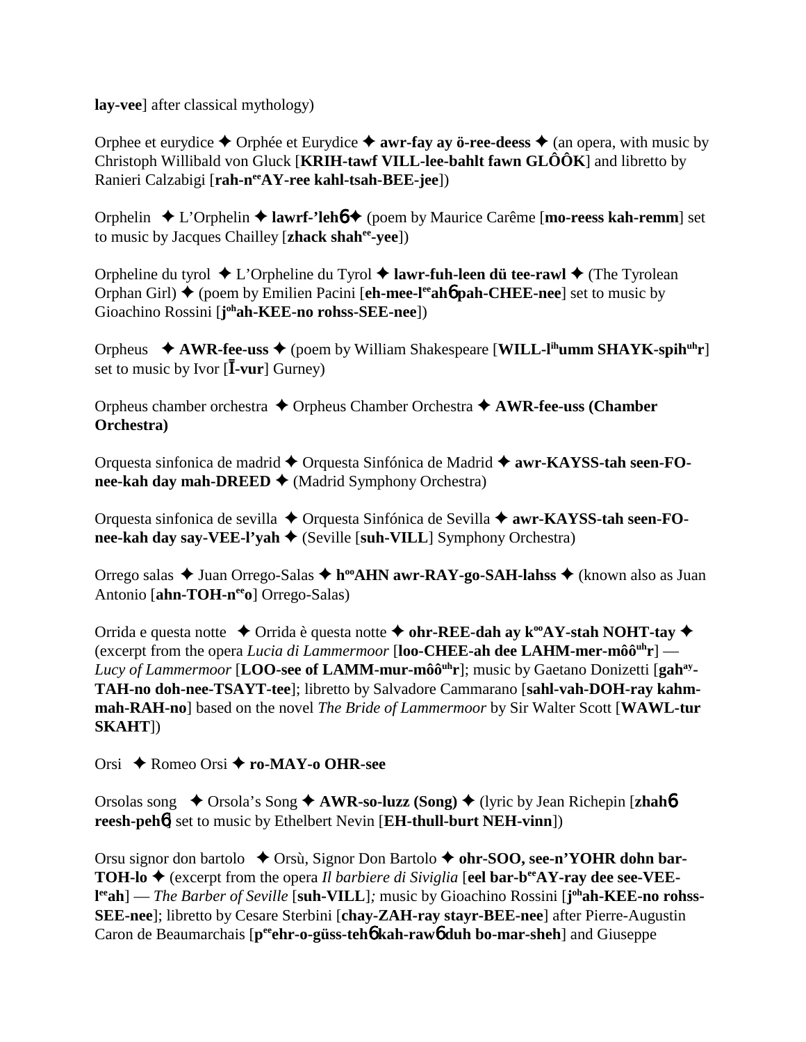**lay-vee**] after classical mythology)

Orphee et eurydice ✦ Orphée et Eurydice ✦ **awr-fay ay ö-ree-deess** ✦ (an opera, with music by Christoph Willibald von Gluck [**KRIH-tawf VILL-lee-bahlt fawn GLÔÔK**] and libretto by Ranieri Calzabigi [**rah-n**ee**AY-ree kahl-tsah-BEE-jee**])

Orphelin ✦ L'Orphelin ✦ **lawrf-'leh**6 ✦ (poem by Maurice Carême [**mo-reess kah-remm**] set to music by Jacques Chailley [**zhack shah**ee**-yee**])

Orpheline du tyrol ✦ L'Orpheline du Tyrol ✦ **lawr-fuh-leen dü tee-rawl** ✦ (The Tyrolean Orphan Girl) ✦ (poem by Emilien Pacini [**eh-mee-l**ee**ah**6 **pah-CHEE-nee**] set to music by Gioachino Rossini [**j**oh**ah-KEE-no rohss-SEE-nee**])

Orpheus ✦ **AWR-fee-uss** ✦ (poem by William Shakespeare [**WILL-l**ih**umm SHAYK-spih**uh**r**] set to music by Ivor [**Ī-vur**] Gurney)

Orpheus chamber orchestra ✦ Orpheus Chamber Orchestra ✦ **AWR-fee-uss (Chamber Orchestra)**

Orquesta sinfonica de madrid ✦ Orquesta Sinfónica de Madrid ✦ **awr-KAYSS-tah seen-FO-nee-kah day mah-DREED** ✦ (Madrid Symphony Orchestra)

Orquesta sinfonica de sevilla ✦ Orquesta Sinfónica de Sevilla ✦ **awr-KAYSS-tah seen-FO-nee-kah day say-VEE-l'yah** ✦ (Seville [**suh-VILL**] Symphony Orchestra)

Orrego salas ✦ Juan Orrego-Salas ✦ **h**oo**AHN awr-RAY-go-SAH-lahss** ✦ (known also as Juan Antonio [**ahn-TOH-n**ee**o**] Orrego-Salas)

Orrida e questa notte ✦ Orrida è questa notte ✦ **ohr-REE-dah ay k**oo**AY-stah NOHT-tay** ✦ (excerpt from the opera *Lucia di Lammermoor* [**loo-CHEE-ah dee LAHM-mer-môô**uh**r**] — *Lucy of Lammermoor* [**LOO-see of LAMM-mur-môô**uh**r**]; music by Gaetano Donizetti [**gah**ay**-TAH-no doh-nee-TSAYT-tee**]; libretto by Salvadore Cammarano [**sahl-vah-DOH-ray kahm-mah-RAH-no**] based on the novel *The Bride of Lammermoor* by Sir Walter Scott [**WAWL-tur SKAHT**])

Orsi ✦ Romeo Orsi ✦ **ro-MAY-o OHR-see**

Orsolas song ✦ Orsola's Song ✦ **AWR-so-luzz (Song)** ✦ (lyric by Jean Richepin [**zhah**6 **reesh-peh**6] set to music by Ethelbert Nevin [**EH-thull-burt NEH-vinn**])

Orsu signor don bartolo ✦ Orsù, Signor Don Bartolo ✦ **ohr-SOO, see-n'YOHR dohn bar-TOH-lo** ✦ (excerpt from the opera *Il barbiere di Siviglia* [**eel bar-b**ee**AY-ray dee see-VEE-l**ee**ah**] — *The Barber of Seville* [**suh-VILL**]*;* music by Gioachino Rossini [**j**oh**ah-KEE-no rohss-SEE-nee**]; libretto by Cesare Sterbini [**chay-ZAH-ray stayr-BEE-nee**] after Pierre-Augustin Caron de Beaumarchais [**p**ee**ehr-o-güss-teh**6 **kah-raw**6 **duh bo-mar-sheh**] and Giuseppe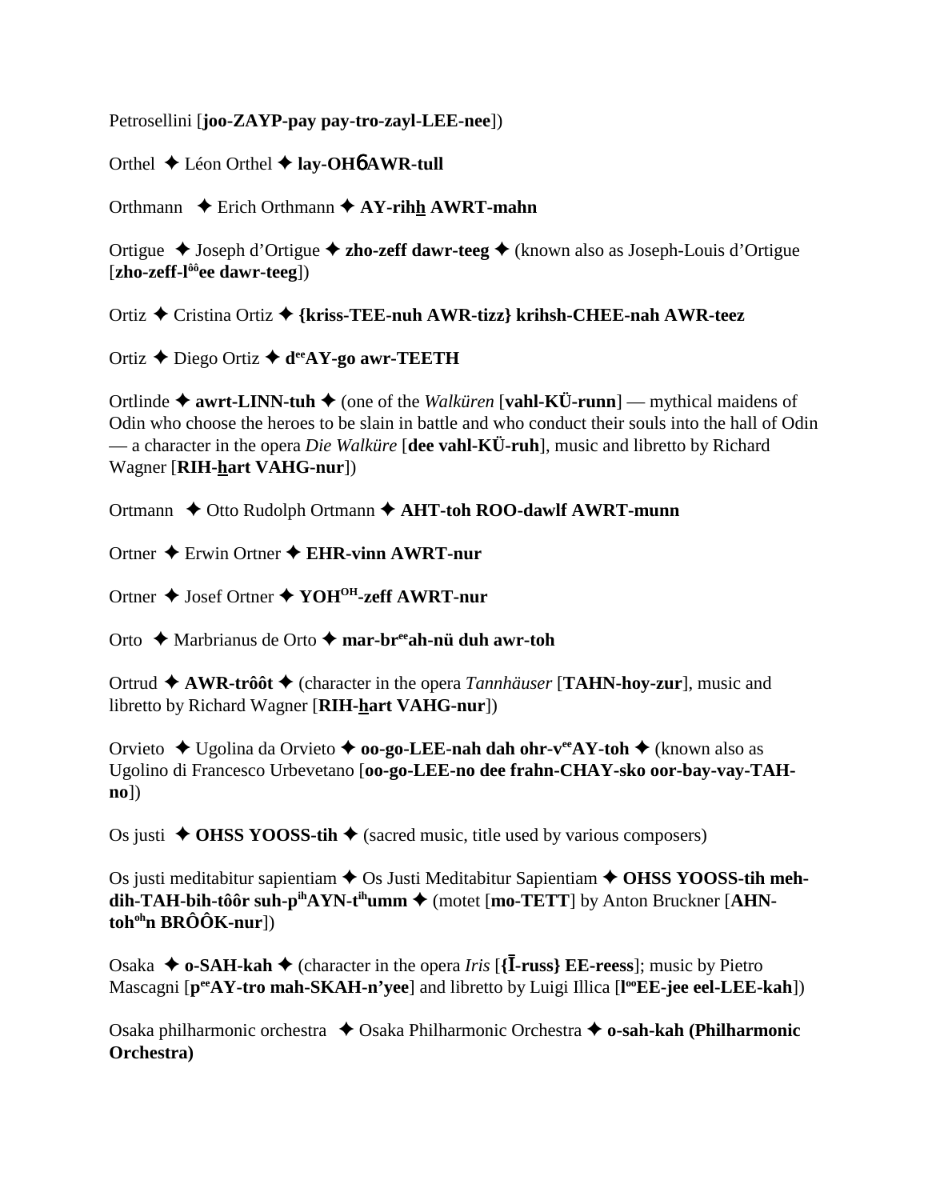Petrosellini [**joo-ZAYP-pay pay-tro-zayl-LEE-nee**])

Orthel ✦ Léon Orthel ✦ **lay-OHɓ AWR-tull**

Orthmann ✦ Erich Orthmann ✦ **AY-rihh AWRT-mahn**

Ortigue ✦ Joseph d'Ortigue ✦ **zho-zeff dawr-teeg** ✦ (known also as Joseph-Louis d'Ortigue [**zho-zeff-l[ôô]ee dawr-teeg**])

Ortiz ✦ Cristina Ortiz ✦ **{kriss-TEE-nuh AWR-tizz} krihsh-CHEE-nah AWR-teez**

Ortiz ✦ Diego Ortiz ✦ **d[ee]AY-go awr-TEETH**

Ortlinde ✦ **awrt-LINN-tuh** ✦ (one of the *Walküren* [**vahl-KÜ-runn**] — mythical maidens of Odin who choose the heroes to be slain in battle and who conduct their souls into the hall of Odin — a character in the opera *Die Walküre* [**dee vahl-KÜ-ruh**], music and libretto by Richard Wagner [**RIH-hart VAHG-nur**])

Ortmann ✦ Otto Rudolph Ortmann ✦ **AHT-toh ROO-dawlf AWRT-munn**

Ortner ✦ Erwin Ortner ✦ **EHR-vinn AWRT-nur**

Ortner ✦ Josef Ortner ✦ **YOH[OH]-zeff AWRT-nur**

Orto ✦ Marbrianus de Orto ✦ **mar-br[ee]ah-nü duh awr-toh**

Ortrud ✦ **AWR-trôôt** ✦ (character in the opera *Tannhäuser* [**TAHN-hoy-zur**], music and libretto by Richard Wagner [**RIH-hart VAHG-nur**])

Orvieto ✦ Ugolina da Orvieto ✦ **oo-go-LEE-nah dah ohr-v[ee]AY-toh** ✦ (known also as Ugolino di Francesco Urbevetano [**oo-go-LEE-no dee frahn-CHAY-sko oor-bay-vay-TAH-no**])

Os justi ✦ **OHSS YOOSS-tih** ✦ (sacred music, title used by various composers)

Os justi meditabitur sapientiam ✦ Os Justi Meditabitur Sapientiam ✦ **OHSS YOOSS-tih meh-dih-TAH-bih-tôôr suh-p[ih]AYN-t[ih]umm** ✦ (motet [**mo-TETT**] by Anton Bruckner [**AHN-toh[oh]n BRÔÔK-nur**])

Osaka ✦ **o-SAH-kah** ✦ (character in the opera *Iris* [**{Ī-russ} EE-reess**]; music by Pietro Mascagni [**p[ee]AY-tro mah-SKAH-n'yee**] and libretto by Luigi Illica [**l[oo]EE-jee eel-LEE-kah**])

Osaka philharmonic orchestra ✦ Osaka Philharmonic Orchestra ✦ **o-sah-kah (Philharmonic Orchestra)**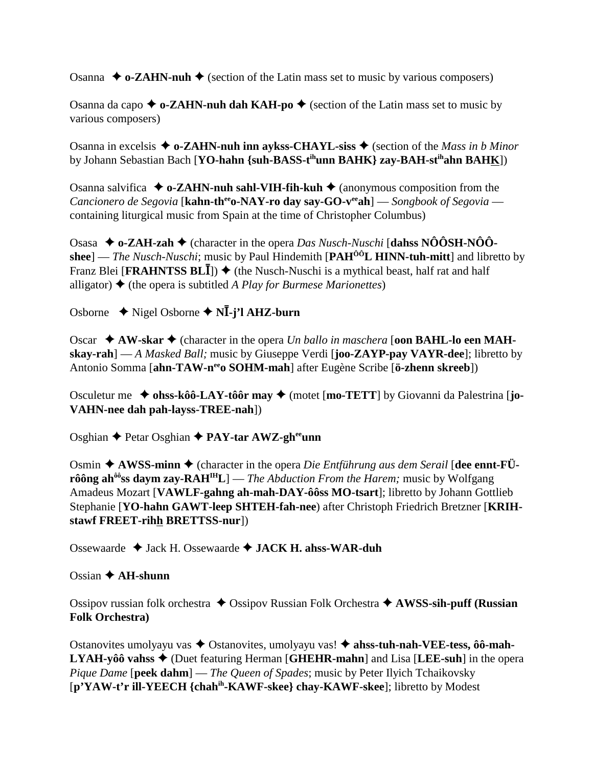Osanna ✦ **o-ZAHN-nuh** ✦ (section of the Latin mass set to music by various composers)

Osanna da capo ✦ **o-ZAHN-nuh dah KAH-po** ✦ (section of the Latin mass set to music by various composers)

Osanna in excelsis ✦ **o-ZAHN-nuh inn aykss-CHAYL-siss** ✦ (section of the *Mass in b Minor* by Johann Sebastian Bach [**YO-hahn {suh-BASS-tihunn BAHK} zay-BAH-stihahn BAHK**])

Osanna salvifica ✦ **o-ZAHN-nuh sahl-VIH-fih-kuh** ✦ (anonymous composition from the *Cancionero de Segovia* [**kahn-theeo-NAY-ro day say-GO-veeah**] — *Songbook of Segovia* — containing liturgical music from Spain at the time of Christopher Columbus)

Osasa ✦ **o-ZAH-zah** ✦ (character in the opera *Das Nusch-Nuschi* [**dahss NÔÔSH-NÔÔ-shee**] — *The Nusch-Nuschi*; music by Paul Hindemith [**PAHÔÔL HINN-tuh-mitt**] and libretto by Franz Blei [**FRAHNTSS BLĪ**]) ✦ (the Nusch-Nuschi is a mythical beast, half rat and half alligator) ✦ (the opera is subtitled *A Play for Burmese Marionettes*)

Osborne ✦ Nigel Osborne ✦ **NĪ-j'l AHZ-burn**

Oscar ✦ **AW-skar** ✦ (character in the opera *Un ballo in maschera* [**oon BAHL-lo een MAH-skay-rah**] — *A Masked Ball;* music by Giuseppe Verdi [**joo-ZAYP-pay VAYR-dee**]; libretto by Antonio Somma [**ahn-TAW-neeo SOHM-mah**] after Eugène Scribe [**ö-zhenn skreeb**])

Osculetur me ✦ **ohss-kôô-LAY-tôôr may** ✦ (motet [**mo-TETT**] by Giovanni da Palestrina [**jo-VAHN-nee dah pah-layss-TREE-nah**])

Osghian ✦ Petar Osghian ✦ **PAY-tar AWZ-gheeunn**

Osmin ✦ **AWSS-minn** ✦ (character in the opera *Die Entführung aus dem Serail* [**dee ennt-FÜ-rôông ahôôss daym zay-RAHIHL**] — *The Abduction From the Harem;* music by Wolfgang Amadeus Mozart [**VAWLF-gahng ah-mah-DAY-ôôss MO-tsart**]; libretto by Johann Gottlieb Stephanie [**YO-hahn GAWT-leep SHTEH-fah-nee**) after Christoph Friedrich Bretzner [**KRIH-stawf FREET-rihh BRETTSS-nur**])

Ossewaarde ✦ Jack H. Ossewaarde ✦ **JACK H. ahss-WAR-duh**

Ossian ✦ **AH-shunn**

Ossipov russian folk orchestra ✦ Ossipov Russian Folk Orchestra ✦ **AWSS-sih-puff (Russian Folk Orchestra)**

Ostanovites umolyayu vas ✦ Ostanovites, umolyayu vas! ✦ **ahss-tuh-nah-VEE-tess, ôô-mah-LYAH-yôô vahss** ✦ (Duet featuring Herman [**GHEHR-mahn**] and Lisa [**LEE-suh**] in the opera *Pique Dame* [**peek dahm**] — *The Queen of Spades*; music by Peter Ilyich Tchaikovsky [**p'YAW-t'r ill-YEECH {chahih-KAWF-skee} chay-KAWF-skee**]; libretto by Modest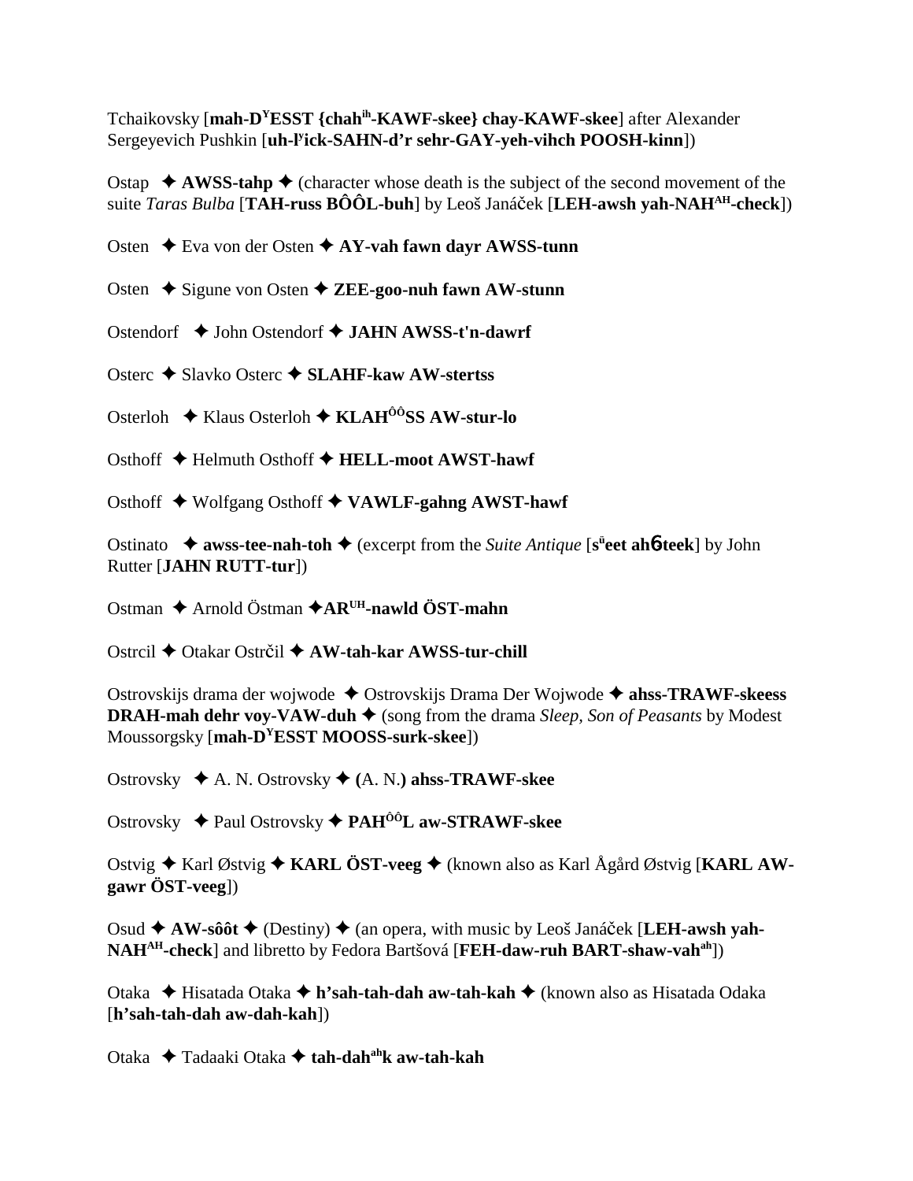Tchaikovsky [**mah-D^Y^ESST {chah^ih^-KAWF-skee} chay-KAWF-skee**] after Alexander Sergeyevich Pushkin [**uh-l^y^ick-SAHN-d'r sehr-GAY-yeh-vihch POOSH-kinn**])

Ostap ✦ **AWSS-tahp** ✦ (character whose death is the subject of the second movement of the suite *Taras Bulba* [**TAH-russ BÔÔL-buh**] by Leoš Janáček [**LEH-awsh yah-NAH^AH^-check**])

Osten ✦ Eva von der Osten ✦ **AY-vah fawn dayr AWSS-tunn**

Osten ✦ Sigune von Osten ✦ **ZEE-goo-nuh fawn AW-stunn**

Ostendorf ✦ John Ostendorf ✦ **JAHN AWSS-t'n-dawrf**

Osterc ✦ Slavko Osterc ✦ **SLAHF-kaw AW-stertss**

Osterloh ✦ Klaus Osterloh ✦ **KLAH^ÔÔ^SS AW-stur-lo**

Osthoff ✦ Helmuth Osthoff ✦ **HELL-moot AWST-hawf**

Osthoff ✦ Wolfgang Osthoff ✦ **VAWLF-gahng AWST-hawf**

Ostinato ✦ **awss-tee-nah-toh** ✦ (excerpt from the *Suite Antique* [**s^ü^eet ahɴ-teek**] by John Rutter [**JAHN RUTT-tur**])

Ostman ✦ Arnold Östman ✦ **AR^UH^-nawld ÖST-mahn**

Ostrcil ✦ Otakar Ostrčil ✦ **AW-tah-kar AWSS-tur-chill**

Ostrovskijs drama der wojwode ✦ Ostrovskijs Drama Der Wojwode ✦ **ahss-TRAWF-skeess DRAH-mah dehr voy-VAW-duh** ✦ (song from the drama *Sleep, Son of Peasants* by Modest Moussorgsky [**mah-D^Y^ESST MOOSS-surk-skee**])

Ostrovsky ✦ A. N. Ostrovsky ✦ **(**A. N.**) ahss-TRAWF-skee**

Ostrovsky ✦ Paul Ostrovsky ✦ **PAH^ÔÔ^L aw-STRAWF-skee**

Ostvig ✦ Karl Østvig ✦ **KARL ÖST-veeg** ✦ (known also as Karl Ågård Østvig [**KARL AW-gawr ÖST-veeg**])

Osud ✦ **AW-sôôt** ✦ (Destiny) ✦ (an opera, with music by Leoš Janáček [**LEH-awsh yah-NAH^AH^-check**] and libretto by Fedora Bartšová [**FEH-daw-ruh BART-shaw-vah^ah^**])

Otaka ✦ Hisatada Otaka ✦ **h'sah-tah-dah aw-tah-kah** ✦ (known also as Hisatada Odaka [**h'sah-tah-dah aw-dah-kah**])

Otaka ✦ Tadaaki Otaka ✦ **tah-dah^ah^k aw-tah-kah**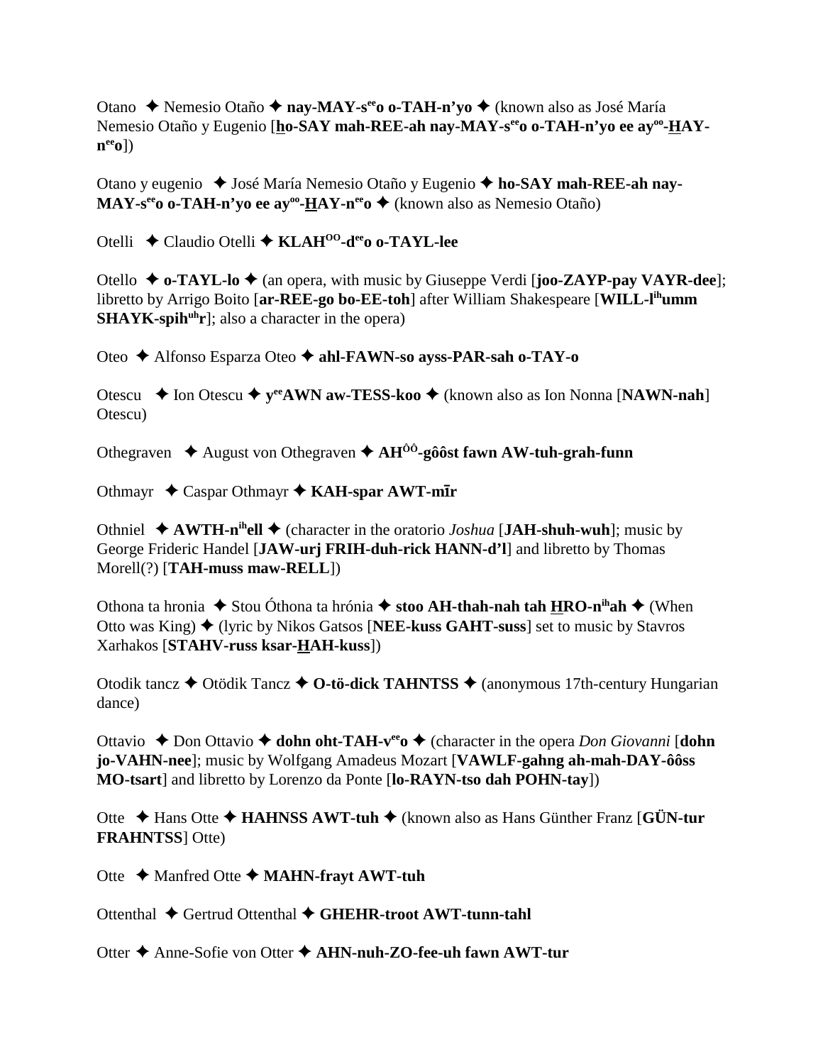Otano ✦ Nemesio Otaño ✦ **nay-MAY-s^ee^o o-TAH-n'yo** ✦ (known also as José María Nemesio Otaño y Eugenio [**ho-SAY mah-REE-ah nay-MAY-s^ee^o o-TAH-n'yo ee ay^oo^-HAY-n^ee^o**])

Otano y eugenio ✦ José María Nemesio Otaño y Eugenio ✦ **ho-SAY mah-REE-ah nay-MAY-s^ee^o o-TAH-n'yo ee ay^oo^-HAY-n^ee^o** ✦ (known also as Nemesio Otaño)

Otelli ✦ Claudio Otelli ✦ **KLAH^OO^-d^ee^o o-TAYL-lee**

Otello ✦ **o-TAYL-lo** ✦ (an opera, with music by Giuseppe Verdi [**joo-ZAYP-pay VAYR-dee**]; libretto by Arrigo Boito [**ar-REE-go bo-EE-toh**] after William Shakespeare [**WILL-l^ih^umm SHAYK-spih^uh^r**]; also a character in the opera)

Oteo ✦ Alfonso Esparza Oteo ✦ **ahl-FAWN-so ayss-PAR-sah o-TAY-o**

Otescu ✦ Ion Otescu ✦ **y^ee^AWN aw-TESS-koo** ✦ (known also as Ion Nonna [**NAWN-nah**] Otescu)

Othegraven ✦ August von Othegraven ✦ **AH^ÔÔ^-gôôst fawn AW-tuh-grah-funn**

Othmayr ✦ Caspar Othmayr ✦ **KAH-spar AWT-mīr**

Othniel ✦ **AWTH-n^ih^ell** ✦ (character in the oratorio *Joshua* [**JAH-shuh-wuh**]; music by George Frideric Handel [**JAW-urj FRIH-duh-rick HANN-d'l**] and libretto by Thomas Morell(?) [**TAH-muss maw-RELL**])

Othona ta hronia ✦ Stou Óthona ta hrónia ✦ **stoo AH-thah-nah tah HRO-n^ih^ah** ✦ (When Otto was King) ✦ (lyric by Nikos Gatsos [**NEE-kuss GAHT-suss**] set to music by Stavros Xarhakos [**STAHV-russ ksar-HAH-kuss**])

Otodik tancz ✦ Otödik Tancz ✦ **O-tö-dick TAHNTSS** ✦ (anonymous 17th-century Hungarian dance)

Ottavio ✦ Don Ottavio ✦ **dohn oht-TAH-v^ee^o** ✦ (character in the opera *Don Giovanni* [**dohn jo-VAHN-nee**]; music by Wolfgang Amadeus Mozart [**VAWLF-gahng ah-mah-DAY-ôôss MO-tsart**] and libretto by Lorenzo da Ponte [**lo-RAYN-tso dah POHN-tay**])

Otte ✦ Hans Otte ✦ **HAHNSS AWT-tuh** ✦ (known also as Hans Günther Franz [**GÜN-tur FRAHNTSS**] Otte)

Otte ✦ Manfred Otte ✦ **MAHN-frayt AWT-tuh**

Ottenthal ✦ Gertrud Ottenthal ✦ **GHEHR-troot AWT-tunn-tahl**

Otter ✦ Anne-Sofie von Otter ✦ **AHN-nuh-ZO-fee-uh fawn AWT-tur**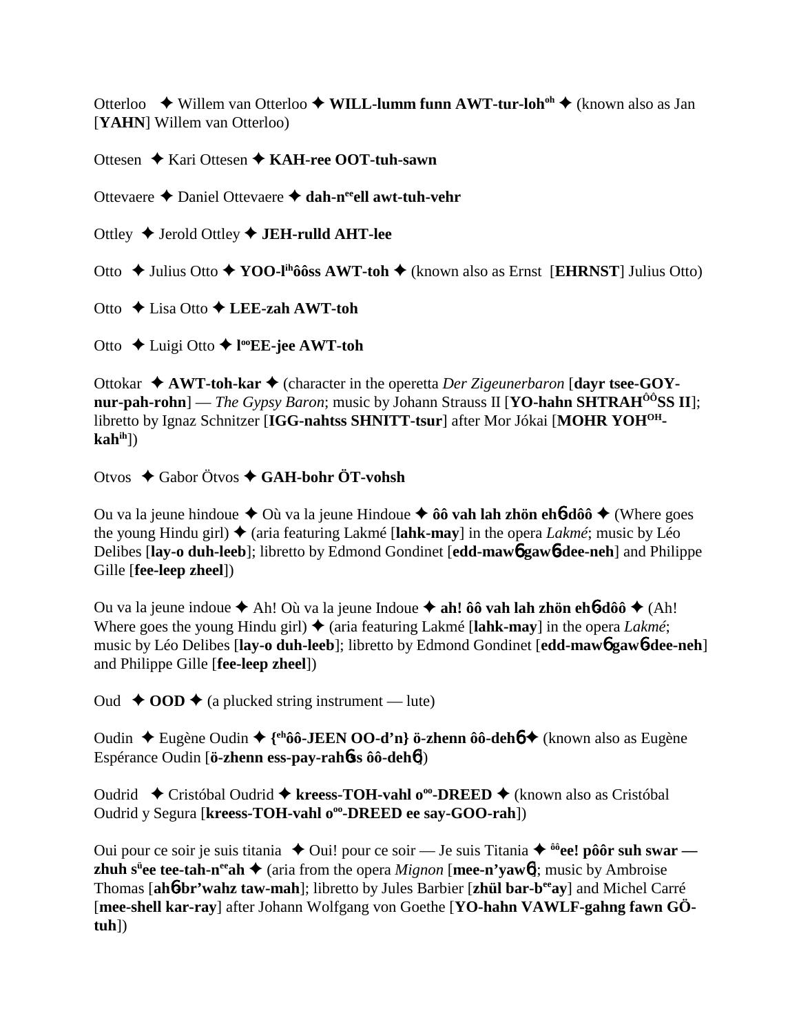Otterloo ✦ Willem van Otterloo ✦ **WILL-lumm funn AWT-tur-loh**[oh] ✦ (known also as Jan [**YAHN**] Willem van Otterloo)

Ottesen ✦ Kari Ottesen ✦ **KAH-ree OOT-tuh-sawn**

Ottevaere ✦ Daniel Ottevaere ✦ **dah-n**[ee]**ell awt-tuh-vehr**

Ottley ✦ Jerold Ottley ✦ **JEH-rulld AHT-lee**

Otto ✦ Julius Otto ✦ **YOO-l**[ih]**ôôss AWT-toh** ✦ (known also as Ernst [**EHRNST**] Julius Otto)

Otto ✦ Lisa Otto ✦ **LEE-zah AWT-toh**

Otto ✦ Luigi Otto ✦ **l**[oo]**EE-jee AWT-toh**

Ottokar ✦ **AWT-toh-kar** ✦ (character in the operetta *Der Zigeunerbaron* [**dayr tsee-GOY-nur-pah-rohn**] — *The Gypsy Baron*; music by Johann Strauss II [**YO-hahn SHTRAH**[ÔÔ]**SS II**]; libretto by Ignaz Schnitzer [**IGG-nahtss SHNITT-tsur**] after Mor Jókai [**MOHR YOH**[OH]**-kah**[ih]])

Otvos ✦ Gabor Ötvos ✦ **GAH-bohr ÖT-vohsh**

Ou va la jeune hindoue ✦ Où va la jeune Hindoue ✦ **ôô vah lah zhön eh6-dôô** ✦ (Where goes the young Hindu girl) ✦ (aria featuring Lakmé [**lahk-may**] in the opera *Lakmé*; music by Léo Delibes [**lay-o duh-leeb**]; libretto by Edmond Gondinet [**edd-maw6 gaw6-dee-neh**] and Philippe Gille [**fee-leep zheel**])

Ou va la jeune indoue ✦ Ah! Où va la jeune Indoue ✦ **ah! ôô vah lah zhön eh6-dôô** ✦ (Ah! Where goes the young Hindu girl) ✦ (aria featuring Lakmé [**lahk-may**] in the opera *Lakmé*; music by Léo Delibes [**lay-o duh-leeb**]; libretto by Edmond Gondinet [**edd-maw6 gaw6-dee-neh**] and Philippe Gille [**fee-leep zheel**])

Oud ✦ **OOD** ✦ (a plucked string instrument — lute)

Oudin ✦ Eugène Oudin ✦ **{**[eh]**ôô-JEEN OO-d'n} ö-zhenn ôô-deh6** ✦ (known also as Eugène Espérance Oudin [**ö-zhenn ess-pay-rah6ss ôô-deh6**])

Oudrid ✦ Cristóbal Oudrid ✦ **kreess-TOH-vahl o**[oo]**-DREED** ✦ (known also as Cristóbal Oudrid y Segura [**kreess-TOH-vahl o**[oo]**-DREED ee say-GOO-rah**])

Oui pour ce soir je suis titania ✦ Oui! pour ce soir — Je suis Titania ✦ [ôô]**ee! pôôr suh swar — zhuh s**[ü]**ee tee-tah-n**[ee]**ah** ✦ (aria from the opera *Mignon* [**mee-n'yaw6**]; music by Ambroise Thomas [**ah6-br'wahz taw-mah**]; libretto by Jules Barbier [**zhül bar-b**[ee]**ay**] and Michel Carré [**mee-shell kar-ray**] after Johann Wolfgang von Goethe [**YO-hahn VAWLF-gahng fawn GÖ-tuh**])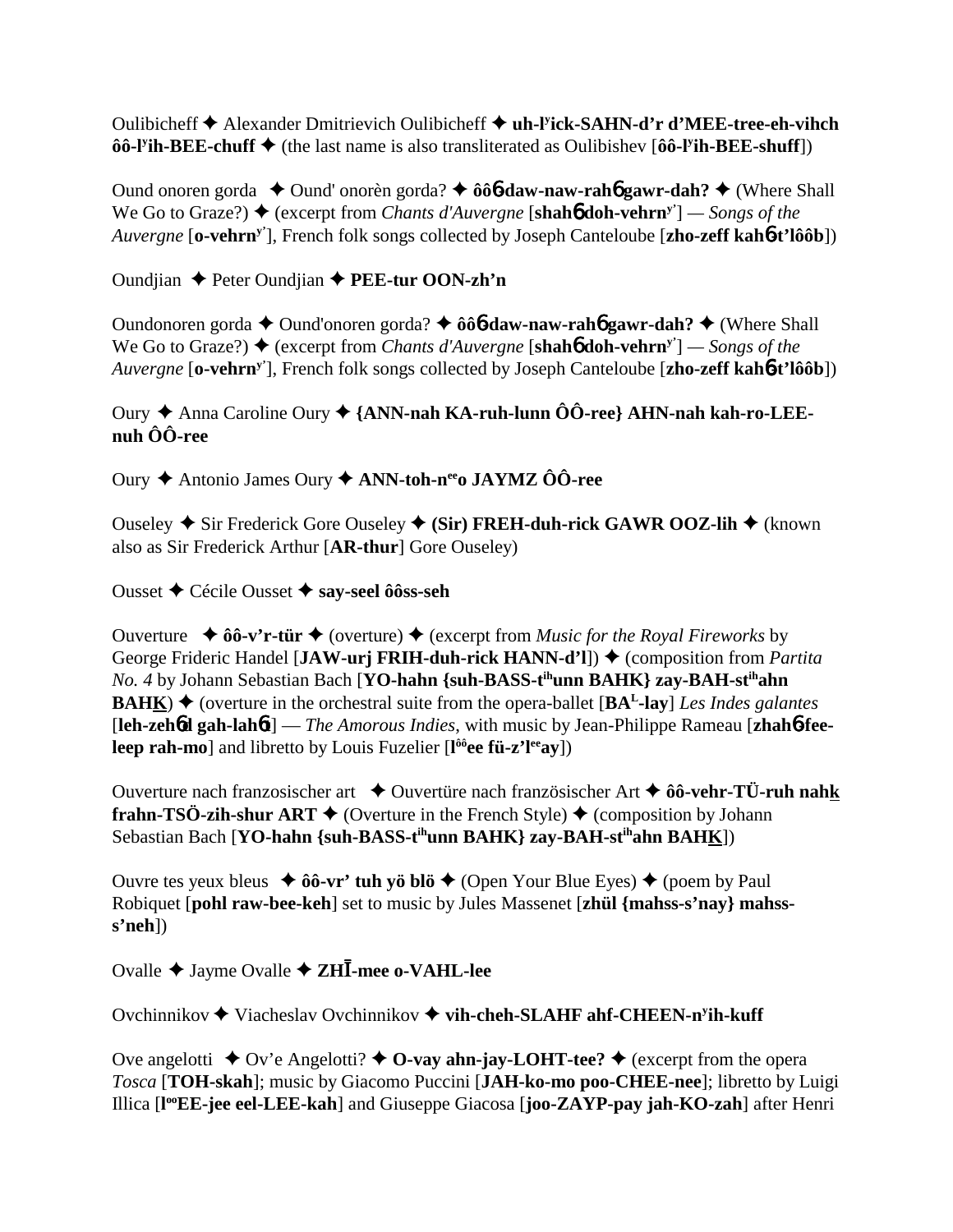Oulibicheff ✦ Alexander Dmitrievich Oulibicheff ✦ **uh-l^y^ick-SAHN-d'r d'MEE-tree-eh-vihch ôô-l^y^ih-BEE-chuff** ✦ (the last name is also transliterated as Oulibishev [**ôô-l^y^ih-BEE-shuff**])

Ound onoren gorda ✦ Ound' onorèn gorda? ✦ **ôôɒ-daw-naw-rahɒ gawr-dah?** ✦ (Where Shall We Go to Graze?) ✦ (excerpt from *Chants d'Auvergne* [**shahɒ doh-vehrn^y'^**] — *Songs of the Auvergne* [**o-vehrn^y'^**], French folk songs collected by Joseph Canteloube [**zho-zeff kahɒt'lôôb**])

Oundjian ✦ Peter Oundjian ✦ **PEE-tur OON-zh'n**

Oundonoren gorda ✦ Ound'onoren gorda? ✦ **ôôɒ-daw-naw-rahɒ gawr-dah?** ✦ (Where Shall We Go to Graze?) ✦ (excerpt from *Chants d'Auvergne* [**shahɒ doh-vehrn^y'^**] — *Songs of the Auvergne* [**o-vehrn^y'^**], French folk songs collected by Joseph Canteloube [**zho-zeff kahɒt'lôôb**])

Oury ✦ Anna Caroline Oury ✦ **{ANN-nah KA-ruh-lunn ÔÔ-ree} AHN-nah kah-ro-LEE-nuh ÔÔ-ree**

Oury ✦ Antonio James Oury ✦ **ANN-toh-n^ee^o JAYMZ ÔÔ-ree**

Ouseley ✦ Sir Frederick Gore Ouseley ✦ **(Sir) FREH-duh-rick GAWR OOZ-lih** ✦ (known also as Sir Frederick Arthur [**AR-thur**] Gore Ouseley)

Ousset ✦ Cécile Ousset ✦ **say-seel ôôss-seh**

Ouverture ✦ **ôô-v'r-tür** ✦ (overture) ✦ (excerpt from *Music for the Royal Fireworks* by George Frideric Handel [**JAW-urj FRIH-duh-rick HANN-d'l**]) ✦ (composition from *Partita No. 4* by Johann Sebastian Bach [**YO-hahn {suh-BASS-t^ih^unn BAHK} zay-BAH-st^ih^ahn BAHK**]) ✦ (overture in the orchestral suite from the opera-ballet [**BA^L^-lay**] *Les Indes galantes* [**leh-zehɒd gah-lahɒt**] — *The Amorous Indies*, with music by Jean-Philippe Rameau [**zhahɒ-fee-leep rah-mo**] and libretto by Louis Fuzelier [**l^ôô^ee fü-z'l^ee^ay**])

Ouverture nach franzosischer art ✦ Ouvertüre nach französischer Art ✦ **ôô-vehr-TÜ-ruh nahk frahn-TSÖ-zih-shur ART** ✦ (Overture in the French Style) ✦ (composition by Johann Sebastian Bach [**YO-hahn {suh-BASS-t^ih^unn BAHK} zay-BAH-st^ih^ahn BAHK**])

Ouvre tes yeux bleus ✦ **ôô-vr' tuh yö blö** ✦ (Open Your Blue Eyes) ✦ (poem by Paul Robiquet [**pohl raw-bee-keh**] set to music by Jules Massenet [**zhül {mahss-s'nay} mahss-s'neh**])

Ovalle ✦ Jayme Ovalle ✦ **ZHĪ-mee o-VAHL-lee**

Ovchinnikov ✦ Viacheslav Ovchinnikov ✦ **vih-cheh-SLAHF ahf-CHEEN-n^y^ih-kuff**

Ove angelotti ✦ Ov'e Angelotti? ✦ **O-vay ahn-jay-LOHT-tee?** ✦ (excerpt from the opera *Tosca* [**TOH-skah**]; music by Giacomo Puccini [**JAH-ko-mo poo-CHEE-nee**]; libretto by Luigi Illica [**l^oo^EE-jee eel-LEE-kah**] and Giuseppe Giacosa [**joo-ZAYP-pay jah-KO-zah**] after Henri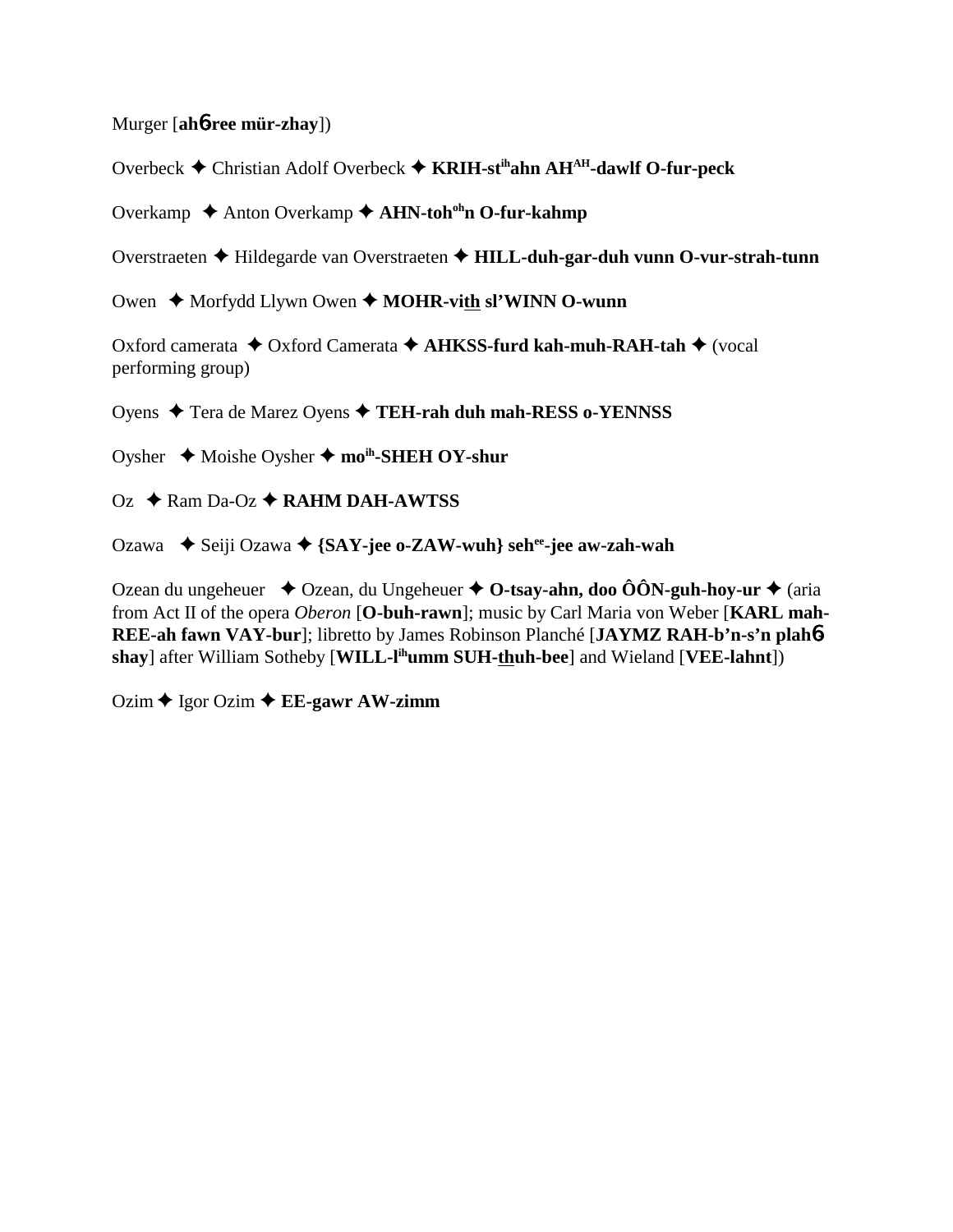Murger [**ah6ree mür-zhay**])

Overbeck ✦ Christian Adolf Overbeck ✦ **KRIH-st$^{ih}$ahn AH$^{AH}$-dawlf O-fur-peck**

Overkamp ✦ Anton Overkamp ✦ **AHN-toh$^{oh}$n O-fur-kahmp**

Overstraeten ✦ Hildegarde van Overstraeten ✦ **HILL-duh-gar-duh vunn O-vur-strah-tunn**

Owen ✦ Morfydd Llywn Owen ✦ **MOHR-vith sl'WINN O-wunn**

Oxford camerata ✦ Oxford Camerata ✦ **AHKSS-furd kah-muh-RAH-tah** ✦ (vocal performing group)

Oyens ✦ Tera de Marez Oyens ✦ **TEH-rah duh mah-RESS o-YENNSS**

Oysher ✦ Moishe Oysher ✦ **mo$^{ih}$-SHEH OY-shur**

Oz ✦ Ram Da-Oz ✦ **RAHM DAH-AWTSS**

Ozawa ✦ Seiji Ozawa ✦ **{SAY-jee o-ZAW-wuh} seh$^{ee}$-jee aw-zah-wah**

Ozean du ungeheuer ✦ Ozean, du Ungeheuer ✦ **O-tsay-ahn, doo ÔÔN-guh-hoy-ur** ✦ (aria from Act II of the opera *Oberon* [**O-buh-rawn**]; music by Carl Maria von Weber [**KARL mah-REE-ah fawn VAY-bur**]; libretto by James Robinson Planché [**JAYMZ RAH-b'n-s'n plah6 shay**] after William Sotheby [**WILL-l$^{ih}$umm SUH-thuh-bee**] and Wieland [**VEE-lahnt**])

Ozim ✦ Igor Ozim ✦ **EE-gawr AW-zimm**